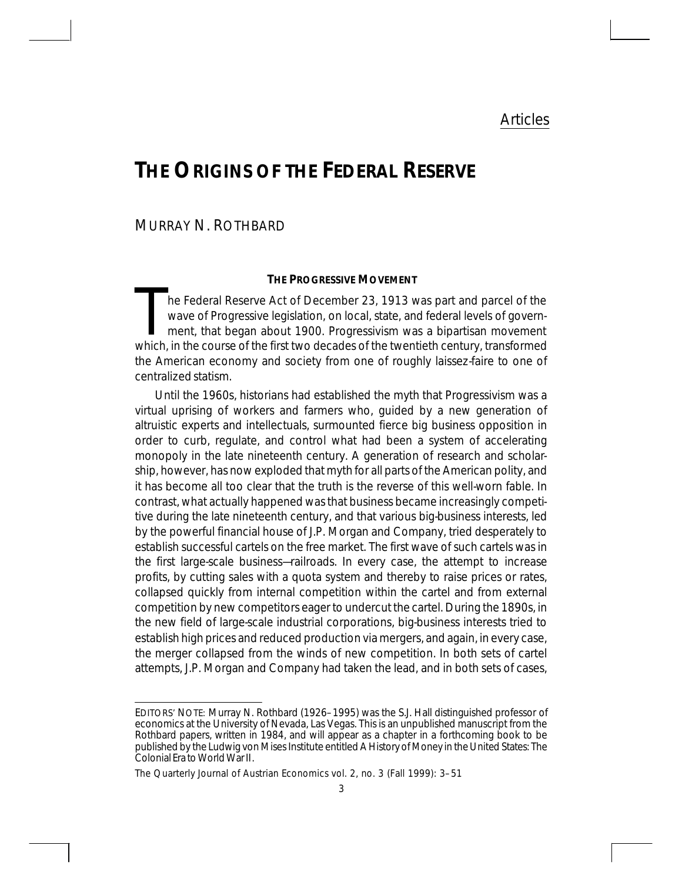Articles

# THE ORIGINS OF THE FEDERAL RESERVE

MURRAY N. ROTHBARD

### THE PROGRESSIVE MOVEMENT

The Federal Reserve Act of December 23, 1913 was part and parcel of the wave of Progressive legislation, on local, state, and federal levels of government, that began about 1900. Progressivism was a bipartisan movement which, in the course of the first two decades of the twentieth century, transformed the American economy and society from one of roughly laissez-faire to one of centralized statism.

Until the 1960s, historians had established the myth that Progressivism was a virtual uprising of workers and farmers who, guided by a new generation of altruistic experts and intellectuals, surmounted fierce big business opposition in order to curb, regulate, and control what had been a system of accelerating monopoly in the late nineteenth century. A generation of research and scholarship, however, has now exploded that myth for all parts of the American polity, and it has become all too clear that the truth is the reverse of this well-worn fable. In contrast, what actually happened was that business became increasingly competitive during the late nineteenth century, and that various big-business interests, led by the powerful financial house of J.P. Morgan and Company, tried desperately to establish successful cartels on the free market. The first wave of such cartels was in the first large-scale business—railroads. In every case, the attempt to increase profits, by cutting sales with a quota system and thereby to raise prices or rates, collapsed quickly from internal competition within the cartel and from external competition by new competitors eager to undercut the cartel. During the 1890s, in the new field of large-scale industrial corporations, big-business interests tried to establish high prices and reduced production via mergers, and again, in every case, the merger collapsed from the winds of new competition. In both sets of cartel attempts, J.P. Morgan and Company had taken the lead, and in both sets of cases,

---

EDITORS' NOTE: Murray N. Rothbard (1926–1995) was the S.J. Hall distinguished professor of economics at the University of Nevada, Las Vegas. This is an unpublished manuscript from the Rothbard papers, written in 1984, and will appear as a chapter in a forthcoming book to be published by the Ludwig von Mises Institute entitled *A History of Money in the United States: The Colonial Era to World War II*.

The Quarterly Journal of Austrian Economics vol. 2, no. 3 (Fall 1999): 3–51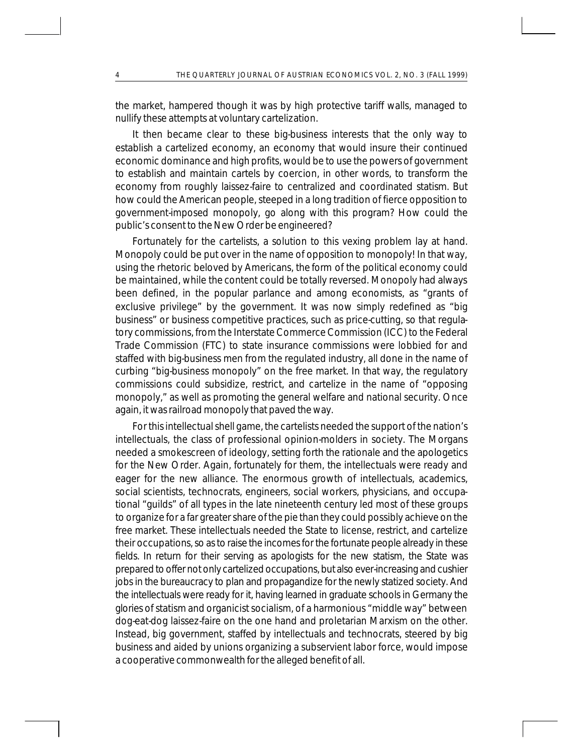the market, hampered though it was by high protective tariff walls, managed to nullify these attempts at voluntary cartelization.

It then became clear to these big-business interests that the only way to establish a cartelized economy, an economy that would insure their continued economic dominance and high profits, would be to use the powers of government to establish and maintain cartels by coercion, in other words, to transform the economy from roughly laissez-faire to centralized and coordinated statism. But how could the American people, steeped in a long tradition of fierce opposition to government-imposed monopoly, go along with this program? How could the public's consent to the New Order be engineered?

Fortunately for the cartelists, a solution to this vexing problem lay at hand. Monopoly could be put over in the name of opposition to monopoly! In that way, using the rhetoric beloved by Americans, the form of the political economy could be maintained, while the content could be totally reversed. Monopoly had always been defined, in the popular parlance and among economists, as "grants of exclusive privilege" by the government. It was now simply redefined as "big business" or business competitive practices, such as price-cutting, so that regulatory commissions, from the Interstate Commerce Commission (ICC) to the Federal Trade Commission (FTC) to state insurance commissions were lobbied for and staffed with big-business men from the regulated industry, all done in the name of curbing "big-business monopoly" on the free market. In that way, the regulatory commissions could subsidize, restrict, and cartelize in the name of "opposing monopoly," as well as promoting the general welfare and national security. Once again, it was railroad monopoly that paved the way.

For this intellectual shell game, the cartelists needed the support of the nation's intellectuals, the class of professional opinion-molders in society. The Morgans needed a smokescreen of ideology, setting forth the rationale and the apologetics for the New Order. Again, fortunately for them, the intellectuals were ready and eager for the new alliance. The enormous growth of intellectuals, academics, social scientists, technocrats, engineers, social workers, physicians, and occupational "guilds" of all types in the late nineteenth century led most of these groups to organize for a far greater share of the pie than they could possibly achieve on the free market. These intellectuals needed the State to license, restrict, and cartelize their occupations, so as to raise the incomes for the fortunate people already in these fields. In return for their serving as apologists for the new statism, the State was prepared to offer not only cartelized occupations, but also ever-increasing and cushier jobs in the bureaucracy to plan and propagandize for the newly statized society. And the intellectuals were ready for it, having learned in graduate schools in Germany the glories of statism and organicist socialism, of a harmonious "middle way" between dog-eat-dog laissez-faire on the one hand and proletarian Marxism on the other. Instead, big government, staffed by intellectuals and technocrats, steered by big business and aided by unions organizing a subservient labor force, would impose a cooperative commonwealth for the alleged benefit of all.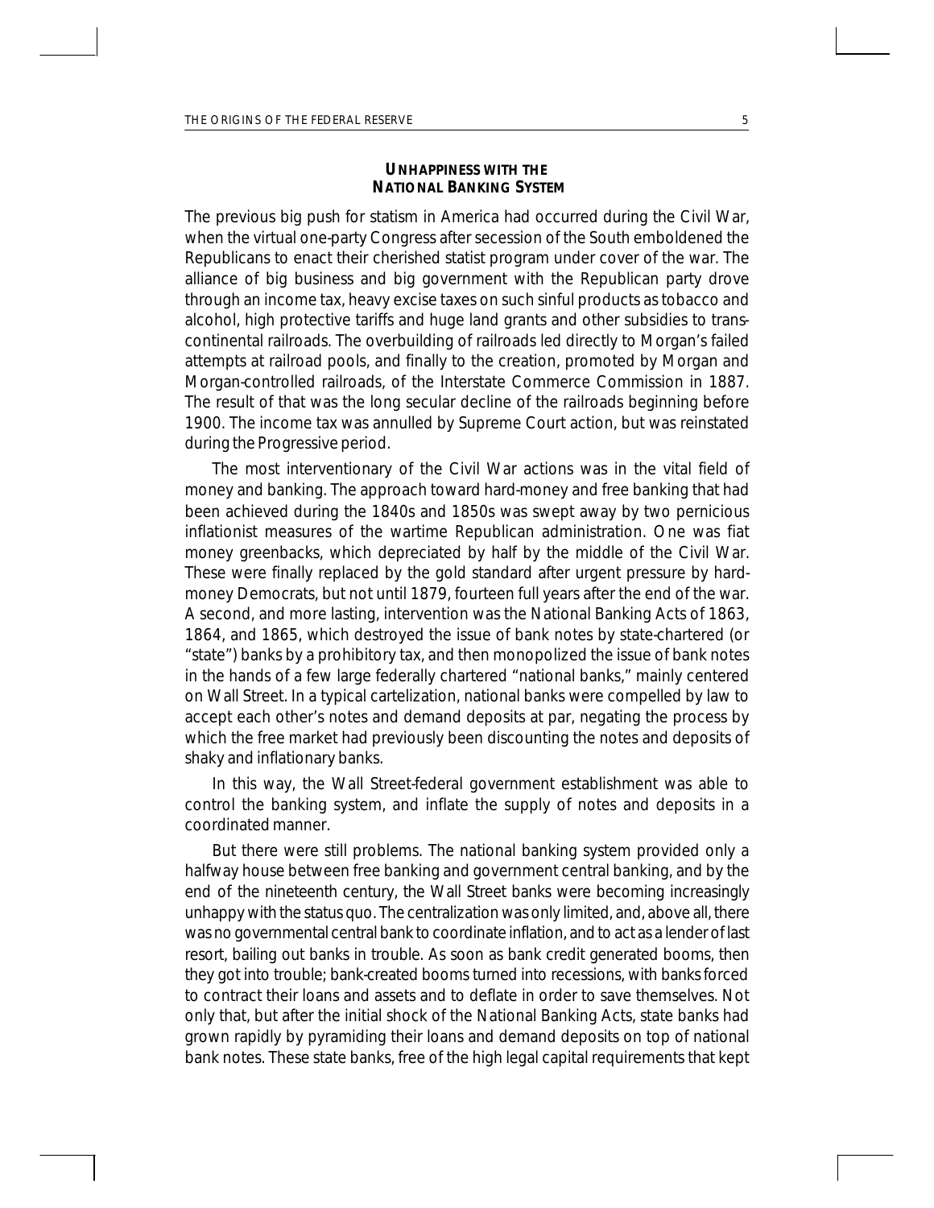## UNHAPPINESS WITH THE NATIONAL BANKING SYSTEM

The previous big push for statism in America had occurred during the Civil War, when the virtual one-party Congress after secession of the South emboldened the Republicans to enact their cherished statist program under cover of the war. The alliance of big business and big government with the Republican party drove through an income tax, heavy excise taxes on such sinful products as tobacco and alcohol, high protective tariffs and huge land grants and other subsidies to transcontinental railroads. The overbuilding of railroads led directly to Morgan's failed attempts at railroad pools, and finally to the creation, promoted by Morgan and Morgan-controlled railroads, of the Interstate Commerce Commission in 1887. The result of that was the long secular decline of the railroads beginning before 1900. The income tax was annulled by Supreme Court action, but was reinstated during the Progressive period.

The most interventionary of the Civil War actions was in the vital field of money and banking. The approach toward hard-money and free banking that had been achieved during the 1840s and 1850s was swept away by two pernicious inflationist measures of the wartime Republican administration. One was fiat money greenbacks, which depreciated by half by the middle of the Civil War. These were finally replaced by the gold standard after urgent pressure by hard-money Democrats, but not until 1879, fourteen full years after the end of the war. A second, and more lasting, intervention was the National Banking Acts of 1863, 1864, and 1865, which destroyed the issue of bank notes by state-chartered (or "state") banks by a prohibitory tax, and then monopolized the issue of bank notes in the hands of a few large federally chartered "national banks," mainly centered on Wall Street. In a typical cartelization, national banks were compelled by law to accept each other's notes and demand deposits at par, negating the process by which the free market had previously been discounting the notes and deposits of shaky and inflationary banks.

In this way, the Wall Street-federal government establishment was able to control the banking system, and inflate the supply of notes and deposits in a coordinated manner.

But there were still problems. The national banking system provided only a halfway house between free banking and government central banking, and by the end of the nineteenth century, the Wall Street banks were becoming increasingly unhappy with the status quo. The centralization was only limited, and, above all, there was no governmental central bank to coordinate inflation, and to act as a lender of last resort, bailing out banks in trouble. As soon as bank credit generated booms, then they got into trouble; bank-created booms turned into recessions, with banks forced to contract their loans and assets and to deflate in order to save themselves. Not only that, but after the initial shock of the National Banking Acts, state banks had grown rapidly by pyramiding their loans and demand deposits on top of national bank notes. These state banks, free of the high legal capital requirements that kept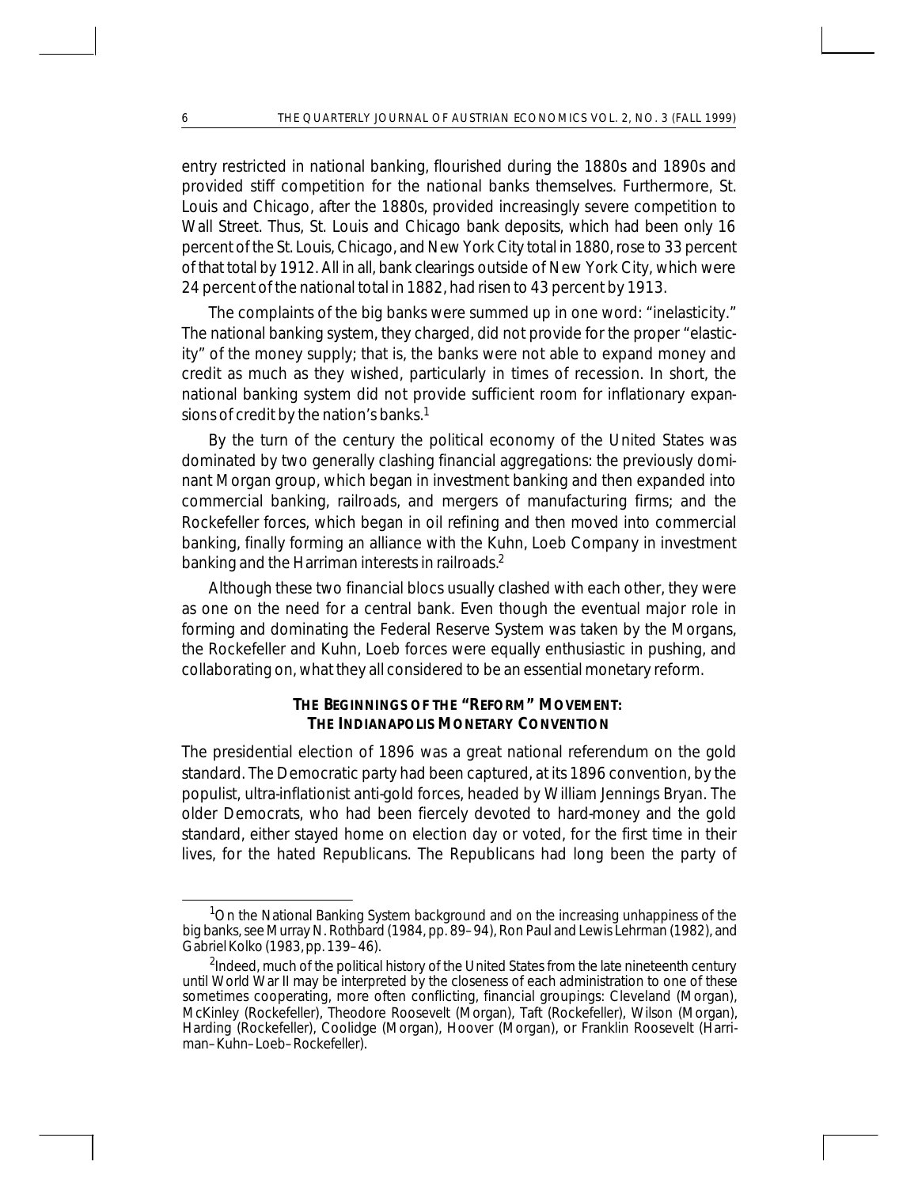entry restricted in national banking, flourished during the 1880s and 1890s and provided stiff competition for the national banks themselves. Furthermore, St. Louis and Chicago, after the 1880s, provided increasingly severe competition to Wall Street. Thus, St. Louis and Chicago bank deposits, which had been only 16 percent of the St. Louis, Chicago, and New York City total in 1880, rose to 33 percent of that total by 1912. All in all, bank clearings outside of New York City, which were 24 percent of the national total in 1882, had risen to 43 percent by 1913.

The complaints of the big banks were summed up in one word: "inelasticity." The national banking system, they charged, did not provide for the proper "elasticity" of the money supply; that is, the banks were not able to expand money and credit as much as they wished, particularly in times of recession. In short, the national banking system did not provide sufficient room for inflationary expansions of credit by the nation's banks.[1]

By the turn of the century the political economy of the United States was dominated by two generally clashing financial aggregations: the previously dominant Morgan group, which began in investment banking and then expanded into commercial banking, railroads, and mergers of manufacturing firms; and the Rockefeller forces, which began in oil refining and then moved into commercial banking, finally forming an alliance with the Kuhn, Loeb Company in investment banking and the Harriman interests in railroads.[2]

Although these two financial blocs usually clashed with each other, they were as one on the need for a central bank. Even though the eventual major role in forming and dominating the Federal Reserve System was taken by the Morgans, the Rockefeller and Kuhn, Loeb forces were equally enthusiastic in pushing, and collaborating on, what they all considered to be an essential monetary reform.

## THE BEGINNINGS OF THE "REFORM" MOVEMENT: THE INDIANAPOLIS MONETARY CONVENTION

The presidential election of 1896 was a great national referendum on the gold standard. The Democratic party had been captured, at its 1896 convention, by the populist, ultra-inflationist anti-gold forces, headed by William Jennings Bryan. The older Democrats, who had been fiercely devoted to hard-money and the gold standard, either stayed home on election day or voted, for the first time in their lives, for the hated Republicans. The Republicans had long been the party of

---

[1] On the National Banking System background and on the increasing unhappiness of the big banks, see Murray N. Rothbard (1984, pp. 89–94), Ron Paul and Lewis Lehrman (1982), and Gabriel Kolko (1983, pp. 139–46).

[2] Indeed, much of the political history of the United States from the late nineteenth century until World War II may be interpreted by the closeness of each administration to one of these sometimes cooperating, more often conflicting, financial groupings: Cleveland (Morgan), McKinley (Rockefeller), Theodore Roosevelt (Morgan), Taft (Rockefeller), Wilson (Morgan), Harding (Rockefeller), Coolidge (Morgan), Hoover (Morgan), or Franklin Roosevelt (Harriman–Kuhn–Loeb–Rockefeller).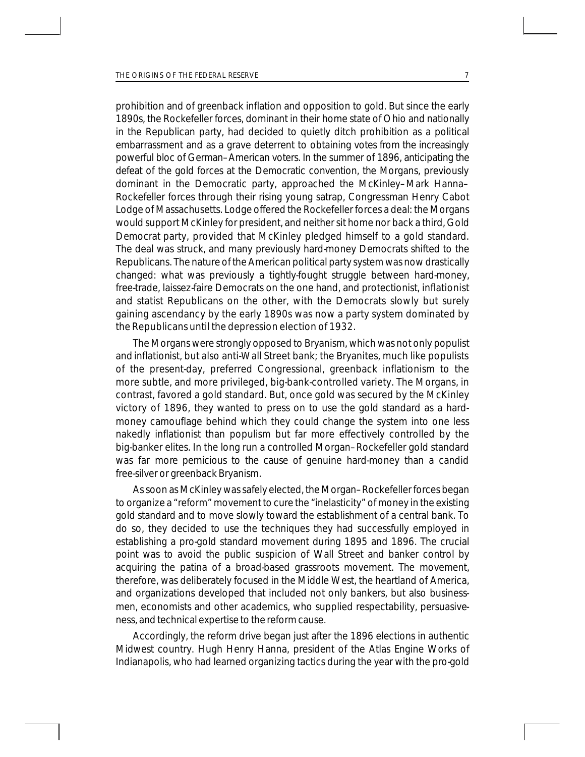prohibition and of greenback inflation and opposition to gold. But since the early 1890s, the Rockefeller forces, dominant in their home state of Ohio and nationally in the Republican party, had decided to quietly ditch prohibition as a political embarrassment and as a grave deterrent to obtaining votes from the increasingly powerful bloc of German–American voters. In the summer of 1896, anticipating the defeat of the gold forces at the Democratic convention, the Morgans, previously dominant in the Democratic party, approached the McKinley–Mark Hanna–Rockefeller forces through their rising young satrap, Congressman Henry Cabot Lodge of Massachusetts. Lodge offered the Rockefeller forces a deal: the Morgans would support McKinley for president, and neither sit home nor back a third, Gold Democrat party, provided that McKinley pledged himself to a gold standard. The deal was struck, and many previously hard-money Democrats shifted to the Republicans. The nature of the American political party system was now drastically changed: what was previously a tightly-fought struggle between hard-money, free-trade, laissez-faire Democrats on the one hand, and protectionist, inflationist and statist Republicans on the other, with the Democrats slowly but surely gaining ascendancy by the early 1890s was now a party system dominated by the Republicans until the depression election of 1932.

The Morgans were strongly opposed to Bryanism, which was not only populist and inflationist, but also anti-Wall Street bank; the Bryanites, much like populists of the present-day, preferred Congressional, greenback inflationism to the more subtle, and more privileged, big-bank-controlled variety. The Morgans, in contrast, favored a gold standard. But, once gold was secured by the McKinley victory of 1896, they wanted to press on to use the gold standard as a hard-money camouflage behind which they could change the system into one less nakedly inflationist than populism but far more effectively controlled by the big-banker elites. In the long run a controlled Morgan–Rockefeller gold standard was far more pernicious to the cause of genuine hard-money than a candid free-silver or greenback Bryanism.

As soon as McKinley was safely elected, the Morgan–Rockefeller forces began to organize a "reform" movement to cure the "inelasticity" of money in the existing gold standard and to move slowly toward the establishment of a central bank. To do so, they decided to use the techniques they had successfully employed in establishing a pro-gold standard movement during 1895 and 1896. The crucial point was to avoid the public suspicion of Wall Street and banker control by acquiring the patina of a broad-based grassroots movement. The movement, therefore, was deliberately focused in the Middle West, the heartland of America, and organizations developed that included not only bankers, but also businessmen, economists and other academics, who supplied respectability, persuasiveness, and technical expertise to the reform cause.

Accordingly, the reform drive began just after the 1896 elections in authentic Midwest country. Hugh Henry Hanna, president of the Atlas Engine Works of Indianapolis, who had learned organizing tactics during the year with the pro-gold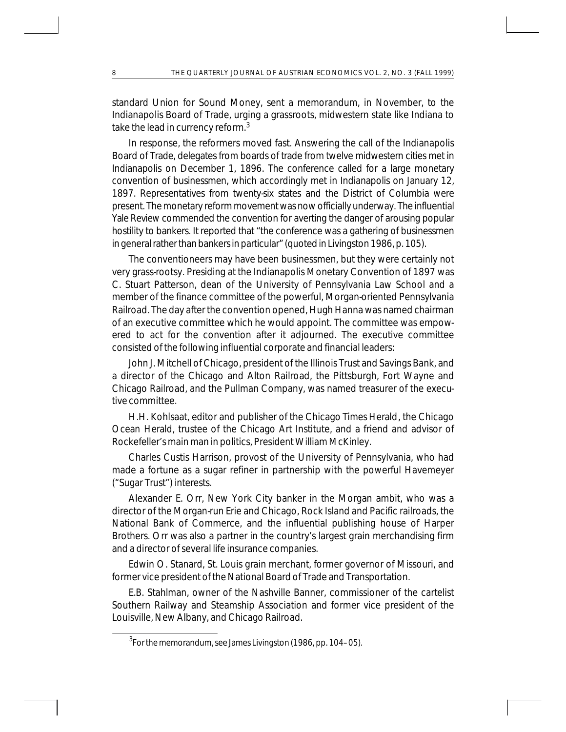standard Union for Sound Money, sent a memorandum, in November, to the Indianapolis Board of Trade, urging a grassroots, midwestern state like Indiana to take the lead in currency reform.[3]

In response, the reformers moved fast. Answering the call of the Indianapolis Board of Trade, delegates from boards of trade from twelve midwestern cities met in Indianapolis on December 1, 1896. The conference called for a large monetary convention of businessmen, which accordingly met in Indianapolis on January 12, 1897. Representatives from twenty-six states and the District of Columbia were present. The monetary reform movement was now officially underway. The influential Yale Review commended the convention for averting the danger of arousing popular hostility to bankers. It reported that "the conference was a gathering of businessmen in general rather than bankers in particular" (quoted in Livingston 1986, p. 105).

The conventioneers may have been businessmen, but they were certainly not very grass-rootsy. Presiding at the Indianapolis Monetary Convention of 1897 was C. Stuart Patterson, dean of the University of Pennsylvania Law School and a member of the finance committee of the powerful, Morgan-oriented Pennsylvania Railroad. The day after the convention opened, Hugh Hanna was named chairman of an executive committee which he would appoint. The committee was empowered to act for the convention after it adjourned. The executive committee consisted of the following influential corporate and financial leaders:

John J. Mitchell of Chicago, president of the Illinois Trust and Savings Bank, and a director of the Chicago and Alton Railroad, the Pittsburgh, Fort Wayne and Chicago Railroad, and the Pullman Company, was named treasurer of the executive committee.

H.H. Kohlsaat, editor and publisher of the *Chicago Times Herald*, the *Chicago Ocean Herald*, trustee of the Chicago Art Institute, and a friend and advisor of Rockefeller's main man in politics, President William McKinley.

Charles Custis Harrison, provost of the University of Pennsylvania, who had made a fortune as a sugar refiner in partnership with the powerful Havemeyer ("Sugar Trust") interests.

Alexander E. Orr, New York City banker in the Morgan ambit, who was a director of the Morgan-run Erie and Chicago, Rock Island and Pacific railroads, the National Bank of Commerce, and the influential publishing house of Harper Brothers. Orr was also a partner in the country's largest grain merchandising firm and a director of several life insurance companies.

Edwin O. Stanard, St. Louis grain merchant, former governor of Missouri, and former vice president of the National Board of Trade and Transportation.

E.B. Stahlman, owner of the *Nashville Banner*, commissioner of the cartelist Southern Railway and Steamship Association and former vice president of the Louisville, New Albany, and Chicago Railroad.

[3]For the memorandum, see James Livingston (1986, pp. 104–05).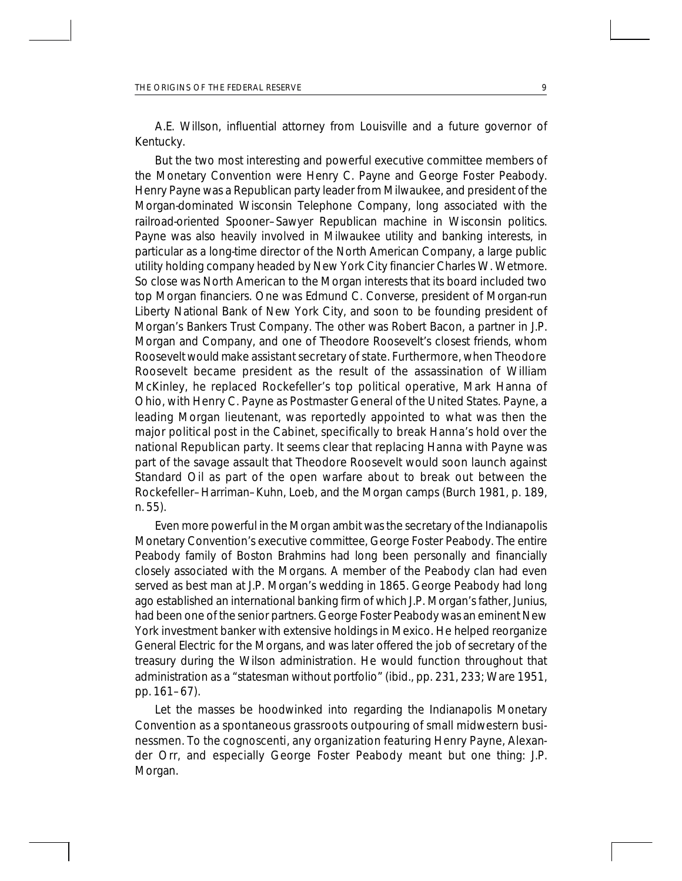A.E. Willson, influential attorney from Louisville and a future governor of Kentucky.

But the two most interesting and powerful executive committee members of the Monetary Convention were Henry C. Payne and George Foster Peabody. Henry Payne was a Republican party leader from Milwaukee, and president of the Morgan-dominated Wisconsin Telephone Company, long associated with the railroad-oriented Spooner–Sawyer Republican machine in Wisconsin politics. Payne was also heavily involved in Milwaukee utility and banking interests, in particular as a long-time director of the North American Company, a large public utility holding company headed by New York City financier Charles W. Wetmore. So close was North American to the Morgan interests that its board included two top Morgan financiers. One was Edmund C. Converse, president of Morgan-run Liberty National Bank of New York City, and soon to be founding president of Morgan's Bankers Trust Company. The other was Robert Bacon, a partner in J.P. Morgan and Company, and one of Theodore Roosevelt's closest friends, whom Roosevelt would make assistant secretary of state. Furthermore, when Theodore Roosevelt became president as the result of the assassination of William McKinley, he replaced Rockefeller's top political operative, Mark Hanna of Ohio, with Henry C. Payne as Postmaster General of the United States. Payne, a leading Morgan lieutenant, was reportedly appointed to what was then the major political post in the Cabinet, specifically to break Hanna's hold over the national Republican party. It seems clear that replacing Hanna with Payne was part of the savage assault that Theodore Roosevelt would soon launch against Standard Oil as part of the open warfare about to break out between the Rockefeller–Harriman–Kuhn, Loeb, and the Morgan camps (Burch 1981, p. 189, n. 55).

Even more powerful in the Morgan ambit was the secretary of the Indianapolis Monetary Convention's executive committee, George Foster Peabody. The entire Peabody family of Boston Brahmins had long been personally and financially closely associated with the Morgans. A member of the Peabody clan had even served as best man at J.P. Morgan's wedding in 1865. George Peabody had long ago established an international banking firm of which J.P. Morgan's father, Junius, had been one of the senior partners. George Foster Peabody was an eminent New York investment banker with extensive holdings in Mexico. He helped reorganize General Electric for the Morgans, and was later offered the job of secretary of the treasury during the Wilson administration. He would function throughout that administration as a "statesman without portfolio" (ibid., pp. 231, 233; Ware 1951, pp. 161–67).

Let the masses be hoodwinked into regarding the Indianapolis Monetary Convention as a spontaneous grassroots outpouring of small midwestern businessmen. To the cognoscenti, any organization featuring Henry Payne, Alexander Orr, and especially George Foster Peabody meant but one thing: J.P. Morgan.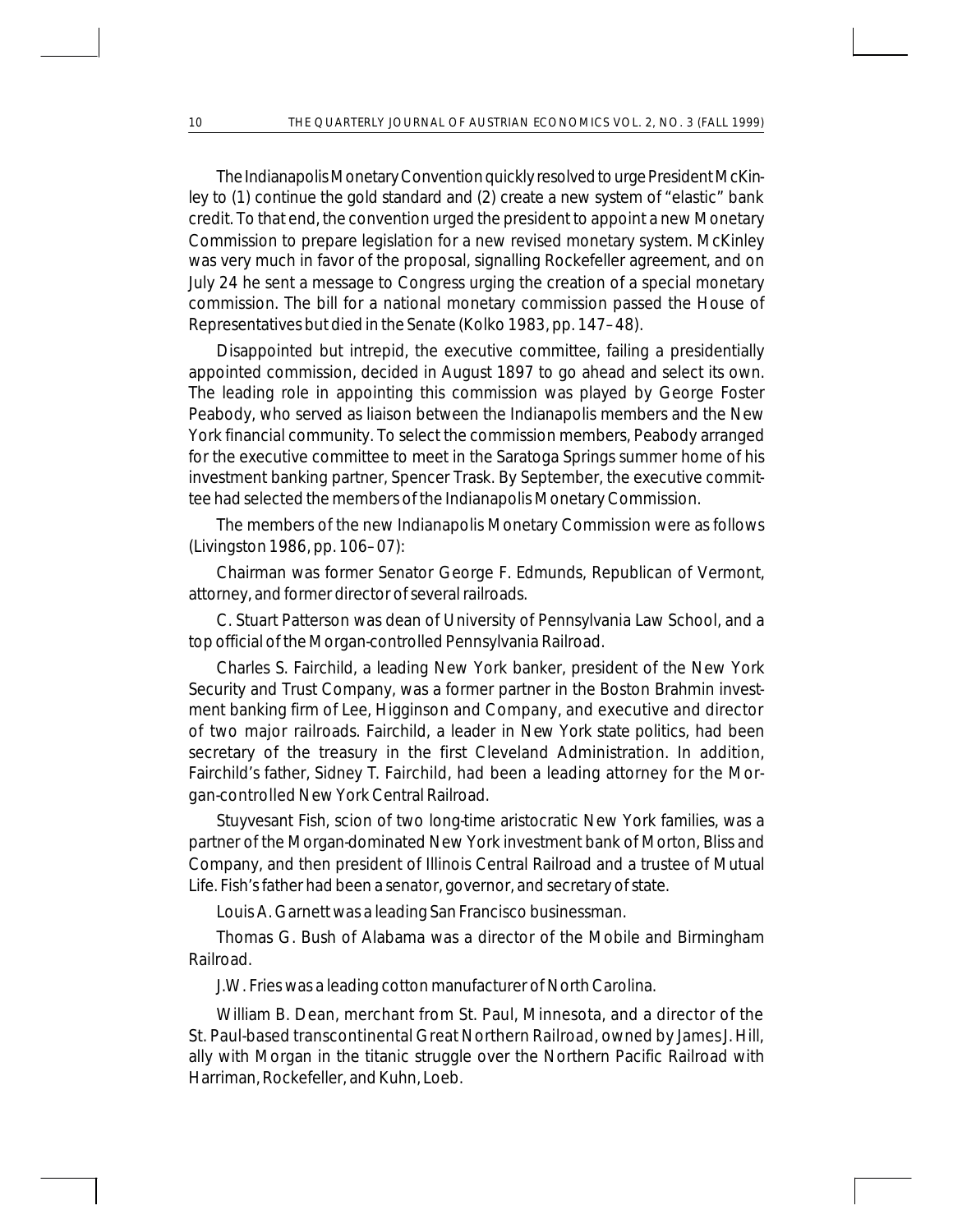The Indianapolis Monetary Convention quickly resolved to urge President McKinley to (1) continue the gold standard and (2) create a new system of "elastic" bank credit. To that end, the convention urged the president to appoint a new Monetary Commission to prepare legislation for a new revised monetary system. McKinley was very much in favor of the proposal, signalling Rockefeller agreement, and on July 24 he sent a message to Congress urging the creation of a special monetary commission. The bill for a national monetary commission passed the House of Representatives but died in the Senate (Kolko 1983, pp. 147–48).

Disappointed but intrepid, the executive committee, failing a presidentially appointed commission, decided in August 1897 to go ahead and select its own. The leading role in appointing this commission was played by George Foster Peabody, who served as liaison between the Indianapolis members and the New York financial community. To select the commission members, Peabody arranged for the executive committee to meet in the Saratoga Springs summer home of his investment banking partner, Spencer Trask. By September, the executive committee had selected the members of the Indianapolis Monetary Commission.

The members of the new Indianapolis Monetary Commission were as follows (Livingston 1986, pp. 106–07):

Chairman was former Senator George F. Edmunds, Republican of Vermont, attorney, and former director of several railroads.

C. Stuart Patterson was dean of University of Pennsylvania Law School, and a top official of the Morgan-controlled Pennsylvania Railroad.

Charles S. Fairchild, a leading New York banker, president of the New York Security and Trust Company, was a former partner in the Boston Brahmin investment banking firm of Lee, Higginson and Company, and executive and director of two major railroads. Fairchild, a leader in New York state politics, had been secretary of the treasury in the first Cleveland Administration. In addition, Fairchild's father, Sidney T. Fairchild, had been a leading attorney for the Morgan-controlled New York Central Railroad.

Stuyvesant Fish, scion of two long-time aristocratic New York families, was a partner of the Morgan-dominated New York investment bank of Morton, Bliss and Company, and then president of Illinois Central Railroad and a trustee of Mutual Life. Fish's father had been a senator, governor, and secretary of state.

Louis A. Garnett was a leading San Francisco businessman.

Thomas G. Bush of Alabama was a director of the Mobile and Birmingham Railroad.

J.W. Fries was a leading cotton manufacturer of North Carolina.

William B. Dean, merchant from St. Paul, Minnesota, and a director of the St. Paul-based transcontinental Great Northern Railroad, owned by James J. Hill, ally with Morgan in the titanic struggle over the Northern Pacific Railroad with Harriman, Rockefeller, and Kuhn, Loeb.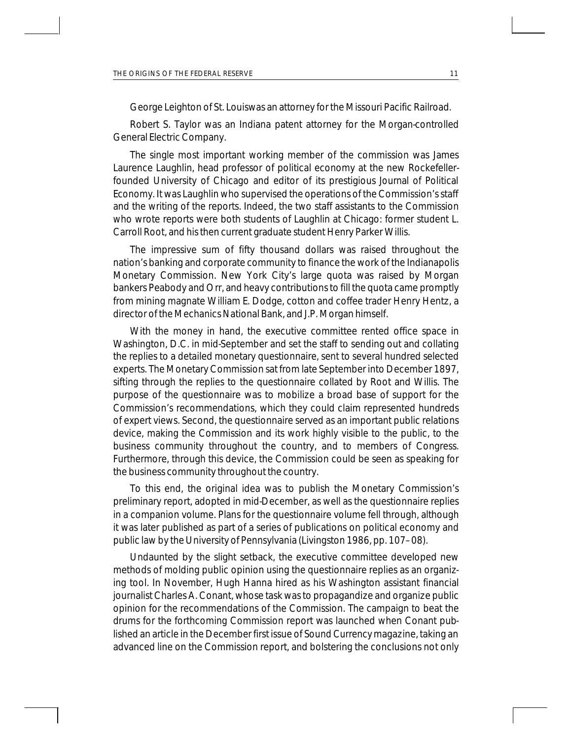George Leighton of St. Louiswas an attorney for the Missouri Pacific Railroad.

Robert S. Taylor was an Indiana patent attorney for the Morgan-controlled General Electric Company.

The single most important working member of the commission was James Laurence Laughlin, head professor of political economy at the new Rockefeller-founded University of Chicago and editor of its prestigious *Journal of Political Economy*. It was Laughlin who supervised the operations of the Commission's staff and the writing of the reports. Indeed, the two staff assistants to the Commission who wrote reports were both students of Laughlin at Chicago: former student L. Carroll Root, and his then current graduate student Henry Parker Willis.

The impressive sum of fifty thousand dollars was raised throughout the nation's banking and corporate community to finance the work of the Indianapolis Monetary Commission. New York City's large quota was raised by Morgan bankers Peabody and Orr, and heavy contributions to fill the quota came promptly from mining magnate William E. Dodge, cotton and coffee trader Henry Hentz, a director of the Mechanics National Bank, and J.P. Morgan himself.

With the money in hand, the executive committee rented office space in Washington, D.C. in mid-September and set the staff to sending out and collating the replies to a detailed monetary questionnaire, sent to several hundred selected experts. The Monetary Commission sat from late September into December 1897, sifting through the replies to the questionnaire collated by Root and Willis. The purpose of the questionnaire was to mobilize a broad base of support for the Commission's recommendations, which they could claim represented hundreds of expert views. Second, the questionnaire served as an important public relations device, making the Commission and its work highly visible to the public, to the business community throughout the country, and to members of Congress. Furthermore, through this device, the Commission could be seen as speaking for the business community throughout the country.

To this end, the original idea was to publish the Monetary Commission's preliminary report, adopted in mid-December, as well as the questionnaire replies in a companion volume. Plans for the questionnaire volume fell through, although it was later published as part of a series of publications on political economy and public law by the University of Pennsylvania (Livingston 1986, pp. 107–08).

Undaunted by the slight setback, the executive committee developed new methods of molding public opinion using the questionnaire replies as an organizing tool. In November, Hugh Hanna hired as his Washington assistant financial journalist Charles A. Conant, whose task was to propagandize and organize public opinion for the recommendations of the Commission. The campaign to beat the drums for the forthcoming Commission report was launched when Conant published an article in the December first issue of *Sound Currency* magazine, taking an advanced line on the Commission report, and bolstering the conclusions not only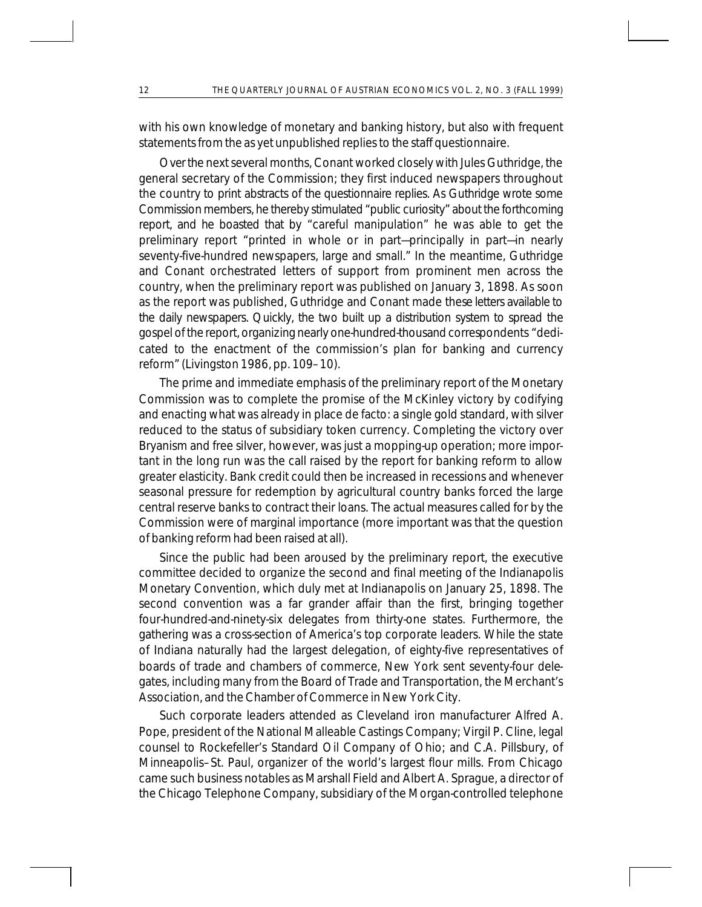with his own knowledge of monetary and banking history, but also with frequent statements from the as yet unpublished replies to the staff questionnaire.

Over the next several months, Conant worked closely with Jules Guthridge, the general secretary of the Commission; they first induced newspapers throughout the country to print abstracts of the questionnaire replies. As Guthridge wrote some Commission members, he thereby stimulated "public curiosity" about the forthcoming report, and he boasted that by "careful manipulation" he was able to get the preliminary report "printed in whole or in part—principally in part—in nearly seventy-five-hundred newspapers, large and small." In the meantime, Guthridge and Conant orchestrated letters of support from prominent men across the country, when the preliminary report was published on January 3, 1898. As soon as the report was published, Guthridge and Conant made these letters available to the daily newspapers. Quickly, the two built up a distribution system to spread the gospel of the report, organizing nearly one-hundred-thousand correspondents "dedicated to the enactment of the commission's plan for banking and currency reform" (Livingston 1986, pp. 109–10).

The prime and immediate emphasis of the preliminary report of the Monetary Commission was to complete the promise of the McKinley victory by codifying and enacting what was already in place de facto: a single gold standard, with silver reduced to the status of subsidiary token currency. Completing the victory over Bryanism and free silver, however, was just a mopping-up operation; more important in the long run was the call raised by the report for banking reform to allow greater elasticity. Bank credit could then be increased in recessions and whenever seasonal pressure for redemption by agricultural country banks forced the large central reserve banks to contract their loans. The actual measures called for by the Commission were of marginal importance (more important was that the question of banking reform had been raised at all).

Since the public had been aroused by the preliminary report, the executive committee decided to organize the second and final meeting of the Indianapolis Monetary Convention, which duly met at Indianapolis on January 25, 1898. The second convention was a far grander affair than the first, bringing together four-hundred-and-ninety-six delegates from thirty-one states. Furthermore, the gathering was a cross-section of America's top corporate leaders. While the state of Indiana naturally had the largest delegation, of eighty-five representatives of boards of trade and chambers of commerce, New York sent seventy-four delegates, including many from the Board of Trade and Transportation, the Merchant's Association, and the Chamber of Commerce in New York City.

Such corporate leaders attended as Cleveland iron manufacturer Alfred A. Pope, president of the National Malleable Castings Company; Virgil P. Cline, legal counsel to Rockefeller's Standard Oil Company of Ohio; and C.A. Pillsbury, of Minneapolis–St. Paul, organizer of the world's largest flour mills. From Chicago came such business notables as Marshall Field and Albert A. Sprague, a director of the Chicago Telephone Company, subsidiary of the Morgan-controlled telephone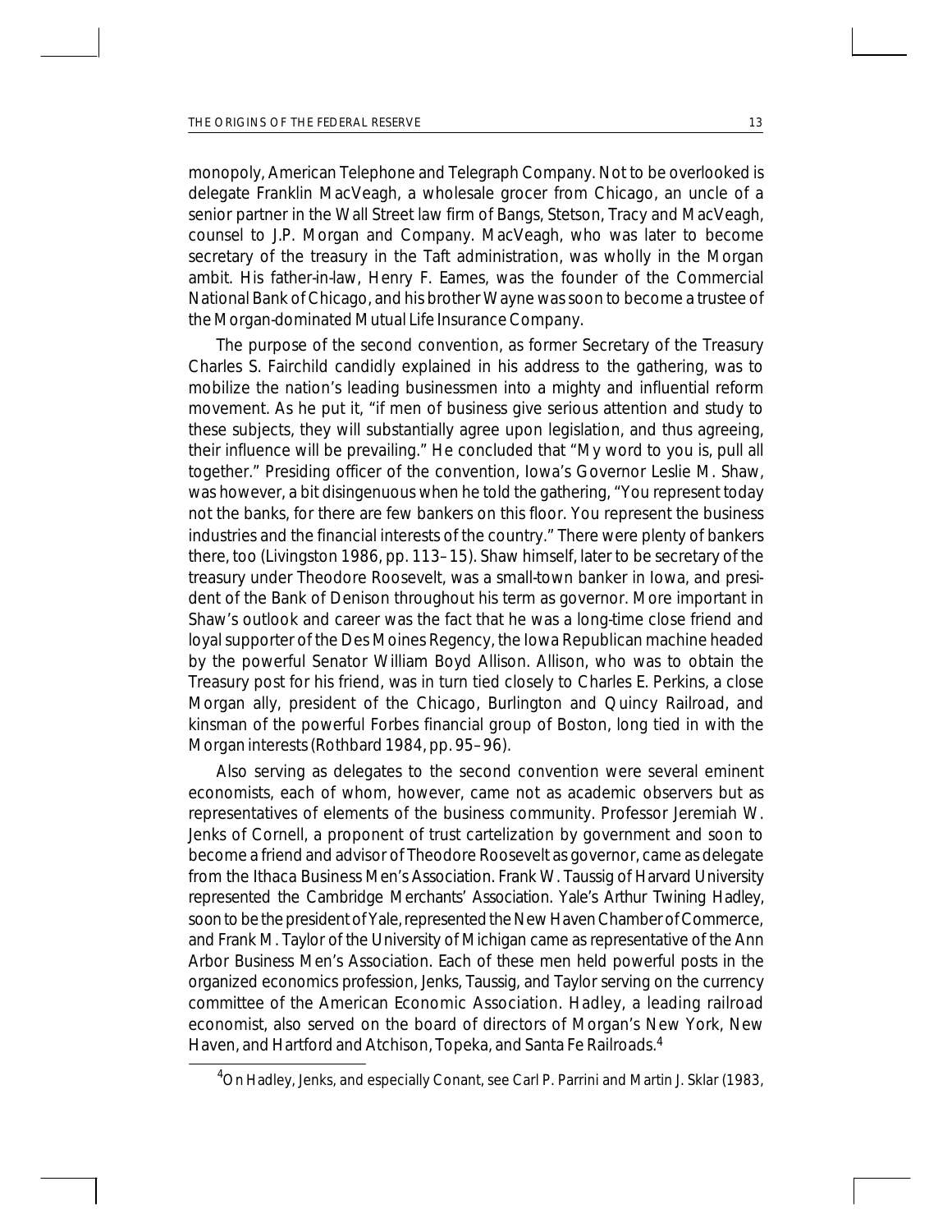monopoly, American Telephone and Telegraph Company. Not to be overlooked is delegate Franklin MacVeagh, a wholesale grocer from Chicago, an uncle of a senior partner in the Wall Street law firm of Bangs, Stetson, Tracy and MacVeagh, counsel to J.P. Morgan and Company. MacVeagh, who was later to become secretary of the treasury in the Taft administration, was wholly in the Morgan ambit. His father-in-law, Henry F. Eames, was the founder of the Commercial National Bank of Chicago, and his brother Wayne was soon to become a trustee of the Morgan-dominated Mutual Life Insurance Company.

The purpose of the second convention, as former Secretary of the Treasury Charles S. Fairchild candidly explained in his address to the gathering, was to mobilize the nation's leading businessmen into a mighty and influential reform movement. As he put it, "if men of business give serious attention and study to these subjects, they will substantially agree upon legislation, and thus agreeing, their influence will be prevailing." He concluded that "My word to you is, pull all together." Presiding officer of the convention, Iowa's Governor Leslie M. Shaw, was however, a bit disingenuous when he told the gathering, "You represent today not the banks, for there are few bankers on this floor. You represent the business industries and the financial interests of the country." There were plenty of bankers there, too (Livingston 1986, pp. 113–15). Shaw himself, later to be secretary of the treasury under Theodore Roosevelt, was a small-town banker in Iowa, and president of the Bank of Denison throughout his term as governor. More important in Shaw's outlook and career was the fact that he was a long-time close friend and loyal supporter of the Des Moines Regency, the Iowa Republican machine headed by the powerful Senator William Boyd Allison. Allison, who was to obtain the Treasury post for his friend, was in turn tied closely to Charles E. Perkins, a close Morgan ally, president of the Chicago, Burlington and Quincy Railroad, and kinsman of the powerful Forbes financial group of Boston, long tied in with the Morgan interests (Rothbard 1984, pp. 95–96).

Also serving as delegates to the second convention were several eminent economists, each of whom, however, came not as academic observers but as representatives of elements of the business community. Professor Jeremiah W. Jenks of Cornell, a proponent of trust cartelization by government and soon to become a friend and advisor of Theodore Roosevelt as governor, came as delegate from the Ithaca Business Men's Association. Frank W. Taussig of Harvard University represented the Cambridge Merchants' Association. Yale's Arthur Twining Hadley, soon to be the president of Yale, represented the New Haven Chamber of Commerce, and Frank M. Taylor of the University of Michigan came as representative of the Ann Arbor Business Men's Association. Each of these men held powerful posts in the organized economics profession, Jenks, Taussig, and Taylor serving on the currency committee of the American Economic Association. Hadley, a leading railroad economist, also served on the board of directors of Morgan's New York, New Haven, and Hartford and Atchison, Topeka, and Santa Fe Railroads.[4]

[4]On Hadley, Jenks, and especially Conant, see Carl P. Parrini and Martin J. Sklar (1983,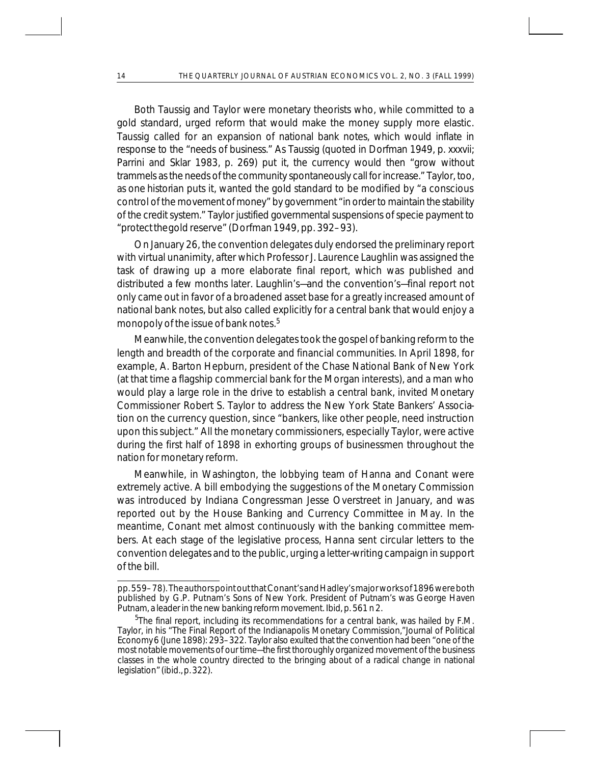Both Taussig and Taylor were monetary theorists who, while committed to a gold standard, urged reform that would make the money supply more elastic. Taussig called for an expansion of national bank notes, which would inflate in response to the "needs of business." As Taussig (quoted in Dorfman 1949, p. xxxvii; Parrini and Sklar 1983, p. 269) put it, the currency would then "grow without trammels as the needs of the community spontaneously call for increase." Taylor, too, as one historian puts it, wanted the gold standard to be modified by "a conscious control of the movement of money" by government "in order to maintain the stability of the credit system." Taylor justified governmental suspensions of specie payment to "protect the gold reserve" (Dorfman 1949, pp. 392–93).

On January 26, the convention delegates duly endorsed the preliminary report with virtual unanimity, after which Professor J. Laurence Laughlin was assigned the task of drawing up a more elaborate final report, which was published and distributed a few months later. Laughlin's—and the convention's—final report not only came out in favor of a broadened asset base for a greatly increased amount of national bank notes, but also called explicitly for a central bank that would enjoy a monopoly of the issue of bank notes.[5]

Meanwhile, the convention delegates took the gospel of banking reform to the length and breadth of the corporate and financial communities. In April 1898, for example, A. Barton Hepburn, president of the Chase National Bank of New York (at that time a flagship commercial bank for the Morgan interests), and a man who would play a large role in the drive to establish a central bank, invited Monetary Commissioner Robert S. Taylor to address the New York State Bankers' Association on the currency question, since "bankers, like other people, need instruction upon this subject." All the monetary commissioners, especially Taylor, were active during the first half of 1898 in exhorting groups of businessmen throughout the nation for monetary reform.

Meanwhile, in Washington, the lobbying team of Hanna and Conant were extremely active. A bill embodying the suggestions of the Monetary Commission was introduced by Indiana Congressman Jesse Overstreet in January, and was reported out by the House Banking and Currency Committee in May. In the meantime, Conant met almost continuously with the banking committee members. At each stage of the legislative process, Hanna sent circular letters to the convention delegates and to the public, urging a letter-writing campaign in support of the bill.

---

pp. 559–78). The authors point out that Conant's and Hadley's major works of 1896 were both published by G.P. Putnam's Sons of New York. President of Putnam's was George Haven Putnam, a leader in the new banking reform movement. Ibid, p. 561 n 2.

[5]The final report, including its recommendations for a central bank, was hailed by F.M. Taylor, in his "The Final Report of the Indianapolis Monetary Commission," *Journal of Political Economy* 6 (June 1898): 293–322. Taylor also exulted that the convention had been "one of the most notable movements of our time—the first thoroughly organized movement of the business classes in the whole country directed to the bringing about of a radical change in national legislation" (ibid., p. 322).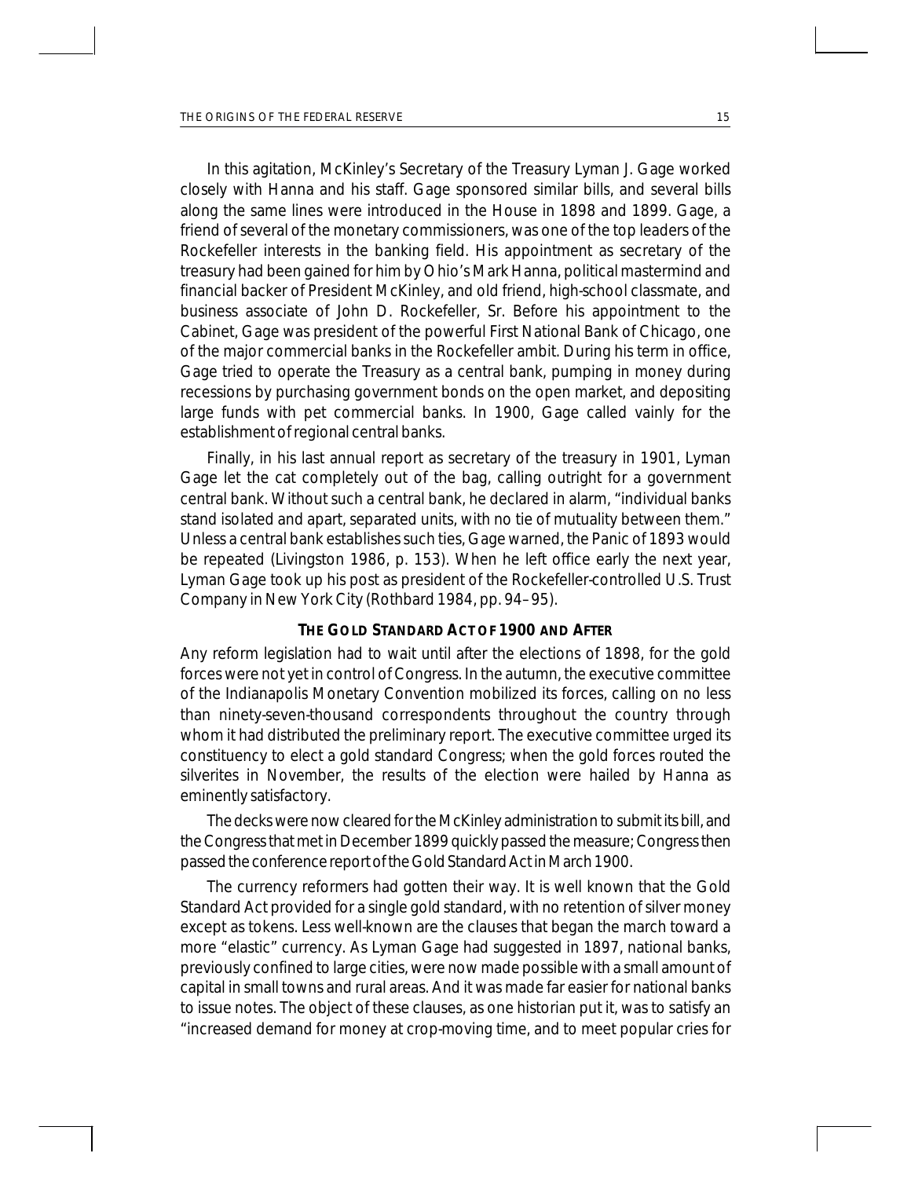In this agitation, McKinley's Secretary of the Treasury Lyman J. Gage worked closely with Hanna and his staff. Gage sponsored similar bills, and several bills along the same lines were introduced in the House in 1898 and 1899. Gage, a friend of several of the monetary commissioners, was one of the top leaders of the Rockefeller interests in the banking field. His appointment as secretary of the treasury had been gained for him by Ohio's Mark Hanna, political mastermind and financial backer of President McKinley, and old friend, high-school classmate, and business associate of John D. Rockefeller, Sr. Before his appointment to the Cabinet, Gage was president of the powerful First National Bank of Chicago, one of the major commercial banks in the Rockefeller ambit. During his term in office, Gage tried to operate the Treasury as a central bank, pumping in money during recessions by purchasing government bonds on the open market, and depositing large funds with pet commercial banks. In 1900, Gage called vainly for the establishment of regional central banks.

Finally, in his last annual report as secretary of the treasury in 1901, Lyman Gage let the cat completely out of the bag, calling outright for a government central bank. Without such a central bank, he declared in alarm, "individual banks stand isolated and apart, separated units, with no tie of mutuality between them." Unless a central bank establishes such ties, Gage warned, the Panic of 1893 would be repeated (Livingston 1986, p. 153). When he left office early the next year, Lyman Gage took up his post as president of the Rockefeller-controlled U.S. Trust Company in New York City (Rothbard 1984, pp. 94–95).

### THE GOLD STANDARD ACT OF 1900 AND AFTER

Any reform legislation had to wait until after the elections of 1898, for the gold forces were not yet in control of Congress. In the autumn, the executive committee of the Indianapolis Monetary Convention mobilized its forces, calling on no less than ninety-seven-thousand correspondents throughout the country through whom it had distributed the preliminary report. The executive committee urged its constituency to elect a gold standard Congress; when the gold forces routed the silverites in November, the results of the election were hailed by Hanna as eminently satisfactory.

The decks were now cleared for the McKinley administration to submit its bill, and the Congress that met in December 1899 quickly passed the measure; Congress then passed the conference report of the Gold Standard Act in March 1900.

The currency reformers had gotten their way. It is well known that the Gold Standard Act provided for a single gold standard, with no retention of silver money except as tokens. Less well-known are the clauses that began the march toward a more "elastic" currency. As Lyman Gage had suggested in 1897, national banks, previously confined to large cities, were now made possible with a small amount of capital in small towns and rural areas. And it was made far easier for national banks to issue notes. The object of these clauses, as one historian put it, was to satisfy an "increased demand for money at crop-moving time, and to meet popular cries for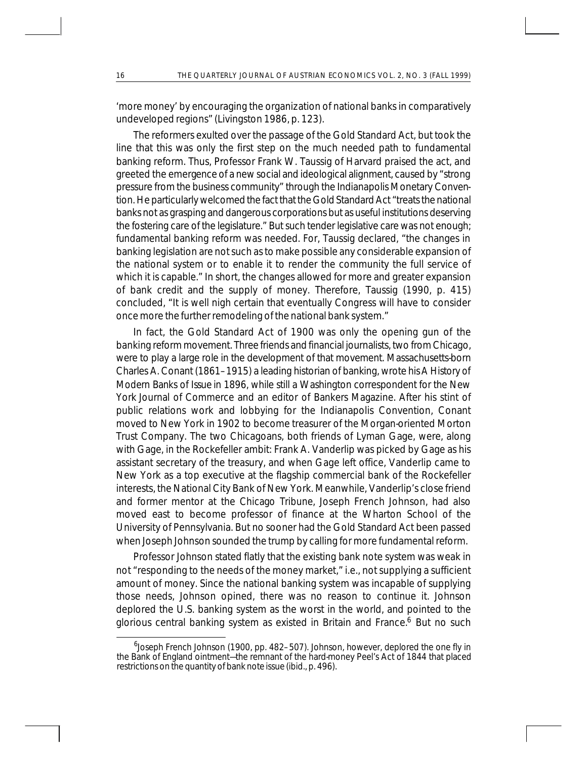'more money' by encouraging the organization of national banks in comparatively undeveloped regions" (Livingston 1986, p. 123).

The reformers exulted over the passage of the Gold Standard Act, but took the line that this was only the first step on the much needed path to fundamental banking reform. Thus, Professor Frank W. Taussig of Harvard praised the act, and greeted the emergence of a new social and ideological alignment, caused by "strong pressure from the business community" through the Indianapolis Monetary Convention. He particularly welcomed the fact that the Gold Standard Act "treats the national banks not as grasping and dangerous corporations but as useful institutions deserving the fostering care of the legislature." But such tender legislative care was not enough; fundamental banking reform was needed. For, Taussig declared, "the changes in banking legislation are not such as to make possible any considerable expansion of the national system or to enable it to render the community the full service of which it is capable." In short, the changes allowed for more and greater expansion of bank credit and the supply of money. Therefore, Taussig (1990, p. 415) concluded, "It is well nigh certain that eventually Congress will have to consider once more the further remodeling of the national bank system."

In fact, the Gold Standard Act of 1900 was only the opening gun of the banking reform movement. Three friends and financial journalists, two from Chicago, were to play a large role in the development of that movement. Massachusetts-born Charles A. Conant (1861–1915) a leading historian of banking, wrote his *A History of Modern Banks of Issue* in 1896, while still a Washington correspondent for the *New York Journal of Commerce* and an editor of *Bankers Magazine*. After his stint of public relations work and lobbying for the Indianapolis Convention, Conant moved to New York in 1902 to become treasurer of the Morgan-oriented Morton Trust Company. The two Chicagoans, both friends of Lyman Gage, were, along with Gage, in the Rockefeller ambit: Frank A. Vanderlip was picked by Gage as his assistant secretary of the treasury, and when Gage left office, Vanderlip came to New York as a top executive at the flagship commercial bank of the Rockefeller interests, the National City Bank of New York. Meanwhile, Vanderlip's close friend and former mentor at the *Chicago Tribune*, Joseph French Johnson, had also moved east to become professor of finance at the Wharton School of the University of Pennsylvania. But no sooner had the Gold Standard Act been passed when Joseph Johnson sounded the trump by calling for more fundamental reform.

Professor Johnson stated flatly that the existing bank note system was weak in not "responding to the needs of the money market," i.e., not supplying a sufficient amount of money. Since the national banking system was incapable of supplying those needs, Johnson opined, there was no reason to continue it. Johnson deplored the U.S. banking system as the worst in the world, and pointed to the glorious central banking system as existed in Britain and France.[6] But no such

---

[6]Joseph French Johnson (1900, pp. 482–507). Johnson, however, deplored the one fly in the Bank of England ointment—the remnant of the hard-money Peel's Act of 1844 that placed restrictions on the quantity of bank note issue (ibid., p. 496).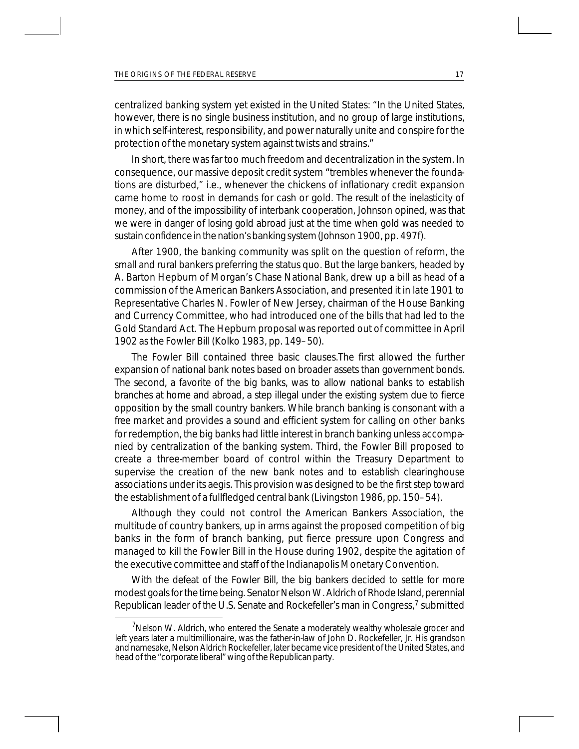centralized banking system yet existed in the United States: "In the United States, however, there is no single business institution, and no group of large institutions, in which self-interest, responsibility, and power naturally unite and conspire for the protection of the monetary system against twists and strains."

In short, there was far too much freedom and decentralization in the system. In consequence, our massive deposit credit system "trembles whenever the foundations are disturbed," i.e., whenever the chickens of inflationary credit expansion came home to roost in demands for cash or gold. The result of the inelasticity of money, and of the impossibility of interbank cooperation, Johnson opined, was that we were in danger of losing gold abroad just at the time when gold was needed to sustain confidence in the nation's banking system (Johnson 1900, pp. 497f).

After 1900, the banking community was split on the question of reform, the small and rural bankers preferring the status quo. But the large bankers, headed by A. Barton Hepburn of Morgan's Chase National Bank, drew up a bill as head of a commission of the American Bankers Association, and presented it in late 1901 to Representative Charles N. Fowler of New Jersey, chairman of the House Banking and Currency Committee, who had introduced one of the bills that had led to the Gold Standard Act. The Hepburn proposal was reported out of committee in April 1902 as the Fowler Bill (Kolko 1983, pp. 149–50).

The Fowler Bill contained three basic clauses.The first allowed the further expansion of national bank notes based on broader assets than government bonds. The second, a favorite of the big banks, was to allow national banks to establish branches at home and abroad, a step illegal under the existing system due to fierce opposition by the small country bankers. While branch banking is consonant with a free market and provides a sound and efficient system for calling on other banks for redemption, the big banks had little interest in branch banking unless accompanied by centralization of the banking system. Third, the Fowler Bill proposed to create a three-member board of control within the Treasury Department to supervise the creation of the new bank notes and to establish clearinghouse associations under its aegis. This provision was designed to be the first step toward the establishment of a fullfledged central bank (Livingston 1986, pp. 150–54).

Although they could not control the American Bankers Association, the multitude of country bankers, up in arms against the proposed competition of big banks in the form of branch banking, put fierce pressure upon Congress and managed to kill the Fowler Bill in the House during 1902, despite the agitation of the executive committee and staff of the Indianapolis Monetary Convention.

With the defeat of the Fowler Bill, the big bankers decided to settle for more modest goals for the time being. Senator Nelson W. Aldrich of Rhode Island, perennial Republican leader of the U.S. Senate and Rockefeller's man in Congress,[7] submitted

[7]Nelson W. Aldrich, who entered the Senate a moderately wealthy wholesale grocer and left years later a multimillionaire, was the father-in-law of John D. Rockefeller, Jr. His grandson and namesake, Nelson Aldrich Rockefeller, later became vice president of the United States, and head of the "corporate liberal" wing of the Republican party.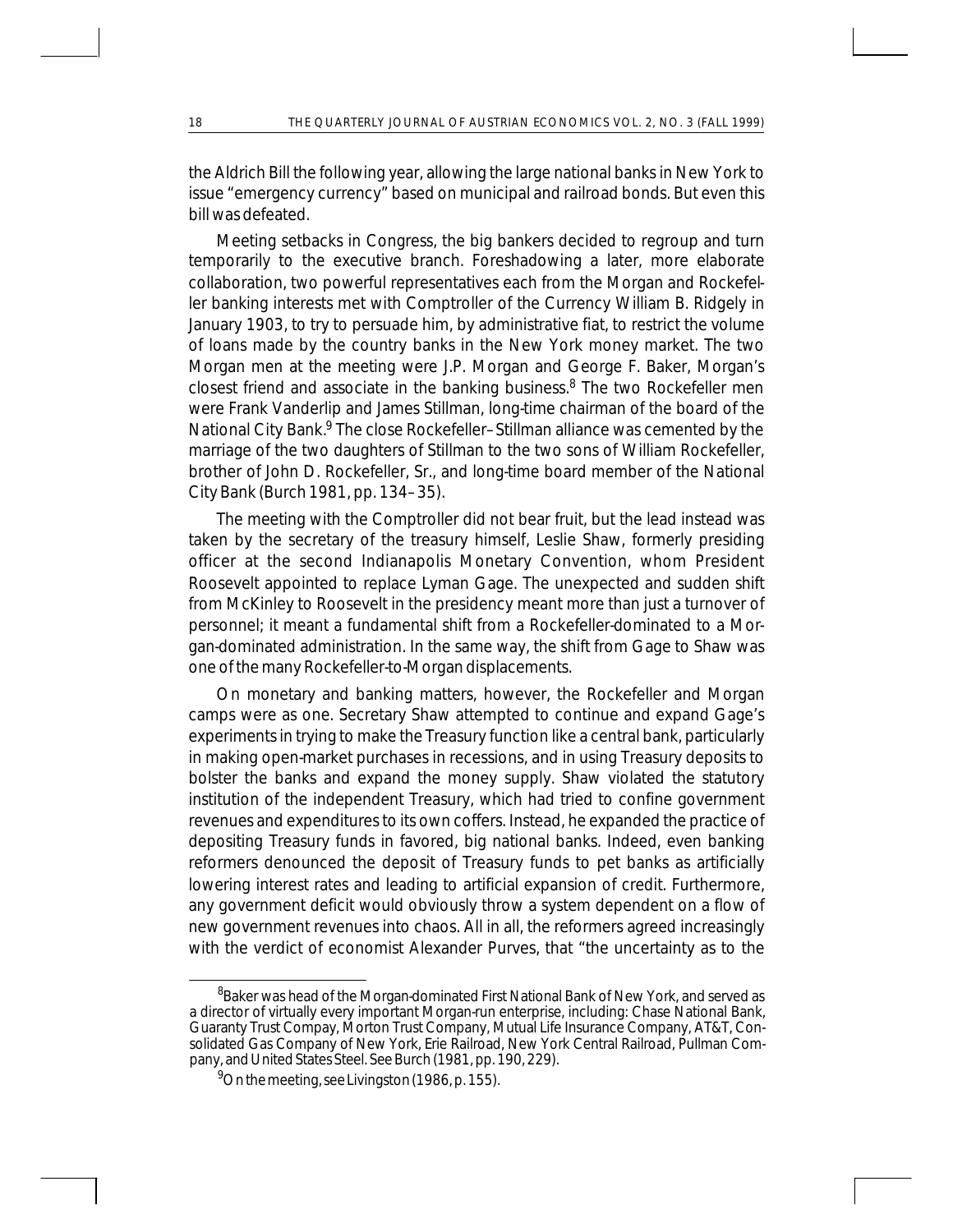the Aldrich Bill the following year, allowing the large national banks in New York to issue "emergency currency" based on municipal and railroad bonds. But even this bill was defeated.

Meeting setbacks in Congress, the big bankers decided to regroup and turn temporarily to the executive branch. Foreshadowing a later, more elaborate collaboration, two powerful representatives each from the Morgan and Rockefeller banking interests met with Comptroller of the Currency William B. Ridgely in January 1903, to try to persuade him, by administrative fiat, to restrict the volume of loans made by the country banks in the New York money market. The two Morgan men at the meeting were J.P. Morgan and George F. Baker, Morgan's closest friend and associate in the banking business.[8] The two Rockefeller men were Frank Vanderlip and James Stillman, long-time chairman of the board of the National City Bank.[9] The close Rockefeller–Stillman alliance was cemented by the marriage of the two daughters of Stillman to the two sons of William Rockefeller, brother of John D. Rockefeller, Sr., and long-time board member of the National City Bank (Burch 1981, pp. 134–35).

The meeting with the Comptroller did not bear fruit, but the lead instead was taken by the secretary of the treasury himself, Leslie Shaw, formerly presiding officer at the second Indianapolis Monetary Convention, whom President Roosevelt appointed to replace Lyman Gage. The unexpected and sudden shift from McKinley to Roosevelt in the presidency meant more than just a turnover of personnel; it meant a fundamental shift from a Rockefeller-dominated to a Morgan-dominated administration. In the same way, the shift from Gage to Shaw was one of the many Rockefeller-to-Morgan displacements.

On monetary and banking matters, however, the Rockefeller and Morgan camps were as one. Secretary Shaw attempted to continue and expand Gage's experiments in trying to make the Treasury function like a central bank, particularly in making open-market purchases in recessions, and in using Treasury deposits to bolster the banks and expand the money supply. Shaw violated the statutory institution of the independent Treasury, which had tried to confine government revenues and expenditures to its own coffers. Instead, he expanded the practice of depositing Treasury funds in favored, big national banks. Indeed, even banking reformers denounced the deposit of Treasury funds to pet banks as artificially lowering interest rates and leading to artificial expansion of credit. Furthermore, any government deficit would obviously throw a system dependent on a flow of new government revenues into chaos. All in all, the reformers agreed increasingly with the verdict of economist Alexander Purves, that "the uncertainty as to the

[8] Baker was head of the Morgan-dominated First National Bank of New York, and served as a director of virtually every important Morgan-run enterprise, including: Chase National Bank, Guaranty Trust Compay, Morton Trust Company, Mutual Life Insurance Company, AT&T, Consolidated Gas Company of New York, Erie Railroad, New York Central Railroad, Pullman Company, and United States Steel. See Burch (1981, pp. 190, 229).

[9] On the meeting, see Livingston (1986, p. 155).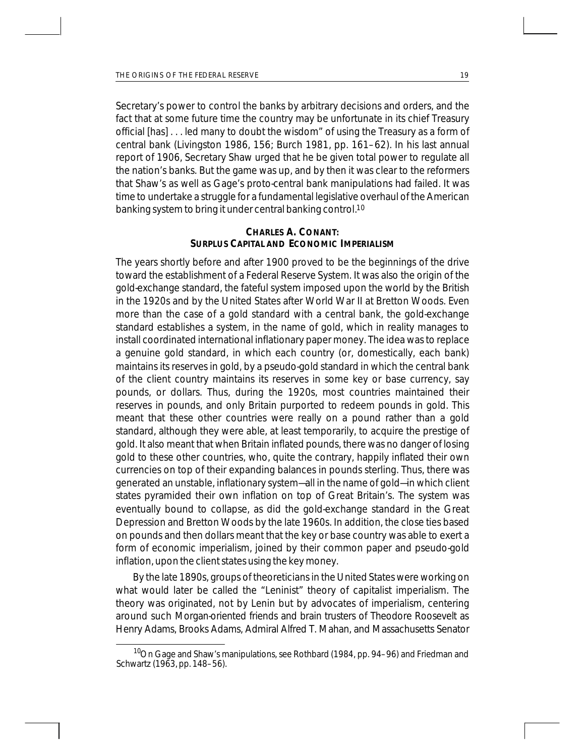Secretary's power to control the banks by arbitrary decisions and orders, and the fact that at some future time the country may be unfortunate in its chief Treasury official [has] . . . led many to doubt the wisdom" of using the Treasury as a form of central bank (Livingston 1986, 156; Burch 1981, pp. 161–62). In his last annual report of 1906, Secretary Shaw urged that he be given total power to regulate all the nation's banks. But the game was up, and by then it was clear to the reformers that Shaw's as well as Gage's proto-central bank manipulations had failed. It was time to undertake a struggle for a fundamental legislative overhaul of the American banking system to bring it under central banking control.[10]

### CHARLES A. CONANT: SURPLUS CAPITAL AND ECONOMIC IMPERIALISM

The years shortly before and after 1900 proved to be the beginnings of the drive toward the establishment of a Federal Reserve System. It was also the origin of the gold-exchange standard, the fateful system imposed upon the world by the British in the 1920s and by the United States after World War II at Bretton Woods. Even more than the case of a gold standard with a central bank, the gold-exchange standard establishes a system, in the name of gold, which in reality manages to install coordinated international inflationary paper money. The idea was to replace a genuine gold standard, in which each country (or, domestically, each bank) maintains its reserves in gold, by a pseudo-gold standard in which the central bank of the client country maintains its reserves in some key or base currency, say pounds, or dollars. Thus, during the 1920s, most countries maintained their reserves in pounds, and only Britain purported to redeem pounds in gold. This meant that these other countries were really on a pound rather than a gold standard, although they were able, at least temporarily, to acquire the prestige of gold. It also meant that when Britain inflated pounds, there was no danger of losing gold to these other countries, who, quite the contrary, happily inflated their own currencies on top of their expanding balances in pounds sterling. Thus, there was generated an unstable, inflationary system—all in the name of gold—in which client states pyramided their own inflation on top of Great Britain's. The system was eventually bound to collapse, as did the gold-exchange standard in the Great Depression and Bretton Woods by the late 1960s. In addition, the close ties based on pounds and then dollars meant that the key or base country was able to exert a form of economic imperialism, joined by their common paper and pseudo-gold inflation, upon the client states using the key money.

By the late 1890s, groups of theoreticians in the United States were working on what would later be called the "Leninist" theory of capitalist imperialism. The theory was originated, not by Lenin but by advocates of imperialism, centering around such Morgan-oriented friends and brain trusters of Theodore Roosevelt as Henry Adams, Brooks Adams, Admiral Alfred T. Mahan, and Massachusetts Senator

[10]On Gage and Shaw's manipulations, see Rothbard (1984, pp. 94–96) and Friedman and Schwartz (1963, pp. 148–56).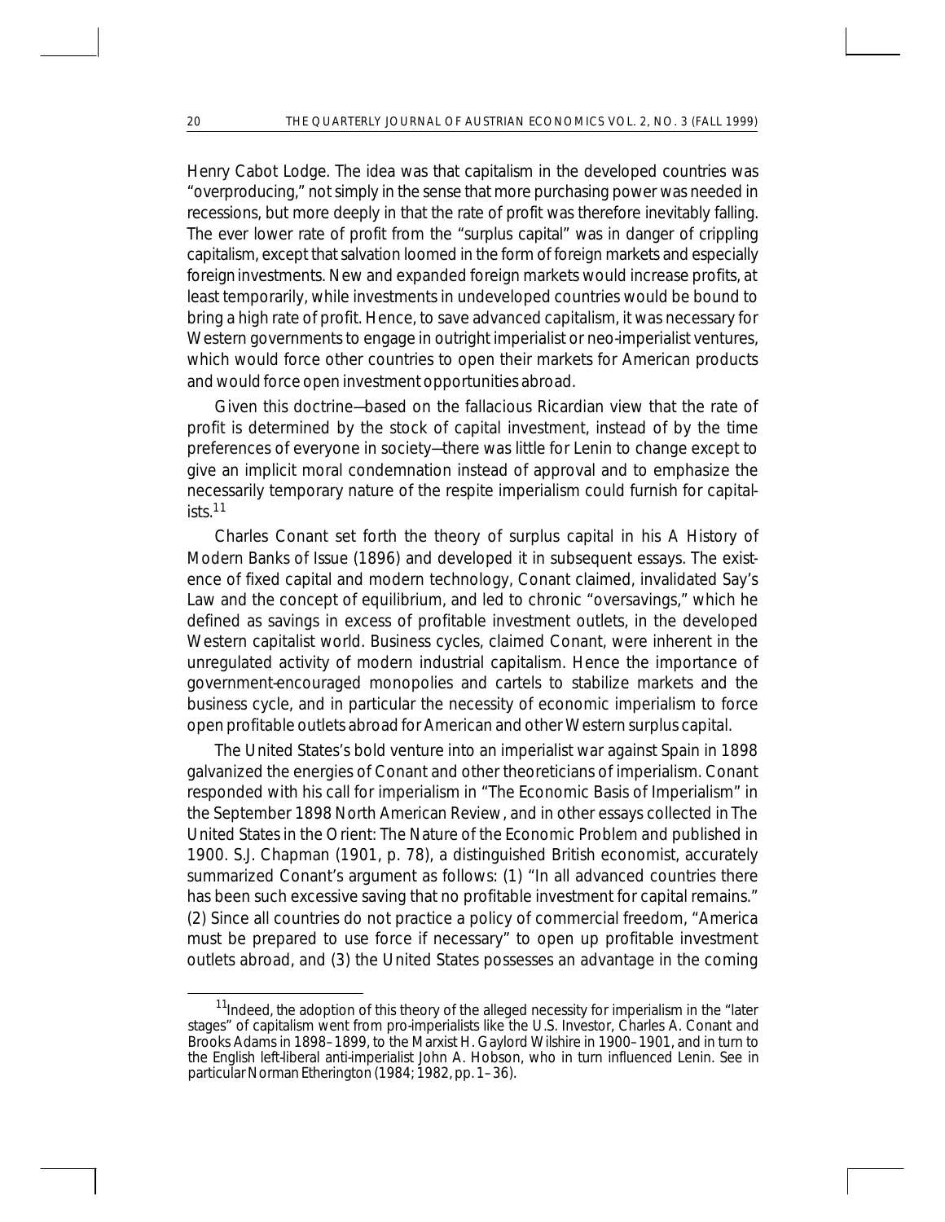Henry Cabot Lodge. The idea was that capitalism in the developed countries was "overproducing," not simply in the sense that more purchasing power was needed in recessions, but more deeply in that the rate of profit was therefore inevitably falling. The ever lower rate of profit from the "surplus capital" was in danger of crippling capitalism, except that salvation loomed in the form of foreign markets and especially foreign investments. New and expanded foreign markets would increase profits, at least temporarily, while investments in undeveloped countries would be bound to bring a high rate of profit. Hence, to save advanced capitalism, it was necessary for Western governments to engage in outright imperialist or neo-imperialist ventures, which would force other countries to open their markets for American products and would force open investment opportunities abroad.

Given this doctrine—based on the fallacious Ricardian view that the rate of profit is determined by the stock of capital investment, instead of by the time preferences of everyone in society—there was little for Lenin to change except to give an implicit moral condemnation instead of approval and to emphasize the necessarily temporary nature of the respite imperialism could furnish for capitalists.[11]

Charles Conant set forth the theory of surplus capital in his *A History of Modern Banks of Issue* (1896) and developed it in subsequent essays. The existence of fixed capital and modern technology, Conant claimed, invalidated Say's Law and the concept of equilibrium, and led to chronic "oversavings," which he defined as savings in excess of profitable investment outlets, in the developed Western capitalist world. Business cycles, claimed Conant, were inherent in the unregulated activity of modern industrial capitalism. Hence the importance of government-encouraged monopolies and cartels to stabilize markets and the business cycle, and in particular the necessity of economic imperialism to force open profitable outlets abroad for American and other Western surplus capital.

The United States's bold venture into an imperialist war against Spain in 1898 galvanized the energies of Conant and other theoreticians of imperialism. Conant responded with his call for imperialism in "The Economic Basis of Imperialism" in the September 1898 *North American Review*, and in other essays collected in *The United States in the Orient: The Nature of the Economic Problem* and published in 1900. S.J. Chapman (1901, p. 78), a distinguished British economist, accurately summarized Conant's argument as follows: (1) "In all advanced countries there has been such excessive saving that no profitable investment for capital remains." (2) Since all countries do not practice a policy of commercial freedom, "America must be prepared to use force if necessary" to open up profitable investment outlets abroad, and (3) the United States possesses an advantage in the coming

[11] Indeed, the adoption of this theory of the alleged necessity for imperialism in the "later stages" of capitalism went from pro-imperialists like the U.S. Investor, Charles A. Conant and Brooks Adams in 1898–1899, to the Marxist H. Gaylord Wilshire in 1900–1901, and in turn to the English left-liberal anti-imperialist John A. Hobson, who in turn influenced Lenin. See in particular Norman Etherington (1984; 1982, pp. 1–36).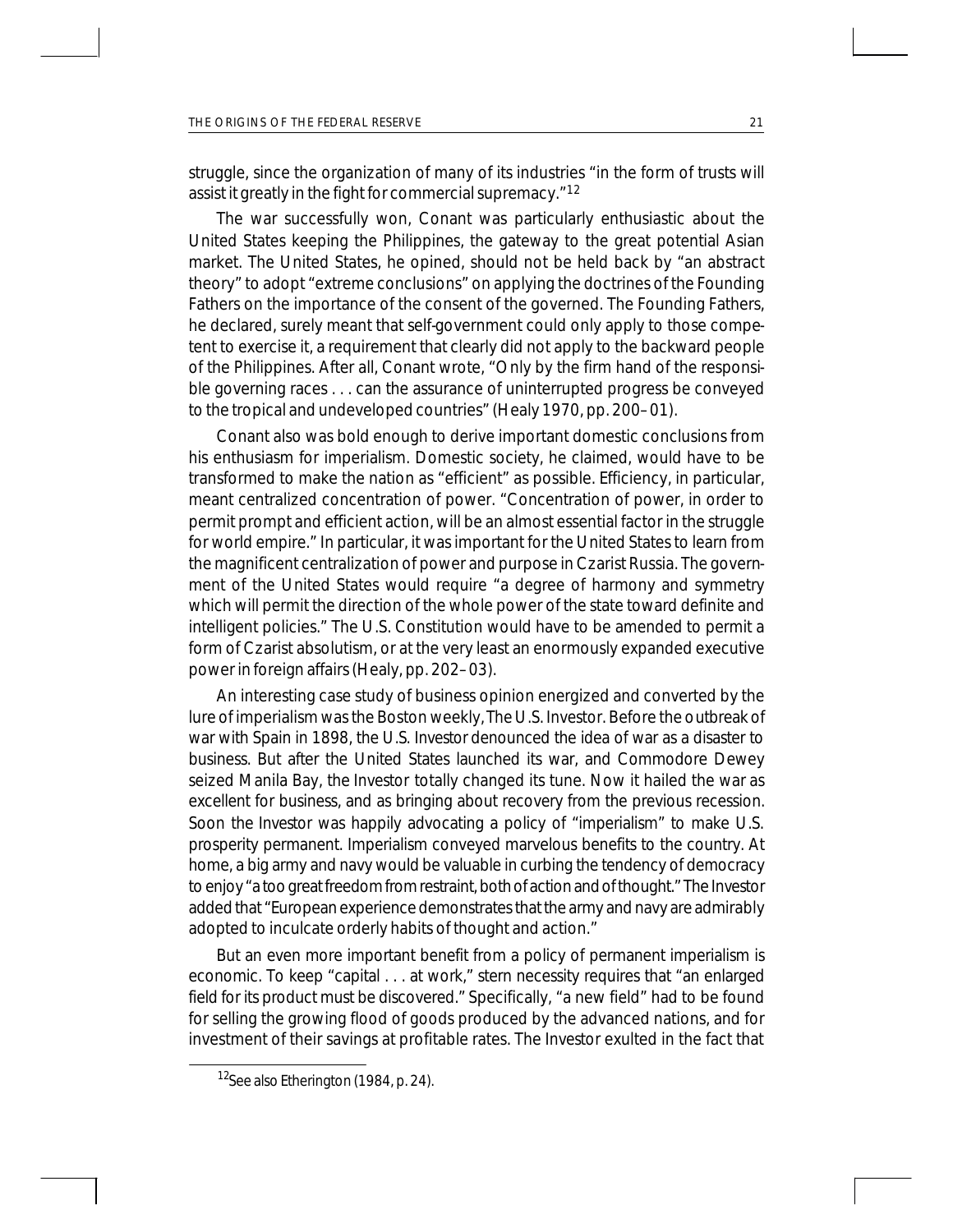struggle, since the organization of many of its industries "in the form of trusts will assist it greatly in the fight for commercial supremacy."[12]

The war successfully won, Conant was particularly enthusiastic about the United States keeping the Philippines, the gateway to the great potential Asian market. The United States, he opined, should not be held back by "an abstract theory" to adopt "extreme conclusions" on applying the doctrines of the Founding Fathers on the importance of the consent of the governed. The Founding Fathers, he declared, surely meant that self-government could only apply to those competent to exercise it, a requirement that clearly did not apply to the backward people of the Philippines. After all, Conant wrote, "Only by the firm hand of the responsible governing races . . . can the assurance of uninterrupted progress be conveyed to the tropical and undeveloped countries" (Healy 1970, pp. 200–01).

Conant also was bold enough to derive important domestic conclusions from his enthusiasm for imperialism. Domestic society, he claimed, would have to be transformed to make the nation as "efficient" as possible. Efficiency, in particular, meant centralized concentration of power. "Concentration of power, in order to permit prompt and efficient action, will be an almost essential factor in the struggle for world empire." In particular, it was important for the United States to learn from the magnificent centralization of power and purpose in Czarist Russia. The government of the United States would require "a degree of harmony and symmetry which will permit the direction of the whole power of the state toward definite and intelligent policies." The U.S. Constitution would have to be amended to permit a form of Czarist absolutism, or at the very least an enormously expanded executive power in foreign affairs (Healy, pp. 202–03).

An interesting case study of business opinion energized and converted by the lure of imperialism was the Boston weekly, *The U.S. Investor*. Before the outbreak of war with Spain in 1898, the *U.S. Investor* denounced the idea of war as a disaster to business. But after the United States launched its war, and Commodore Dewey seized Manila Bay, the *Investor* totally changed its tune. Now it hailed the war as excellent for business, and as bringing about recovery from the previous recession. Soon the *Investor* was happily advocating a policy of "imperialism" to make U.S. prosperity permanent. Imperialism conveyed marvelous benefits to the country. At home, a big army and navy would be valuable in curbing the tendency of democracy to enjoy "a too great freedom from restraint, both of action and of thought." The *Investor* added that "European experience demonstrates that the army and navy are admirably adopted to inculcate orderly habits of thought and action."

But an even more important benefit from a policy of permanent imperialism is economic. To keep "capital . . . at work," stern necessity requires that "an enlarged field for its product must be discovered." Specifically, "a new field" had to be found for selling the growing flood of goods produced by the advanced nations, and for investment of their savings at profitable rates. The *Investor* exulted in the fact that

[12] See also Etherington (1984, p. 24).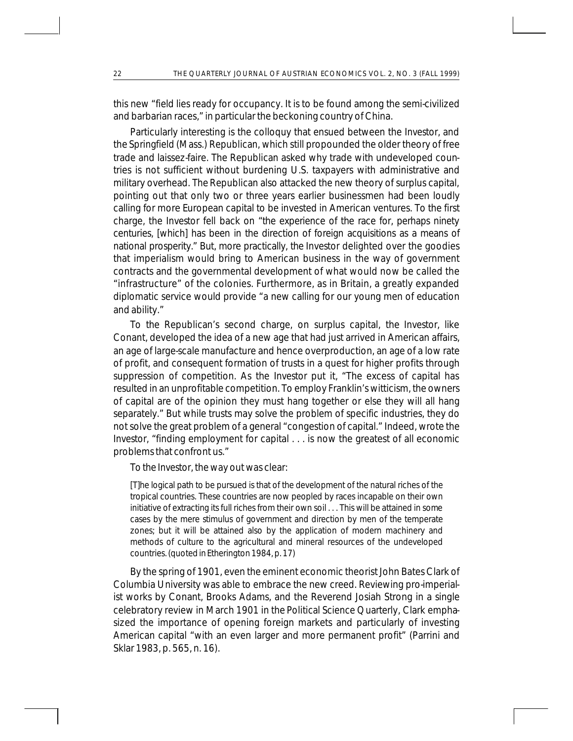this new "field lies ready for occupancy. It is to be found among the semi-civilized and barbarian races," in particular the beckoning country of China.

Particularly interesting is the colloquy that ensued between the Investor, and the Springfield (Mass.) Republican, which still propounded the older theory of free trade and laissez-faire. The Republican asked why trade with undeveloped countries is not sufficient without burdening U.S. taxpayers with administrative and military overhead. The Republican also attacked the new theory of surplus capital, pointing out that only two or three years earlier businessmen had been loudly calling for more European capital to be invested in American ventures. To the first charge, the Investor fell back on "the experience of the race for, perhaps ninety centuries, [which] has been in the direction of foreign acquisitions as a means of national prosperity." But, more practically, the Investor delighted over the goodies that imperialism would bring to American business in the way of government contracts and the governmental development of what would now be called the "infrastructure" of the colonies. Furthermore, as in Britain, a greatly expanded diplomatic service would provide "a new calling for our young men of education and ability."

To the Republican's second charge, on surplus capital, the Investor, like Conant, developed the idea of a new age that had just arrived in American affairs, an age of large-scale manufacture and hence overproduction, an age of a low rate of profit, and consequent formation of trusts in a quest for higher profits through suppression of competition. As the Investor put it, "The excess of capital has resulted in an unprofitable competition. To employ Franklin's witticism, the owners of capital are of the opinion they must hang together or else they will all hang separately." But while trusts may solve the problem of specific industries, they do not solve the great problem of a general "congestion of capital." Indeed, wrote the Investor, "finding employment for capital . . . is now the greatest of all economic problems that confront us."

To the Investor, the way out was clear:

> [T]he logical path to be pursued is that of the development of the natural riches of the tropical countries. These countries are now peopled by races incapable on their own initiative of extracting its full riches from their own soil . . . This will be attained in some cases by the mere stimulus of government and direction by men of the temperate zones; but it will be attained also by the application of modern machinery and methods of culture to the agricultural and mineral resources of the undeveloped countries. (quoted in Etherington 1984, p. 17)

By the spring of 1901, even the eminent economic theorist John Bates Clark of Columbia University was able to embrace the new creed. Reviewing pro-imperialist works by Conant, Brooks Adams, and the Reverend Josiah Strong in a single celebratory review in March 1901 in the Political Science Quarterly, Clark emphasized the importance of opening foreign markets and particularly of investing American capital "with an even larger and more permanent profit" (Parrini and Sklar 1983, p. 565, n. 16).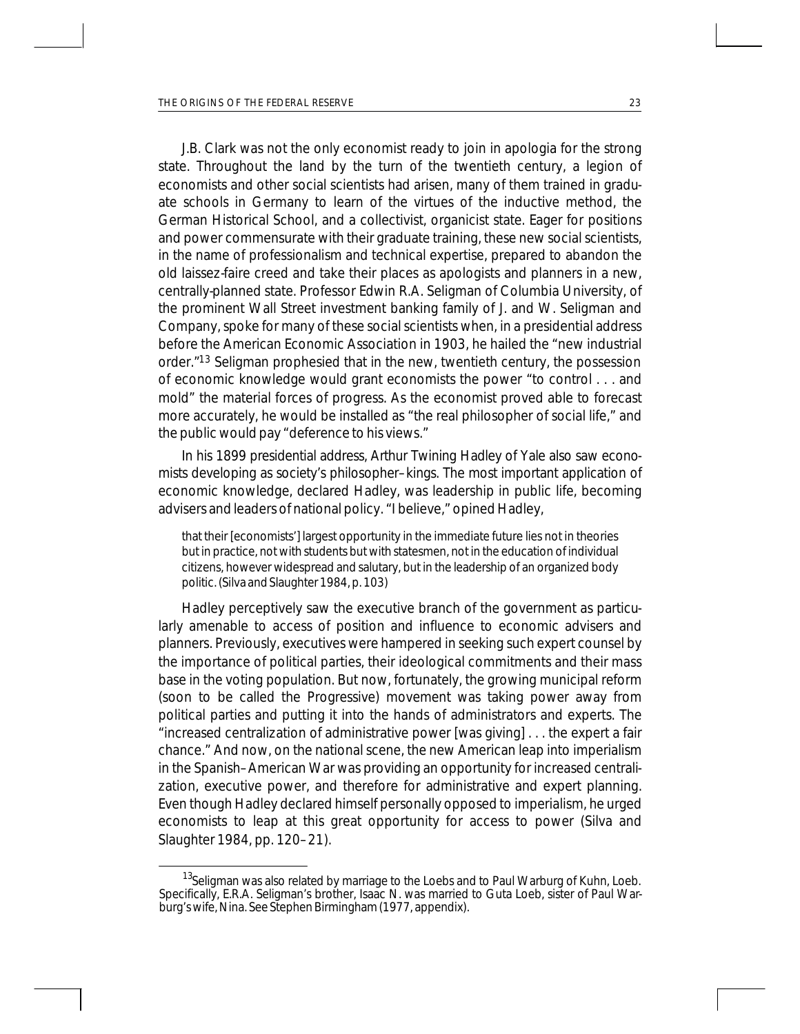J.B. Clark was not the only economist ready to join in apologia for the strong state. Throughout the land by the turn of the twentieth century, a legion of economists and other social scientists had arisen, many of them trained in graduate schools in Germany to learn of the virtues of the inductive method, the German Historical School, and a collectivist, organicist state. Eager for positions and power commensurate with their graduate training, these new social scientists, in the name of professionalism and technical expertise, prepared to abandon the old laissez-faire creed and take their places as apologists and planners in a new, centrally-planned state. Professor Edwin R.A. Seligman of Columbia University, of the prominent Wall Street investment banking family of J. and W. Seligman and Company, spoke for many of these social scientists when, in a presidential address before the American Economic Association in 1903, he hailed the "new industrial order."[13] Seligman prophesied that in the new, twentieth century, the possession of economic knowledge would grant economists the power "to control . . . and mold" the material forces of progress. As the economist proved able to forecast more accurately, he would be installed as "the real philosopher of social life," and the public would pay "deference to his views."

In his 1899 presidential address, Arthur Twining Hadley of Yale also saw economists developing as society's philosopher–kings. The most important application of economic knowledge, declared Hadley, was leadership in public life, becoming advisers and leaders of national policy. "I believe," opined Hadley,

> that their [economists'] largest opportunity in the immediate future lies not in theories but in practice, not with students but with statesmen, not in the education of individual citizens, however widespread and salutary, but in the leadership of an organized body politic. (Silva and Slaughter 1984, p. 103)

Hadley perceptively saw the executive branch of the government as particularly amenable to access of position and influence to economic advisers and planners. Previously, executives were hampered in seeking such expert counsel by the importance of political parties, their ideological commitments and their mass base in the voting population. But now, fortunately, the growing municipal reform (soon to be called the Progressive) movement was taking power away from political parties and putting it into the hands of administrators and experts. The "increased centralization of administrative power [was giving] . . . the expert a fair chance." And now, on the national scene, the new American leap into imperialism in the Spanish–American War was providing an opportunity for increased centralization, executive power, and therefore for administrative and expert planning. Even though Hadley declared himself personally opposed to imperialism, he urged economists to leap at this great opportunity for access to power (Silva and Slaughter 1984, pp. 120–21).

[13] Seligman was also related by marriage to the Loebs and to Paul Warburg of Kuhn, Loeb. Specifically, E.R.A. Seligman's brother, Isaac N. was married to Guta Loeb, sister of Paul Warburg's wife, Nina. See Stephen Birmingham (1977, appendix).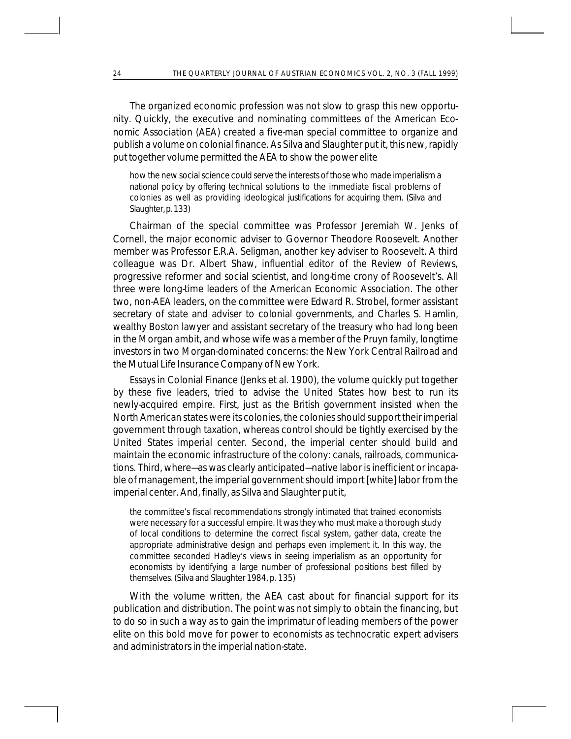The organized economic profession was not slow to grasp this new opportunity. Quickly, the executive and nominating committees of the American Economic Association (AEA) created a five-man special committee to organize and publish a volume on colonial finance. As Silva and Slaughter put it, this new, rapidly put together volume permitted the AEA to show the power elite

> how the new social science could serve the interests of those who made imperialism a national policy by offering technical solutions to the immediate fiscal problems of colonies as well as providing ideological justifications for acquiring them. (Silva and Slaughter, p. 133)

Chairman of the special committee was Professor Jeremiah W. Jenks of Cornell, the major economic adviser to Governor Theodore Roosevelt. Another member was Professor E.R.A. Seligman, another key adviser to Roosevelt. A third colleague was Dr. Albert Shaw, influential editor of the Review of Reviews, progressive reformer and social scientist, and long-time crony of Roosevelt's. All three were long-time leaders of the American Economic Association. The other two, non-AEA leaders, on the committee were Edward R. Strobel, former assistant secretary of state and adviser to colonial governments, and Charles S. Hamlin, wealthy Boston lawyer and assistant secretary of the treasury who had long been in the Morgan ambit, and whose wife was a member of the Pruyn family, longtime investors in two Morgan-dominated concerns: the New York Central Railroad and the Mutual Life Insurance Company of New York.

*Essays in Colonial Finance* (Jenks et al. 1900), the volume quickly put together by these five leaders, tried to advise the United States how best to run its newly-acquired empire. First, just as the British government insisted when the North American states were its colonies, the colonies should support their imperial government through taxation, whereas control should be tightly exercised by the United States imperial center. Second, the imperial center should build and maintain the economic infrastructure of the colony: canals, railroads, communications. Third, where—as was clearly anticipated—native labor is inefficient or incapable of management, the imperial government should import [white] labor from the imperial center. And, finally, as Silva and Slaughter put it,

> the committee's fiscal recommendations strongly intimated that trained economists were necessary for a successful empire. It was they who must make a thorough study of local conditions to determine the correct fiscal system, gather data, create the appropriate administrative design and perhaps even implement it. In this way, the committee seconded Hadley's views in seeing imperialism as an opportunity for economists by identifying a large number of professional positions best filled by themselves. (Silva and Slaughter 1984, p. 135)

With the volume written, the AEA cast about for financial support for its publication and distribution. The point was not simply to obtain the financing, but to do so in such a way as to gain the imprimatur of leading members of the power elite on this bold move for power to economists as technocratic expert advisers and administrators in the imperial nation-state.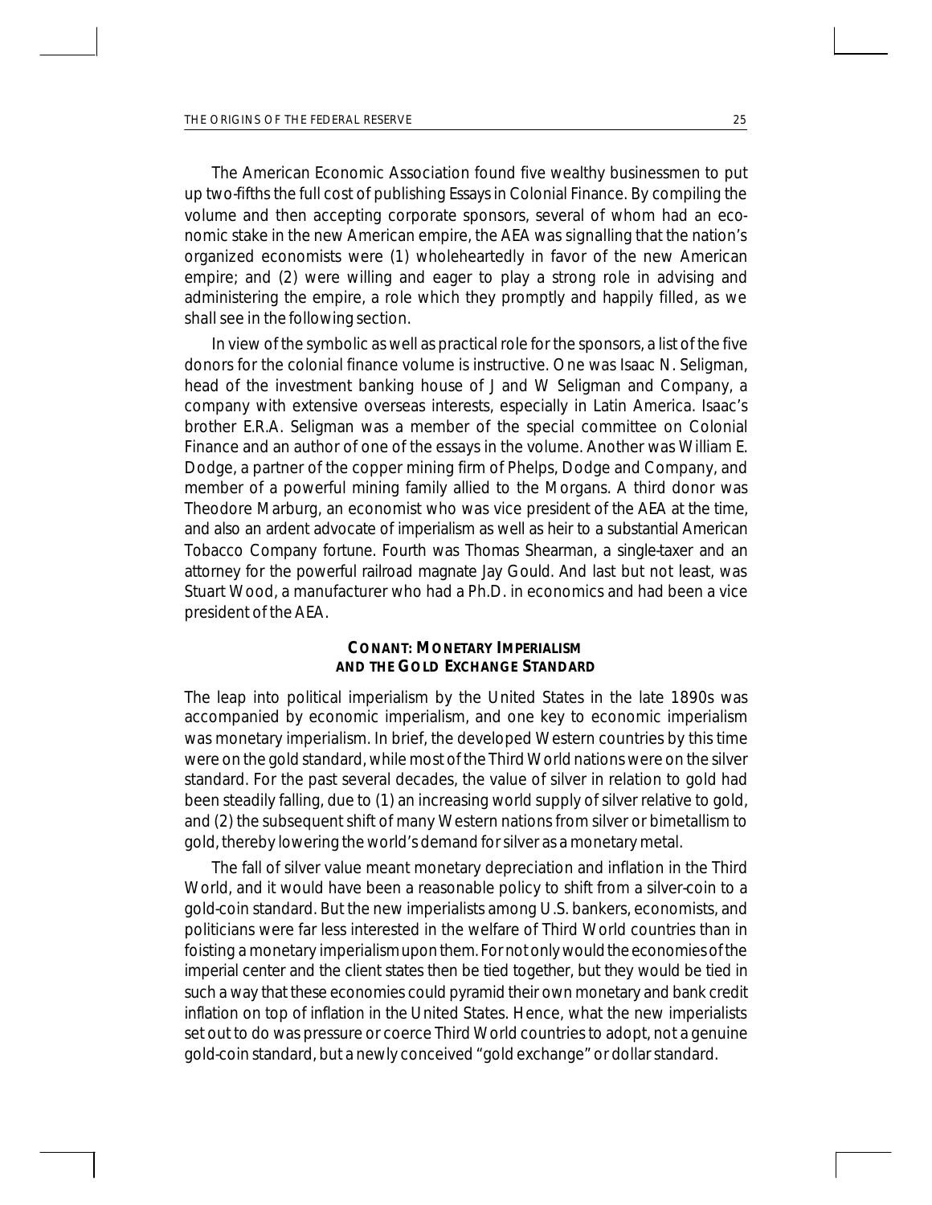The American Economic Association found five wealthy businessmen to put up two-fifths the full cost of publishing *Essays in Colonial Finance*. By compiling the volume and then accepting corporate sponsors, several of whom had an economic stake in the new American empire, the AEA was signalling that the nation's organized economists were (1) wholeheartedly in favor of the new American empire; and (2) were willing and eager to play a strong role in advising and administering the empire, a role which they promptly and happily filled, as we shall see in the following section.

In view of the symbolic as well as practical role for the sponsors, a list of the five donors for the colonial finance volume is instructive. One was Isaac N. Seligman, head of the investment banking house of J and W Seligman and Company, a company with extensive overseas interests, especially in Latin America. Isaac's brother E.R.A. Seligman was a member of the special committee on Colonial Finance and an author of one of the essays in the volume. Another was William E. Dodge, a partner of the copper mining firm of Phelps, Dodge and Company, and member of a powerful mining family allied to the Morgans. A third donor was Theodore Marburg, an economist who was vice president of the AEA at the time, and also an ardent advocate of imperialism as well as heir to a substantial American Tobacco Company fortune. Fourth was Thomas Shearman, a single-taxer and an attorney for the powerful railroad magnate Jay Gould. And last but not least, was Stuart Wood, a manufacturer who had a Ph.D. in economics and had been a vice president of the AEA.

## Conant: Monetary Imperialism and the Gold Exchange Standard

The leap into political imperialism by the United States in the late 1890s was accompanied by economic imperialism, and one key to economic imperialism was monetary imperialism. In brief, the developed Western countries by this time were on the gold standard, while most of the Third World nations were on the silver standard. For the past several decades, the value of silver in relation to gold had been steadily falling, due to (1) an increasing world supply of silver relative to gold, and (2) the subsequent shift of many Western nations from silver or bimetallism to gold, thereby lowering the world's demand for silver as a monetary metal.

The fall of silver value meant monetary depreciation and inflation in the Third World, and it would have been a reasonable policy to shift from a silver-coin to a gold-coin standard. But the new imperialists among U.S. bankers, economists, and politicians were far less interested in the welfare of Third World countries than in foisting a monetary imperialism upon them. For not only would the economies of the imperial center and the client states then be tied together, but they would be tied in such a way that these economies could pyramid their own monetary and bank credit inflation on top of inflation in the United States. Hence, what the new imperialists set out to do was pressure or coerce Third World countries to adopt, not a genuine gold-coin standard, but a newly conceived "gold exchange" or dollar standard.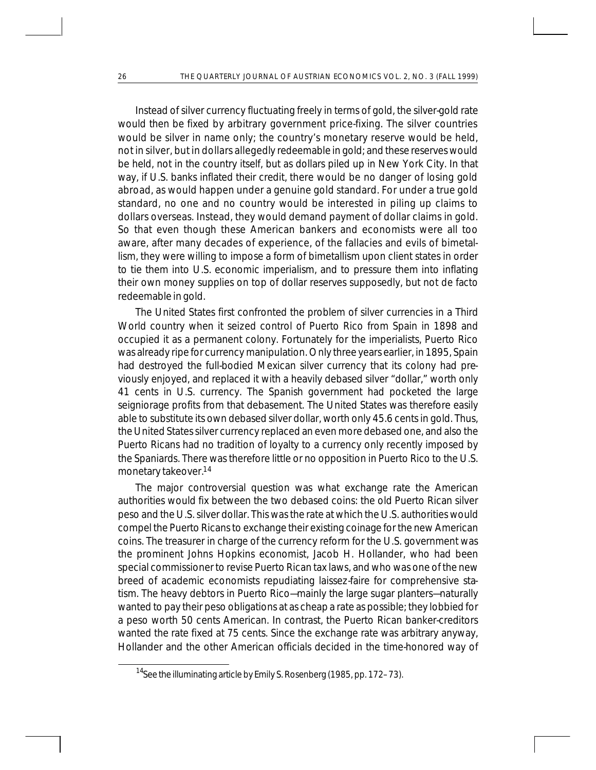Instead of silver currency fluctuating freely in terms of gold, the silver-gold rate would then be fixed by arbitrary government price-fixing. The silver countries would be silver in name only; the country's monetary reserve would be held, not in silver, but in dollars allegedly redeemable in gold; and these reserves would be held, not in the country itself, but as dollars piled up in New York City. In that way, if U.S. banks inflated their credit, there would be no danger of losing gold abroad, as would happen under a genuine gold standard. For under a true gold standard, no one and no country would be interested in piling up claims to dollars overseas. Instead, they would demand payment of dollar claims in gold. So that even though these American bankers and economists were all too aware, after many decades of experience, of the fallacies and evils of bimetallism, they were willing to impose a form of bimetallism upon client states in order to tie them into U.S. economic imperialism, and to pressure them into inflating their own money supplies on top of dollar reserves supposedly, but not de facto redeemable in gold.

The United States first confronted the problem of silver currencies in a Third World country when it seized control of Puerto Rico from Spain in 1898 and occupied it as a permanent colony. Fortunately for the imperialists, Puerto Rico was already ripe for currency manipulation. Only three years earlier, in 1895, Spain had destroyed the full-bodied Mexican silver currency that its colony had previously enjoyed, and replaced it with a heavily debased silver "dollar," worth only 41 cents in U.S. currency. The Spanish government had pocketed the large seigniorage profits from that debasement. The United States was therefore easily able to substitute its own debased silver dollar, worth only 45.6 cents in gold. Thus, the United States silver currency replaced an even more debased one, and also the Puerto Ricans had no tradition of loyalty to a currency only recently imposed by the Spaniards. There was therefore little or no opposition in Puerto Rico to the U.S. monetary takeover.[14]

The major controversial question was what exchange rate the American authorities would fix between the two debased coins: the old Puerto Rican silver peso and the U.S. silver dollar. This was the rate at which the U.S. authorities would compel the Puerto Ricans to exchange their existing coinage for the new American coins. The treasurer in charge of the currency reform for the U.S. government was the prominent Johns Hopkins economist, Jacob H. Hollander, who had been special commissioner to revise Puerto Rican tax laws, and who was one of the new breed of academic economists repudiating laissez-faire for comprehensive statism. The heavy debtors in Puerto Rico—mainly the large sugar planters—naturally wanted to pay their peso obligations at as cheap a rate as possible; they lobbied for a peso worth 50 cents American. In contrast, the Puerto Rican banker-creditors wanted the rate fixed at 75 cents. Since the exchange rate was arbitrary anyway, Hollander and the other American officials decided in the time-honored way of

[14] See the illuminating article by Emily S. Rosenberg (1985, pp. 172–73).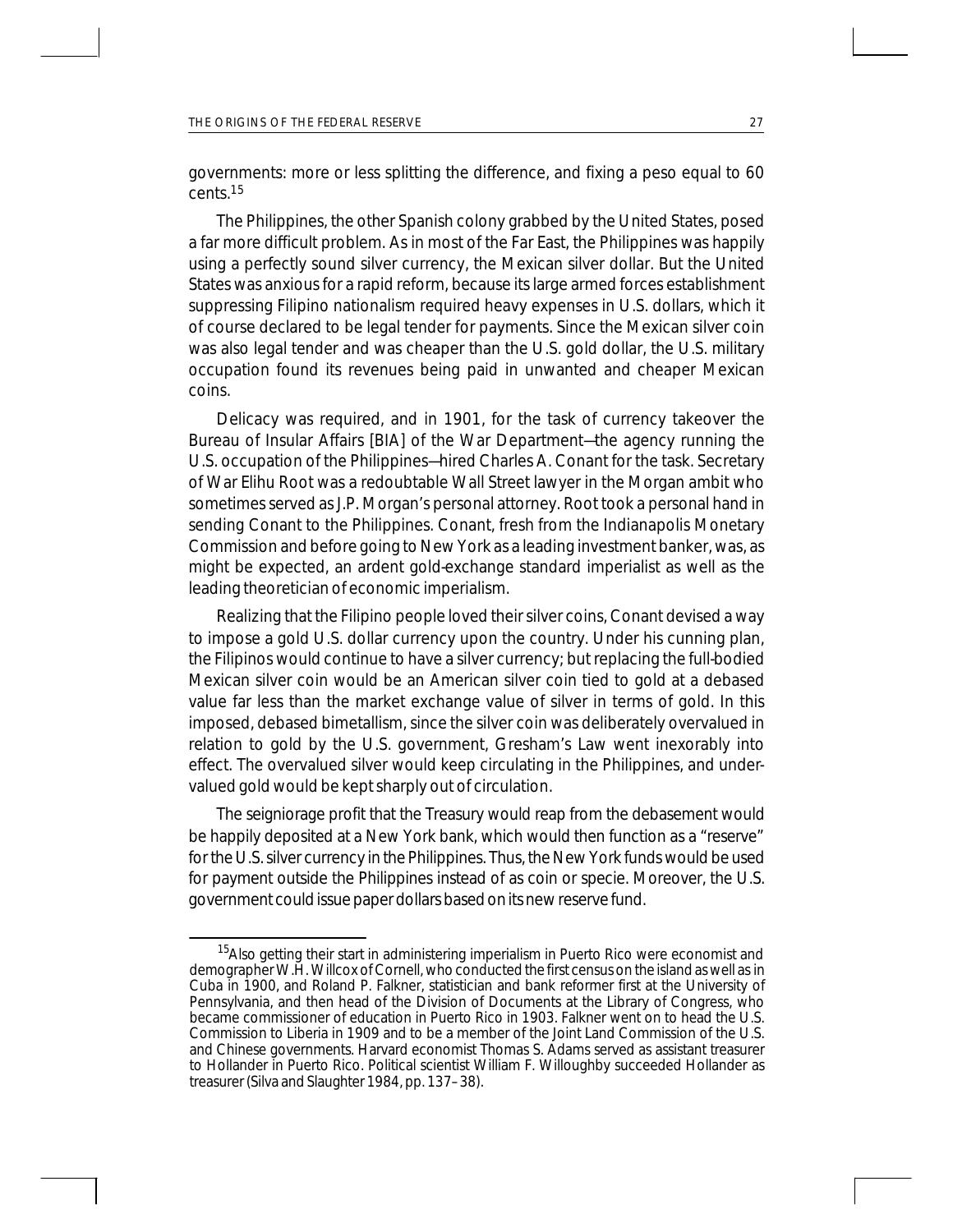governments: more or less splitting the difference, and fixing a peso equal to 60 cents.[15]

The Philippines, the other Spanish colony grabbed by the United States, posed a far more difficult problem. As in most of the Far East, the Philippines was happily using a perfectly sound silver currency, the Mexican silver dollar. But the United States was anxious for a rapid reform, because its large armed forces establishment suppressing Filipino nationalism required heavy expenses in U.S. dollars, which it of course declared to be legal tender for payments. Since the Mexican silver coin was also legal tender and was cheaper than the U.S. gold dollar, the U.S. military occupation found its revenues being paid in unwanted and cheaper Mexican coins.

Delicacy was required, and in 1901, for the task of currency takeover the Bureau of Insular Affairs [BIA] of the War Department—the agency running the U.S. occupation of the Philippines—hired Charles A. Conant for the task. Secretary of War Elihu Root was a redoubtable Wall Street lawyer in the Morgan ambit who sometimes served as J.P. Morgan's personal attorney. Root took a personal hand in sending Conant to the Philippines. Conant, fresh from the Indianapolis Monetary Commission and before going to New York as a leading investment banker, was, as might be expected, an ardent gold-exchange standard imperialist as well as the leading theoretician of economic imperialism.

Realizing that the Filipino people loved their silver coins, Conant devised a way to impose a gold U.S. dollar currency upon the country. Under his cunning plan, the Filipinos would continue to have a silver currency; but replacing the full-bodied Mexican silver coin would be an American silver coin tied to gold at a debased value far less than the market exchange value of silver in terms of gold. In this imposed, debased bimetallism, since the silver coin was deliberately overvalued in relation to gold by the U.S. government, Gresham's Law went inexorably into effect. The overvalued silver would keep circulating in the Philippines, and undervalued gold would be kept sharply out of circulation.

The seigniorage profit that the Treasury would reap from the debasement would be happily deposited at a New York bank, which would then function as a "reserve" for the U.S. silver currency in the Philippines. Thus, the New York funds would be used for payment outside the Philippines instead of as coin or specie. Moreover, the U.S. government could issue paper dollars based on its new reserve fund.

---

[15] Also getting their start in administering imperialism in Puerto Rico were economist and demographer W.H. Willcox of Cornell, who conducted the first census on the island as well as in Cuba in 1900, and Roland P. Falkner, statistician and bank reformer first at the University of Pennsylvania, and then head of the Division of Documents at the Library of Congress, who became commissioner of education in Puerto Rico in 1903. Falkner went on to head the U.S. Commission to Liberia in 1909 and to be a member of the Joint Land Commission of the U.S. and Chinese governments. Harvard economist Thomas S. Adams served as assistant treasurer to Hollander in Puerto Rico. Political scientist William F. Willoughby succeeded Hollander as treasurer (Silva and Slaughter 1984, pp. 137–38).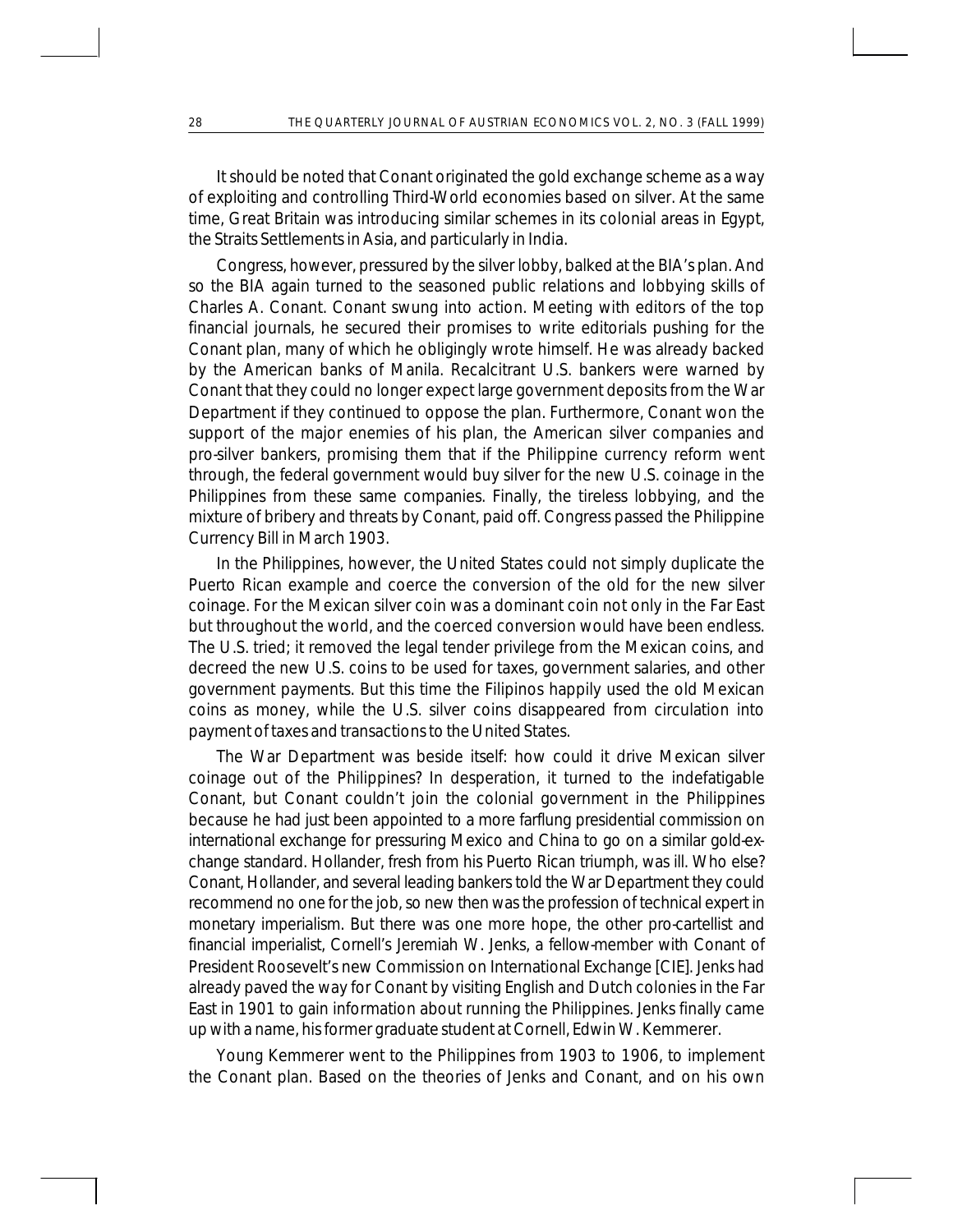It should be noted that Conant originated the gold exchange scheme as a way of exploiting and controlling Third-World economies based on silver. At the same time, Great Britain was introducing similar schemes in its colonial areas in Egypt, the Straits Settlements in Asia, and particularly in India.

Congress, however, pressured by the silver lobby, balked at the BIA's plan. And so the BIA again turned to the seasoned public relations and lobbying skills of Charles A. Conant. Conant swung into action. Meeting with editors of the top financial journals, he secured their promises to write editorials pushing for the Conant plan, many of which he obligingly wrote himself. He was already backed by the American banks of Manila. Recalcitrant U.S. bankers were warned by Conant that they could no longer expect large government deposits from the War Department if they continued to oppose the plan. Furthermore, Conant won the support of the major enemies of his plan, the American silver companies and pro-silver bankers, promising them that if the Philippine currency reform went through, the federal government would buy silver for the new U.S. coinage in the Philippines from these same companies. Finally, the tireless lobbying, and the mixture of bribery and threats by Conant, paid off. Congress passed the Philippine Currency Bill in March 1903.

In the Philippines, however, the United States could not simply duplicate the Puerto Rican example and coerce the conversion of the old for the new silver coinage. For the Mexican silver coin was a dominant coin not only in the Far East but throughout the world, and the coerced conversion would have been endless. The U.S. tried; it removed the legal tender privilege from the Mexican coins, and decreed the new U.S. coins to be used for taxes, government salaries, and other government payments. But this time the Filipinos happily used the old Mexican coins as money, while the U.S. silver coins disappeared from circulation into payment of taxes and transactions to the United States.

The War Department was beside itself: how could it drive Mexican silver coinage out of the Philippines? In desperation, it turned to the indefatigable Conant, but Conant couldn't join the colonial government in the Philippines because he had just been appointed to a more farflung presidential commission on international exchange for pressuring Mexico and China to go on a similar gold-exchange standard. Hollander, fresh from his Puerto Rican triumph, was ill. Who else? Conant, Hollander, and several leading bankers told the War Department they could recommend no one for the job, so new then was the profession of technical expert in monetary imperialism. But there was one more hope, the other pro-cartellist and financial imperialist, Cornell's Jeremiah W. Jenks, a fellow-member with Conant of President Roosevelt's new Commission on International Exchange [CIE]. Jenks had already paved the way for Conant by visiting English and Dutch colonies in the Far East in 1901 to gain information about running the Philippines. Jenks finally came up with a name, his former graduate student at Cornell, Edwin W. Kemmerer.

Young Kemmerer went to the Philippines from 1903 to 1906, to implement the Conant plan. Based on the theories of Jenks and Conant, and on his own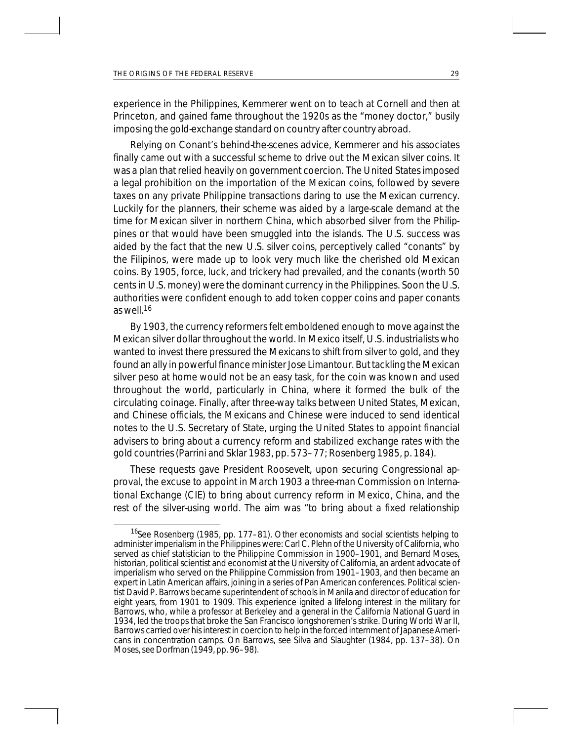experience in the Philippines, Kemmerer went on to teach at Cornell and then at Princeton, and gained fame throughout the 1920s as the "money doctor," busily imposing the gold-exchange standard on country after country abroad.

Relying on Conant's behind-the-scenes advice, Kemmerer and his associates finally came out with a successful scheme to drive out the Mexican silver coins. It was a plan that relied heavily on government coercion. The United States imposed a legal prohibition on the importation of the Mexican coins, followed by severe taxes on any private Philippine transactions daring to use the Mexican currency. Luckily for the planners, their scheme was aided by a large-scale demand at the time for Mexican silver in northern China, which absorbed silver from the Philippines or that would have been smuggled into the islands. The U.S. success was aided by the fact that the new U.S. silver coins, perceptively called "conants" by the Filipinos, were made up to look very much like the cherished old Mexican coins. By 1905, force, luck, and trickery had prevailed, and the conants (worth 50 cents in U.S. money) were the dominant currency in the Philippines. Soon the U.S. authorities were confident enough to add token copper coins and paper conants as well.[16]

By 1903, the currency reformers felt emboldened enough to move against the Mexican silver dollar throughout the world. In Mexico itself, U.S. industrialists who wanted to invest there pressured the Mexicans to shift from silver to gold, and they found an ally in powerful finance minister Jose Limantour. But tackling the Mexican silver peso at home would not be an easy task, for the coin was known and used throughout the world, particularly in China, where it formed the bulk of the circulating coinage. Finally, after three-way talks between United States, Mexican, and Chinese officials, the Mexicans and Chinese were induced to send identical notes to the U.S. Secretary of State, urging the United States to appoint financial advisers to bring about a currency reform and stabilized exchange rates with the gold countries (Parrini and Sklar 1983, pp. 573–77; Rosenberg 1985, p. 184).

These requests gave President Roosevelt, upon securing Congressional approval, the excuse to appoint in March 1903 a three-man Commission on International Exchange (CIE) to bring about currency reform in Mexico, China, and the rest of the silver-using world. The aim was "to bring about a fixed relationship

[16]See Rosenberg (1985, pp. 177–81). Other economists and social scientists helping to administer imperialism in the Philippines were: Carl C. Plehn of the University of California, who served as chief statistician to the Philippine Commission in 1900–1901, and Bernard Moses, historian, political scientist and economist at the University of California, an ardent advocate of imperialism who served on the Philippine Commission from 1901–1903, and then became an expert in Latin American affairs, joining in a series of Pan American conferences. Political scientist David P. Barrows became superintendent of schools in Manila and director of education for eight years, from 1901 to 1909. This experience ignited a lifelong interest in the military for Barrows, who, while a professor at Berkeley and a general in the California National Guard in 1934, led the troops that broke the San Francisco longshoremen's strike. During World War II, Barrows carried over his interest in coercion to help in the forced internment of Japanese Americans in concentration camps. On Barrows, see Silva and Slaughter (1984, pp. 137–38). On Moses, see Dorfman (1949, pp. 96–98).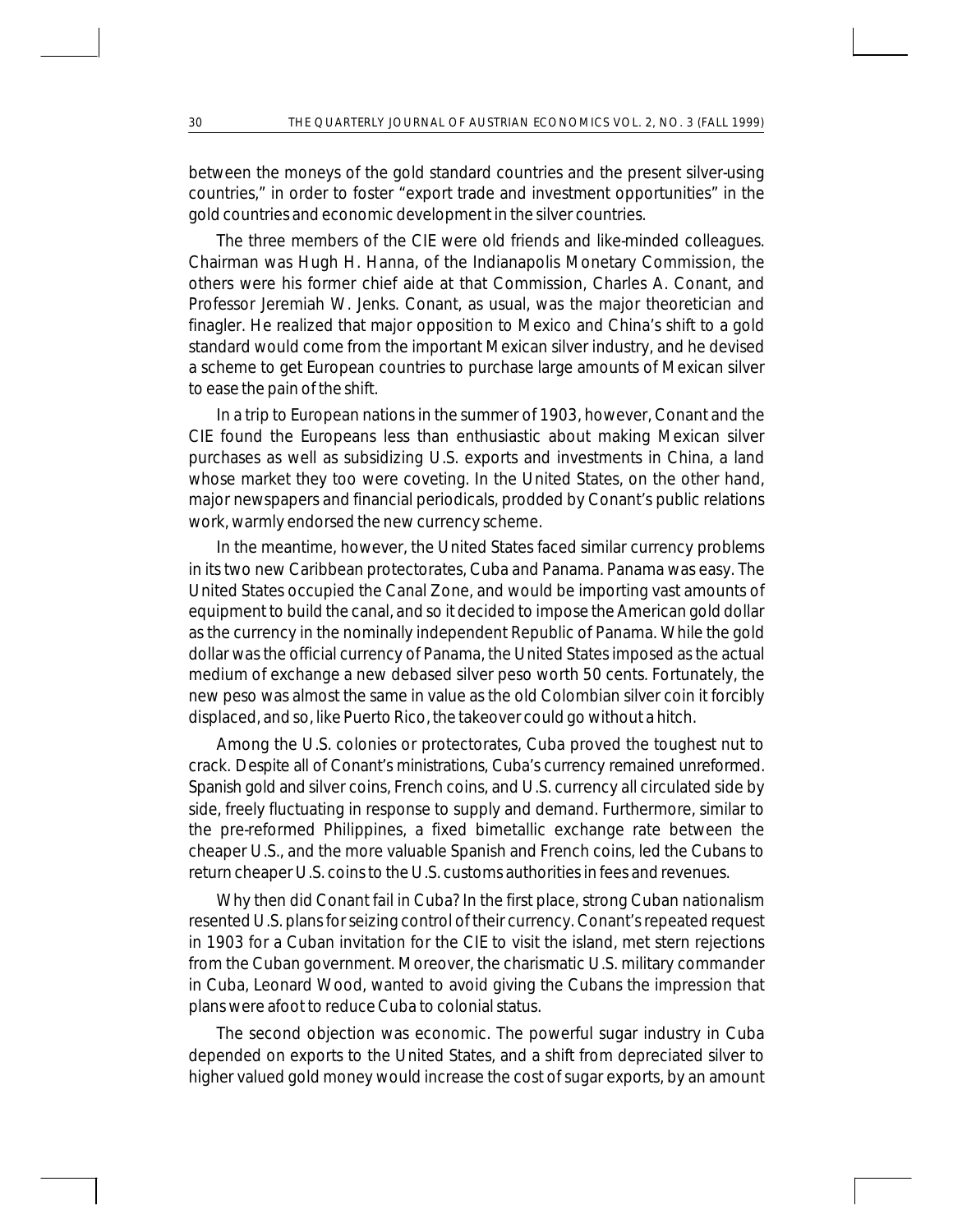between the moneys of the gold standard countries and the present silver-using countries," in order to foster "export trade and investment opportunities" in the gold countries and economic development in the silver countries.

The three members of the CIE were old friends and like-minded colleagues. Chairman was Hugh H. Hanna, of the Indianapolis Monetary Commission, the others were his former chief aide at that Commission, Charles A. Conant, and Professor Jeremiah W. Jenks. Conant, as usual, was the major theoretician and finagler. He realized that major opposition to Mexico and China's shift to a gold standard would come from the important Mexican silver industry, and he devised a scheme to get European countries to purchase large amounts of Mexican silver to ease the pain of the shift.

In a trip to European nations in the summer of 1903, however, Conant and the CIE found the Europeans less than enthusiastic about making Mexican silver purchases as well as subsidizing U.S. exports and investments in China, a land whose market they too were coveting. In the United States, on the other hand, major newspapers and financial periodicals, prodded by Conant's public relations work, warmly endorsed the new currency scheme.

In the meantime, however, the United States faced similar currency problems in its two new Caribbean protectorates, Cuba and Panama. Panama was easy. The United States occupied the Canal Zone, and would be importing vast amounts of equipment to build the canal, and so it decided to impose the American gold dollar as the currency in the nominally independent Republic of Panama. While the gold dollar was the official currency of Panama, the United States imposed as the actual medium of exchange a new debased silver peso worth 50 cents. Fortunately, the new peso was almost the same in value as the old Colombian silver coin it forcibly displaced, and so, like Puerto Rico, the takeover could go without a hitch.

Among the U.S. colonies or protectorates, Cuba proved the toughest nut to crack. Despite all of Conant's ministrations, Cuba's currency remained unreformed. Spanish gold and silver coins, French coins, and U.S. currency all circulated side by side, freely fluctuating in response to supply and demand. Furthermore, similar to the pre-reformed Philippines, a fixed bimetallic exchange rate between the cheaper U.S., and the more valuable Spanish and French coins, led the Cubans to return cheaper U.S. coins to the U.S. customs authorities in fees and revenues.

Why then did Conant fail in Cuba? In the first place, strong Cuban nationalism resented U.S. plans for seizing control of their currency. Conant's repeated request in 1903 for a Cuban invitation for the CIE to visit the island, met stern rejections from the Cuban government. Moreover, the charismatic U.S. military commander in Cuba, Leonard Wood, wanted to avoid giving the Cubans the impression that plans were afoot to reduce Cuba to colonial status.

The second objection was economic. The powerful sugar industry in Cuba depended on exports to the United States, and a shift from depreciated silver to higher valued gold money would increase the cost of sugar exports, by an amount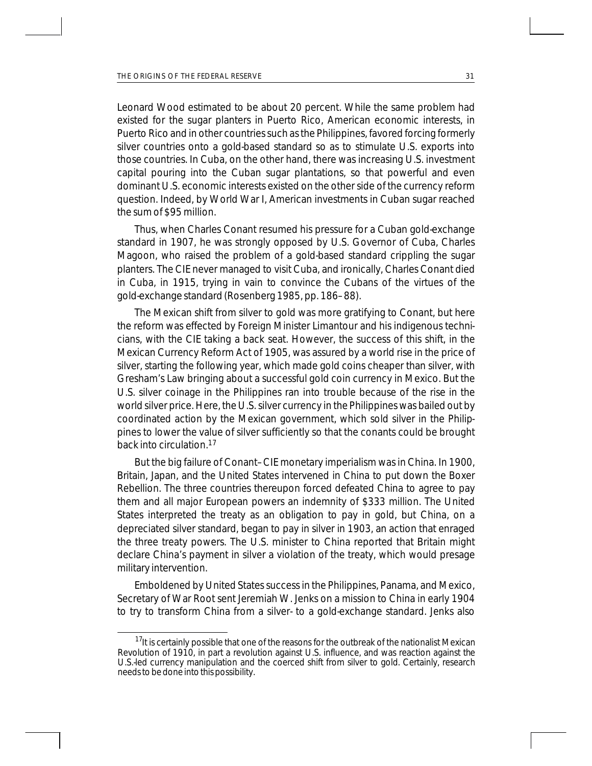Leonard Wood estimated to be about 20 percent. While the same problem had existed for the sugar planters in Puerto Rico, American economic interests, in Puerto Rico and in other countries such as the Philippines, favored forcing formerly silver countries onto a gold-based standard so as to stimulate U.S. exports into those countries. In Cuba, on the other hand, there was increasing U.S. investment capital pouring into the Cuban sugar plantations, so that powerful and even dominant U.S. economic interests existed on the other side of the currency reform question. Indeed, by World War I, American investments in Cuban sugar reached the sum of $95 million.

Thus, when Charles Conant resumed his pressure for a Cuban gold-exchange standard in 1907, he was strongly opposed by U.S. Governor of Cuba, Charles Magoon, who raised the problem of a gold-based standard crippling the sugar planters. The CIE never managed to visit Cuba, and ironically, Charles Conant died in Cuba, in 1915, trying in vain to convince the Cubans of the virtues of the gold-exchange standard (Rosenberg 1985, pp. 186–88).

The Mexican shift from silver to gold was more gratifying to Conant, but here the reform was effected by Foreign Minister Limantour and his indigenous technicians, with the CIE taking a back seat. However, the success of this shift, in the Mexican Currency Reform Act of 1905, was assured by a world rise in the price of silver, starting the following year, which made gold coins cheaper than silver, with Gresham's Law bringing about a successful gold coin currency in Mexico. But the U.S. silver coinage in the Philippines ran into trouble because of the rise in the world silver price. Here, the U.S. silver currency in the Philippines was bailed out by coordinated action by the Mexican government, which sold silver in the Philippines to lower the value of silver sufficiently so that the conants could be brought back into circulation.[17]

But the big failure of Conant–CIE monetary imperialism was in China. In 1900, Britain, Japan, and the United States intervened in China to put down the Boxer Rebellion. The three countries thereupon forced defeated China to agree to pay them and all major European powers an indemnity of $333 million. The United States interpreted the treaty as an obligation to pay in gold, but China, on a depreciated silver standard, began to pay in silver in 1903, an action that enraged the three treaty powers. The U.S. minister to China reported that Britain might declare China's payment in silver a violation of the treaty, which would presage military intervention.

Emboldened by United States success in the Philippines, Panama, and Mexico, Secretary of War Root sent Jeremiah W. Jenks on a mission to China in early 1904 to try to transform China from a silver- to a gold-exchange standard. Jenks also

[17]It is certainly possible that one of the reasons for the outbreak of the nationalist Mexican Revolution of 1910, in part a revolution against U.S. influence, and was reaction against the U.S.-led currency manipulation and the coerced shift from silver to gold. Certainly, research needs to be done into this possibility.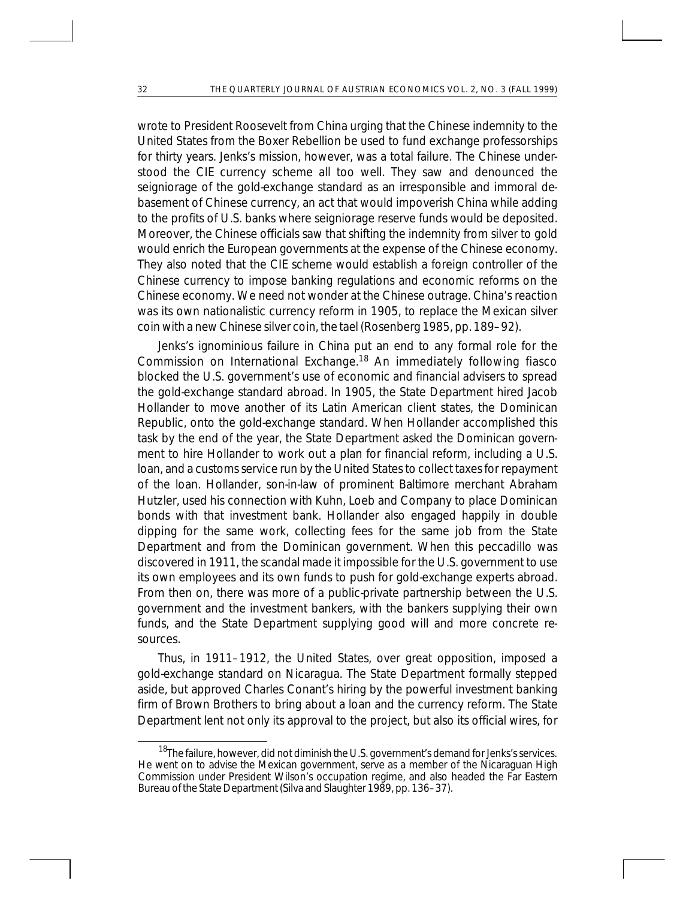wrote to President Roosevelt from China urging that the Chinese indemnity to the United States from the Boxer Rebellion be used to fund exchange professorships for thirty years. Jenks's mission, however, was a total failure. The Chinese understood the CIE currency scheme all too well. They saw and denounced the seigniorage of the gold-exchange standard as an irresponsible and immoral debasement of Chinese currency, an act that would impoverish China while adding to the profits of U.S. banks where seigniorage reserve funds would be deposited. Moreover, the Chinese officials saw that shifting the indemnity from silver to gold would enrich the European governments at the expense of the Chinese economy. They also noted that the CIE scheme would establish a foreign controller of the Chinese currency to impose banking regulations and economic reforms on the Chinese economy. We need not wonder at the Chinese outrage. China's reaction was its own nationalistic currency reform in 1905, to replace the Mexican silver coin with a new Chinese silver coin, the tael (Rosenberg 1985, pp. 189–92).

Jenks's ignominious failure in China put an end to any formal role for the Commission on International Exchange.[18] An immediately following fiasco blocked the U.S. government's use of economic and financial advisers to spread the gold-exchange standard abroad. In 1905, the State Department hired Jacob Hollander to move another of its Latin American client states, the Dominican Republic, onto the gold-exchange standard. When Hollander accomplished this task by the end of the year, the State Department asked the Dominican government to hire Hollander to work out a plan for financial reform, including a U.S. loan, and a customs service run by the United States to collect taxes for repayment of the loan. Hollander, son-in-law of prominent Baltimore merchant Abraham Hutzler, used his connection with Kuhn, Loeb and Company to place Dominican bonds with that investment bank. Hollander also engaged happily in double dipping for the same work, collecting fees for the same job from the State Department and from the Dominican government. When this peccadillo was discovered in 1911, the scandal made it impossible for the U.S. government to use its own employees and its own funds to push for gold-exchange experts abroad. From then on, there was more of a public-private partnership between the U.S. government and the investment bankers, with the bankers supplying their own funds, and the State Department supplying good will and more concrete resources.

Thus, in 1911–1912, the United States, over great opposition, imposed a gold-exchange standard on Nicaragua. The State Department formally stepped aside, but approved Charles Conant's hiring by the powerful investment banking firm of Brown Brothers to bring about a loan and the currency reform. The State Department lent not only its approval to the project, but also its official wires, for

[18]The failure, however, did not diminish the U.S. government's demand for Jenks's services. He went on to advise the Mexican government, serve as a member of the Nicaraguan High Commission under President Wilson's occupation regime, and also headed the Far Eastern Bureau of the State Department (Silva and Slaughter 1989, pp. 136–37).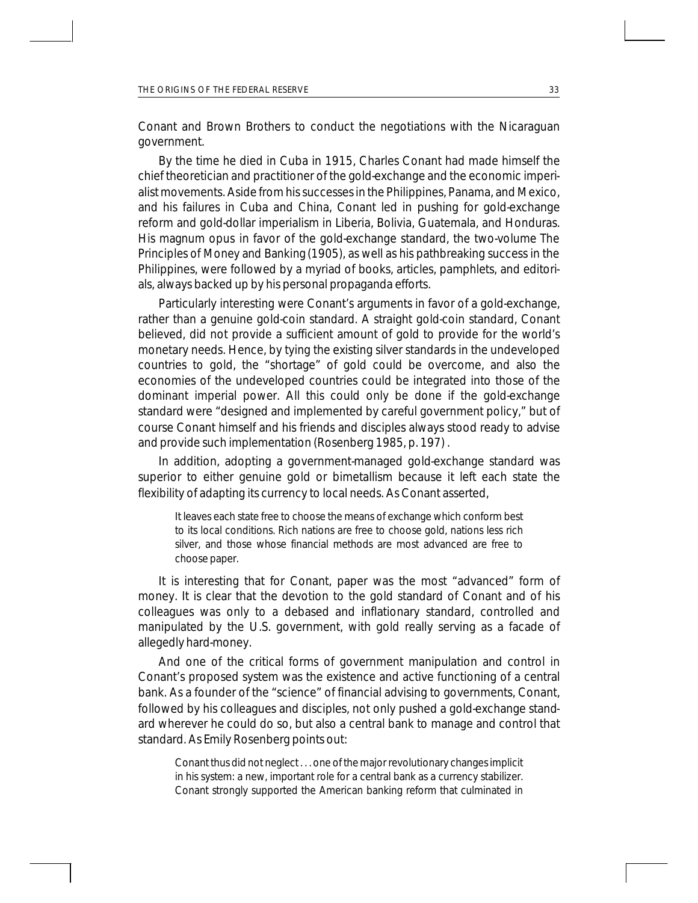Conant and Brown Brothers to conduct the negotiations with the Nicaraguan government.

By the time he died in Cuba in 1915, Charles Conant had made himself the chief theoretician and practitioner of the gold-exchange and the economic imperialist movements. Aside from his successes in the Philippines, Panama, and Mexico, and his failures in Cuba and China, Conant led in pushing for gold-exchange reform and gold-dollar imperialism in Liberia, Bolivia, Guatemala, and Honduras. His magnum opus in favor of the gold-exchange standard, the two-volume *The Principles of Money and Banking* (1905), as well as his pathbreaking success in the Philippines, were followed by a myriad of books, articles, pamphlets, and editorials, always backed up by his personal propaganda efforts.

Particularly interesting were Conant's arguments in favor of a gold-exchange, rather than a genuine gold-coin standard. A straight gold-coin standard, Conant believed, did not provide a sufficient amount of gold to provide for the world's monetary needs. Hence, by tying the existing silver standards in the undeveloped countries to gold, the "shortage" of gold could be overcome, and also the economies of the undeveloped countries could be integrated into those of the dominant imperial power. All this could only be done if the gold-exchange standard were "designed and implemented by careful government policy," but of course Conant himself and his friends and disciples always stood ready to advise and provide such implementation (Rosenberg 1985, p. 197).

In addition, adopting a government-managed gold-exchange standard was superior to either genuine gold or bimetallism because it left each state the flexibility of adapting its currency to local needs. As Conant asserted,

> It leaves each state free to choose the means of exchange which conform best to its local conditions. Rich nations are free to choose gold, nations less rich silver, and those whose financial methods are most advanced are free to choose paper.

It is interesting that for Conant, paper was the most "advanced" form of money. It is clear that the devotion to the gold standard of Conant and of his colleagues was only to a debased and inflationary standard, controlled and manipulated by the U.S. government, with gold really serving as a facade of allegedly hard-money.

And one of the critical forms of government manipulation and control in Conant's proposed system was the existence and active functioning of a central bank. As a founder of the "science" of financial advising to governments, Conant, followed by his colleagues and disciples, not only pushed a gold-exchange standard wherever he could do so, but also a central bank to manage and control that standard. As Emily Rosenberg points out:

> Conant thus did not neglect . . . one of the major revolutionary changes implicit in his system: a new, important role for a central bank as a currency stabilizer. Conant strongly supported the American banking reform that culminated in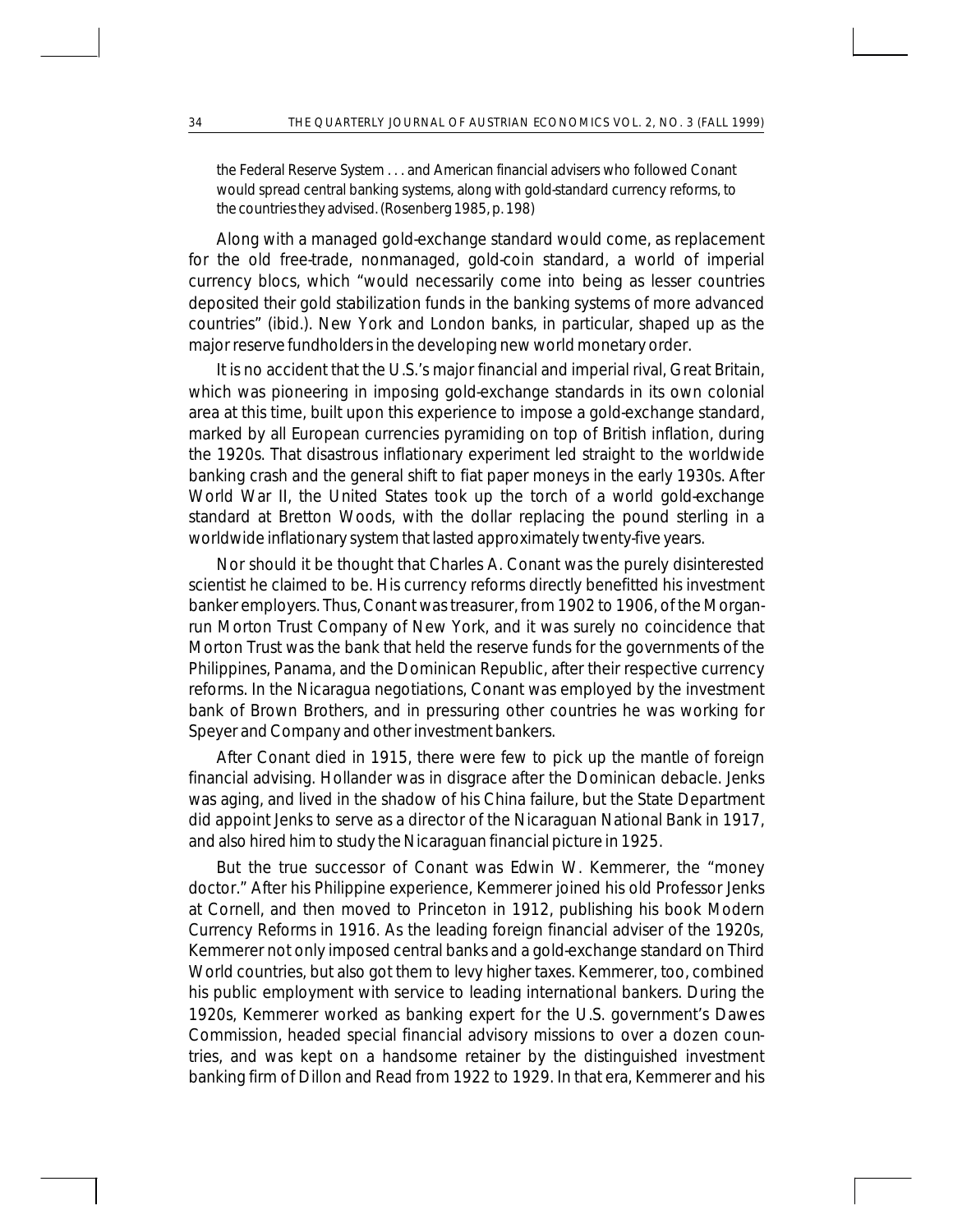> the Federal Reserve System . . . and American financial advisers who followed Conant would spread central banking systems, along with gold-standard currency reforms, to the countries they advised. (Rosenberg 1985, p. 198)

Along with a managed gold-exchange standard would come, as replacement for the old free-trade, nonmanaged, gold-coin standard, a world of imperial currency blocs, which "would necessarily come into being as lesser countries deposited their gold stabilization funds in the banking systems of more advanced countries" (ibid.). New York and London banks, in particular, shaped up as the major reserve fundholders in the developing new world monetary order.

It is no accident that the U.S.'s major financial and imperial rival, Great Britain, which was pioneering in imposing gold-exchange standards in its own colonial area at this time, built upon this experience to impose a gold-exchange standard, marked by all European currencies pyramiding on top of British inflation, during the 1920s. That disastrous inflationary experiment led straight to the worldwide banking crash and the general shift to fiat paper moneys in the early 1930s. After World War II, the United States took up the torch of a world gold-exchange standard at Bretton Woods, with the dollar replacing the pound sterling in a worldwide inflationary system that lasted approximately twenty-five years.

Nor should it be thought that Charles A. Conant was the purely disinterested scientist he claimed to be. His currency reforms directly benefitted his investment banker employers. Thus, Conant was treasurer, from 1902 to 1906, of the Morgan-run Morton Trust Company of New York, and it was surely no coincidence that Morton Trust was the bank that held the reserve funds for the governments of the Philippines, Panama, and the Dominican Republic, after their respective currency reforms. In the Nicaragua negotiations, Conant was employed by the investment bank of Brown Brothers, and in pressuring other countries he was working for Speyer and Company and other investment bankers.

After Conant died in 1915, there were few to pick up the mantle of foreign financial advising. Hollander was in disgrace after the Dominican debacle. Jenks was aging, and lived in the shadow of his China failure, but the State Department did appoint Jenks to serve as a director of the Nicaraguan National Bank in 1917, and also hired him to study the Nicaraguan financial picture in 1925.

But the true successor of Conant was Edwin W. Kemmerer, the "money doctor." After his Philippine experience, Kemmerer joined his old Professor Jenks at Cornell, and then moved to Princeton in 1912, publishing his book *Modern Currency Reforms* in 1916. As the leading foreign financial adviser of the 1920s, Kemmerer not only imposed central banks and a gold-exchange standard on Third World countries, but also got them to levy higher taxes. Kemmerer, too, combined his public employment with service to leading international bankers. During the 1920s, Kemmerer worked as banking expert for the U.S. government's Dawes Commission, headed special financial advisory missions to over a dozen countries, and was kept on a handsome retainer by the distinguished investment banking firm of Dillon and Read from 1922 to 1929. In that era, Kemmerer and his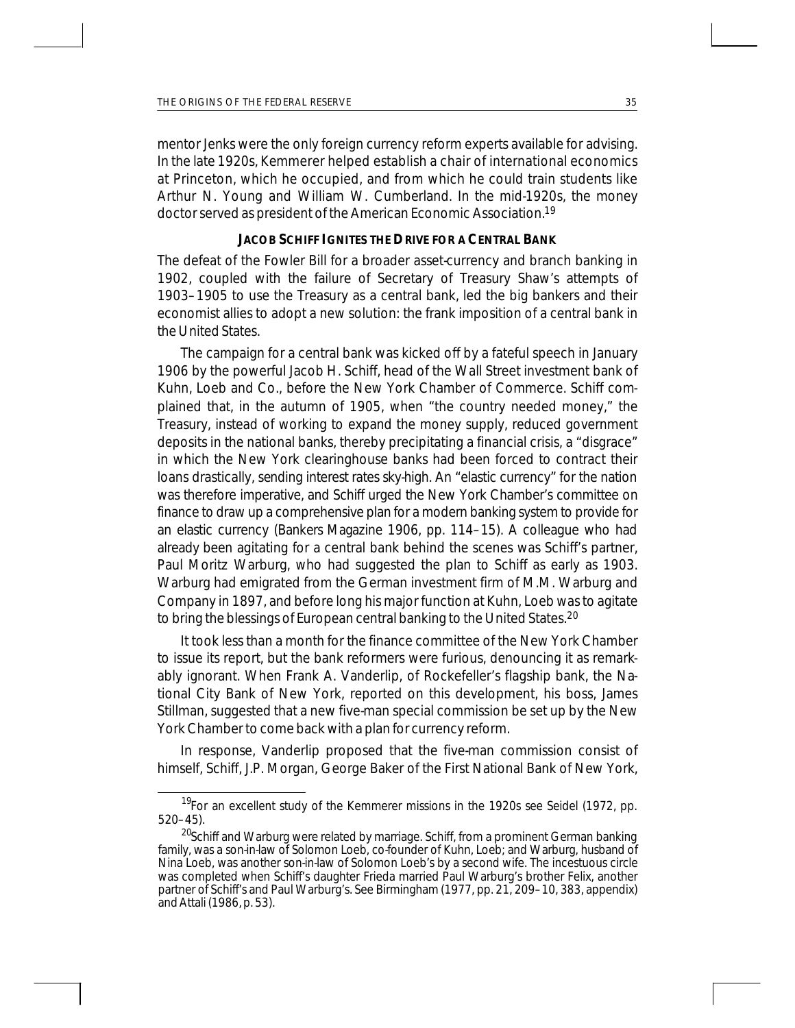mentor Jenks were the only foreign currency reform experts available for advising. In the late 1920s, Kemmerer helped establish a chair of international economics at Princeton, which he occupied, and from which he could train students like Arthur N. Young and William W. Cumberland. In the mid-1920s, the money doctor served as president of the American Economic Association.[19]

### JACOB SCHIFF IGNITES THE DRIVE FOR A CENTRAL BANK

The defeat of the Fowler Bill for a broader asset-currency and branch banking in 1902, coupled with the failure of Secretary of Treasury Shaw's attempts of 1903–1905 to use the Treasury as a central bank, led the big bankers and their economist allies to adopt a new solution: the frank imposition of a central bank in the United States.

The campaign for a central bank was kicked off by a fateful speech in January 1906 by the powerful Jacob H. Schiff, head of the Wall Street investment bank of Kuhn, Loeb and Co., before the New York Chamber of Commerce. Schiff complained that, in the autumn of 1905, when "the country needed money," the Treasury, instead of working to expand the money supply, reduced government deposits in the national banks, thereby precipitating a financial crisis, a "disgrace" in which the New York clearinghouse banks had been forced to contract their loans drastically, sending interest rates sky-high. An "elastic currency" for the nation was therefore imperative, and Schiff urged the New York Chamber's committee on finance to draw up a comprehensive plan for a modern banking system to provide for an elastic currency (Bankers Magazine 1906, pp. 114–15). A colleague who had already been agitating for a central bank behind the scenes was Schiff's partner, Paul Moritz Warburg, who had suggested the plan to Schiff as early as 1903. Warburg had emigrated from the German investment firm of M.M. Warburg and Company in 1897, and before long his major function at Kuhn, Loeb was to agitate to bring the blessings of European central banking to the United States.[20]

It took less than a month for the finance committee of the New York Chamber to issue its report, but the bank reformers were furious, denouncing it as remarkably ignorant. When Frank A. Vanderlip, of Rockefeller's flagship bank, the National City Bank of New York, reported on this development, his boss, James Stillman, suggested that a new five-man special commission be set up by the New York Chamber to come back with a plan for currency reform.

In response, Vanderlip proposed that the five-man commission consist of himself, Schiff, J.P. Morgan, George Baker of the First National Bank of New York,

---

[19] For an excellent study of the Kemmerer missions in the 1920s see Seidel (1972, pp. 520–45).

[20] Schiff and Warburg were related by marriage. Schiff, from a prominent German banking family, was a son-in-law of Solomon Loeb, co-founder of Kuhn, Loeb; and Warburg, husband of Nina Loeb, was another son-in-law of Solomon Loeb's by a second wife. The incestuous circle was completed when Schiff's daughter Frieda married Paul Warburg's brother Felix, another partner of Schiff's and Paul Warburg's. See Birmingham (1977, pp. 21, 209–10, 383, appendix) and Attali (1986, p. 53).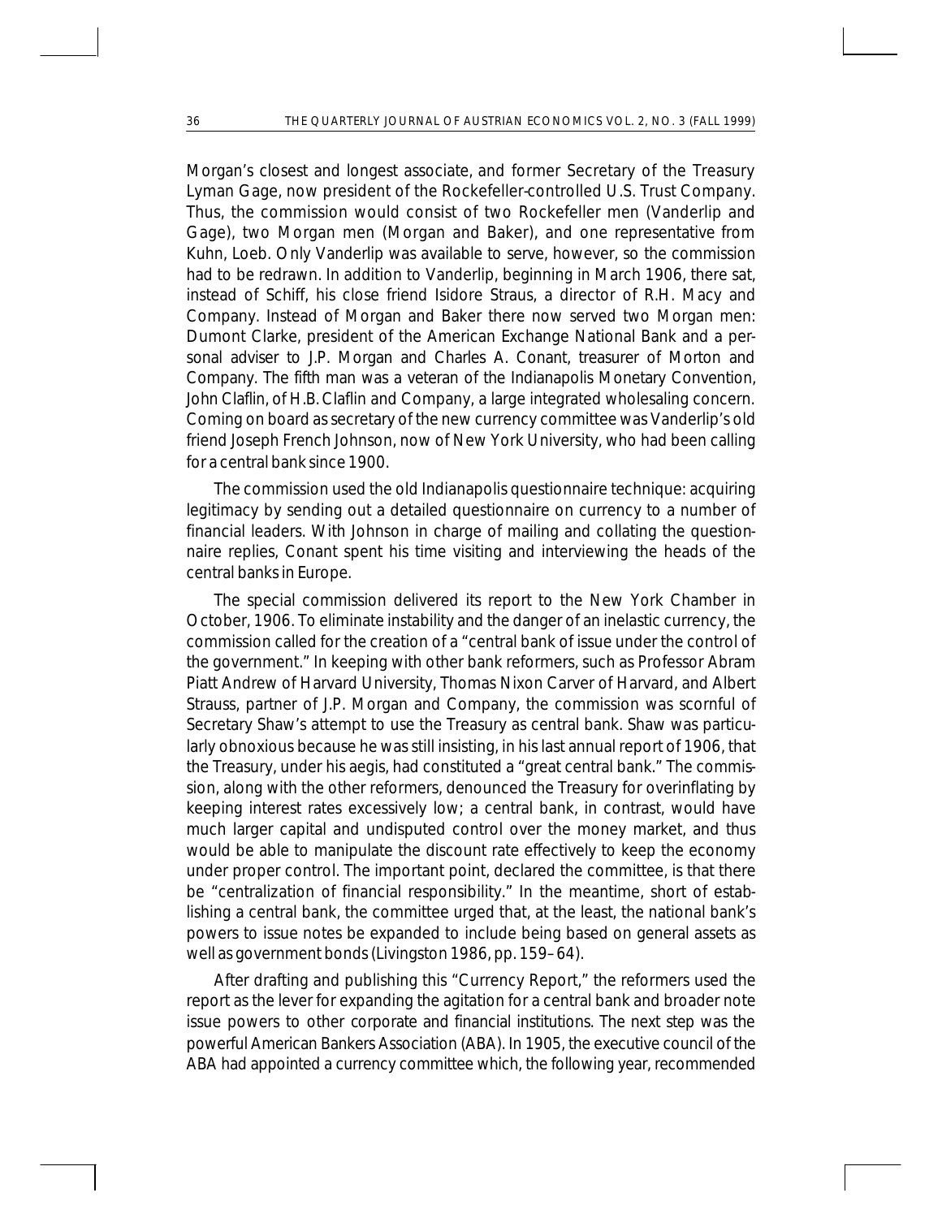Morgan's closest and longest associate, and former Secretary of the Treasury Lyman Gage, now president of the Rockefeller-controlled U.S. Trust Company. Thus, the commission would consist of two Rockefeller men (Vanderlip and Gage), two Morgan men (Morgan and Baker), and one representative from Kuhn, Loeb. Only Vanderlip was available to serve, however, so the commission had to be redrawn. In addition to Vanderlip, beginning in March 1906, there sat, instead of Schiff, his close friend Isidore Straus, a director of R.H. Macy and Company. Instead of Morgan and Baker there now served two Morgan men: Dumont Clarke, president of the American Exchange National Bank and a personal adviser to J.P. Morgan and Charles A. Conant, treasurer of Morton and Company. The fifth man was a veteran of the Indianapolis Monetary Convention, John Claflin, of H.B. Claflin and Company, a large integrated wholesaling concern. Coming on board as secretary of the new currency committee was Vanderlip's old friend Joseph French Johnson, now of New York University, who had been calling for a central bank since 1900.

The commission used the old Indianapolis questionnaire technique: acquiring legitimacy by sending out a detailed questionnaire on currency to a number of financial leaders. With Johnson in charge of mailing and collating the questionnaire replies, Conant spent his time visiting and interviewing the heads of the central banks in Europe.

The special commission delivered its report to the New York Chamber in October, 1906. To eliminate instability and the danger of an inelastic currency, the commission called for the creation of a "central bank of issue under the control of the government." In keeping with other bank reformers, such as Professor Abram Piatt Andrew of Harvard University, Thomas Nixon Carver of Harvard, and Albert Strauss, partner of J.P. Morgan and Company, the commission was scornful of Secretary Shaw's attempt to use the Treasury as central bank. Shaw was particularly obnoxious because he was still insisting, in his last annual report of 1906, that the Treasury, under his aegis, had constituted a "great central bank." The commission, along with the other reformers, denounced the Treasury for overinflating by keeping interest rates excessively low; a central bank, in contrast, would have much larger capital and undisputed control over the money market, and thus would be able to manipulate the discount rate effectively to keep the economy under proper control. The important point, declared the committee, is that there be "centralization of financial responsibility." In the meantime, short of establishing a central bank, the committee urged that, at the least, the national bank's powers to issue notes be expanded to include being based on general assets as well as government bonds (Livingston 1986, pp. 159–64).

After drafting and publishing this "Currency Report," the reformers used the report as the lever for expanding the agitation for a central bank and broader note issue powers to other corporate and financial institutions. The next step was the powerful American Bankers Association (ABA). In 1905, the executive council of the ABA had appointed a currency committee which, the following year, recommended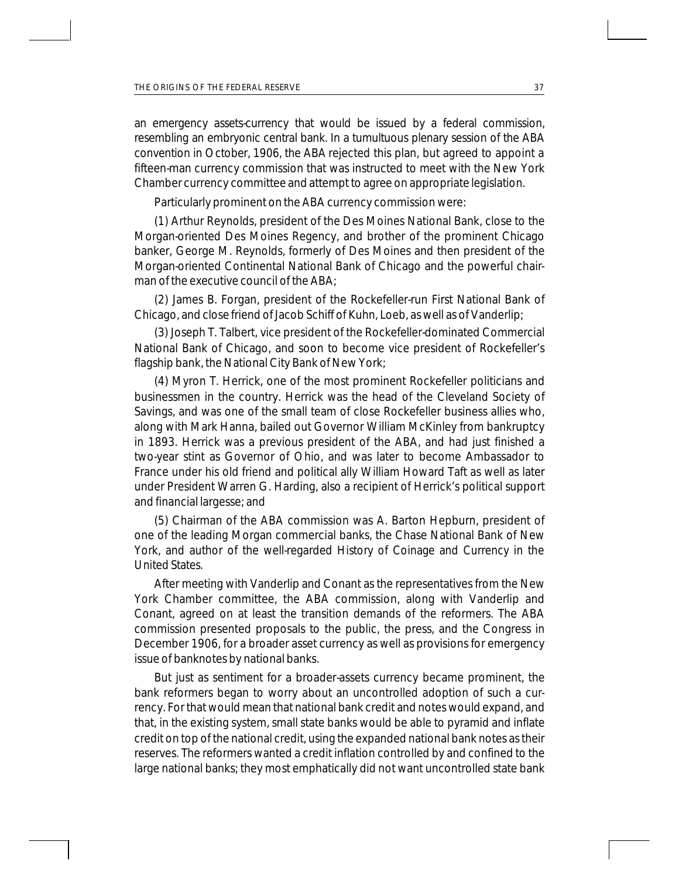an emergency assets-currency that would be issued by a federal commission, resembling an embryonic central bank. In a tumultuous plenary session of the ABA convention in October, 1906, the ABA rejected this plan, but agreed to appoint a fifteen-man currency commission that was instructed to meet with the New York Chamber currency committee and attempt to agree on appropriate legislation.

Particularly prominent on the ABA currency commission were:

(1) Arthur Reynolds, president of the Des Moines National Bank, close to the Morgan-oriented Des Moines Regency, and brother of the prominent Chicago banker, George M. Reynolds, formerly of Des Moines and then president of the Morgan-oriented Continental National Bank of Chicago and the powerful chairman of the executive council of the ABA;

(2) James B. Forgan, president of the Rockefeller-run First National Bank of Chicago, and close friend of Jacob Schiff of Kuhn, Loeb, as well as of Vanderlip;

(3) Joseph T. Talbert, vice president of the Rockefeller-dominated Commercial National Bank of Chicago, and soon to become vice president of Rockefeller's flagship bank, the National City Bank of New York;

(4) Myron T. Herrick, one of the most prominent Rockefeller politicians and businessmen in the country. Herrick was the head of the Cleveland Society of Savings, and was one of the small team of close Rockefeller business allies who, along with Mark Hanna, bailed out Governor William McKinley from bankruptcy in 1893. Herrick was a previous president of the ABA, and had just finished a two-year stint as Governor of Ohio, and was later to become Ambassador to France under his old friend and political ally William Howard Taft as well as later under President Warren G. Harding, also a recipient of Herrick's political support and financial largesse; and

(5) Chairman of the ABA commission was A. Barton Hepburn, president of one of the leading Morgan commercial banks, the Chase National Bank of New York, and author of the well-regarded History of Coinage and Currency in the United States.

After meeting with Vanderlip and Conant as the representatives from the New York Chamber committee, the ABA commission, along with Vanderlip and Conant, agreed on at least the transition demands of the reformers. The ABA commission presented proposals to the public, the press, and the Congress in December 1906, for a broader asset currency as well as provisions for emergency issue of banknotes by national banks.

But just as sentiment for a broader-assets currency became prominent, the bank reformers began to worry about an uncontrolled adoption of such a currency. For that would mean that national bank credit and notes would expand, and that, in the existing system, small state banks would be able to pyramid and inflate credit on top of the national credit, using the expanded national bank notes as their reserves. The reformers wanted a credit inflation controlled by and confined to the large national banks; they most emphatically did not want uncontrolled state bank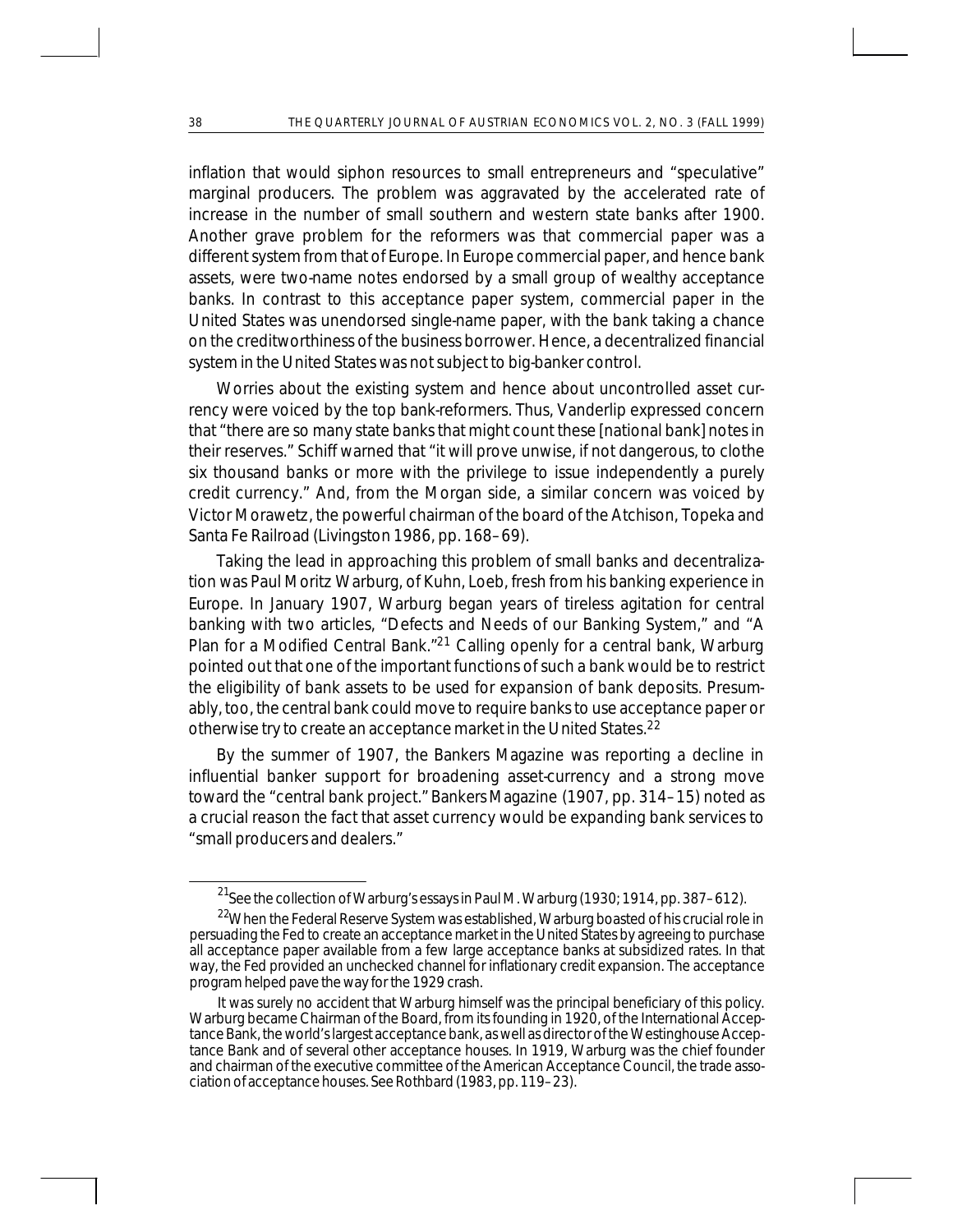inflation that would siphon resources to small entrepreneurs and "speculative" marginal producers. The problem was aggravated by the accelerated rate of increase in the number of small southern and western state banks after 1900. Another grave problem for the reformers was that commercial paper was a different system from that of Europe. In Europe commercial paper, and hence bank assets, were two-name notes endorsed by a small group of wealthy acceptance banks. In contrast to this acceptance paper system, commercial paper in the United States was unendorsed single-name paper, with the bank taking a chance on the creditworthiness of the business borrower. Hence, a decentralized financial system in the United States was not subject to big-banker control.

Worries about the existing system and hence about uncontrolled asset currency were voiced by the top bank-reformers. Thus, Vanderlip expressed concern that "there are so many state banks that might count these [national bank] notes in their reserves." Schiff warned that "it will prove unwise, if not dangerous, to clothe six thousand banks or more with the privilege to issue independently a purely credit currency." And, from the Morgan side, a similar concern was voiced by Victor Morawetz, the powerful chairman of the board of the Atchison, Topeka and Santa Fe Railroad (Livingston 1986, pp. 168–69).

Taking the lead in approaching this problem of small banks and decentralization was Paul Moritz Warburg, of Kuhn, Loeb, fresh from his banking experience in Europe. In January 1907, Warburg began years of tireless agitation for central banking with two articles, "Defects and Needs of our Banking System," and "A Plan for a Modified Central Bank."[21] Calling openly for a central bank, Warburg pointed out that one of the important functions of such a bank would be to restrict the eligibility of bank assets to be used for expansion of bank deposits. Presumably, too, the central bank could move to require banks to use acceptance paper or otherwise try to create an acceptance market in the United States.[22]

By the summer of 1907, the Bankers Magazine was reporting a decline in influential banker support for broadening asset-currency and a strong move toward the "central bank project." Bankers Magazine (1907, pp. 314–15) noted as a crucial reason the fact that asset currency would be expanding bank services to "small producers and dealers."

---

[21] See the collection of Warburg's essays in Paul M. Warburg (1930; 1914, pp. 387–612).

[22] When the Federal Reserve System was established, Warburg boasted of his crucial role in persuading the Fed to create an acceptance market in the United States by agreeing to purchase all acceptance paper available from a few large acceptance banks at subsidized rates. In that way, the Fed provided an unchecked channel for inflationary credit expansion. The acceptance program helped pave the way for the 1929 crash.

It was surely no accident that Warburg himself was the principal beneficiary of this policy. Warburg became Chairman of the Board, from its founding in 1920, of the International Acceptance Bank, the world's largest acceptance bank, as well as director of the Westinghouse Acceptance Bank and of several other acceptance houses. In 1919, Warburg was the chief founder and chairman of the executive committee of the American Acceptance Council, the trade association of acceptance houses. See Rothbard (1983, pp. 119–23).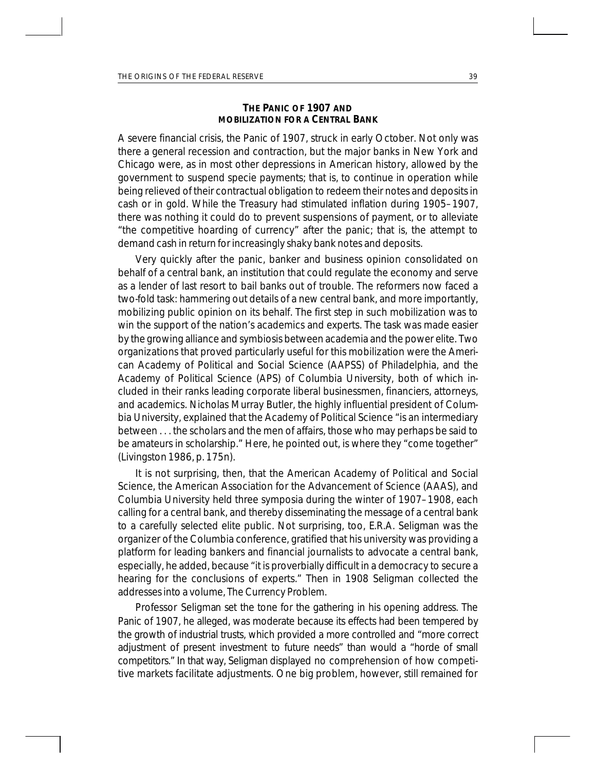## THE PANIC OF 1907 AND MOBILIZATION FOR A CENTRAL BANK

A severe financial crisis, the Panic of 1907, struck in early October. Not only was there a general recession and contraction, but the major banks in New York and Chicago were, as in most other depressions in American history, allowed by the government to suspend specie payments; that is, to continue in operation while being relieved of their contractual obligation to redeem their notes and deposits in cash or in gold. While the Treasury had stimulated inflation during 1905–1907, there was nothing it could do to prevent suspensions of payment, or to alleviate "the competitive hoarding of currency" after the panic; that is, the attempt to demand cash in return for increasingly shaky bank notes and deposits.

Very quickly after the panic, banker and business opinion consolidated on behalf of a central bank, an institution that could regulate the economy and serve as a lender of last resort to bail banks out of trouble. The reformers now faced a two-fold task: hammering out details of a new central bank, and more importantly, mobilizing public opinion on its behalf. The first step in such mobilization was to win the support of the nation's academics and experts. The task was made easier by the growing alliance and symbiosis between academia and the power elite. Two organizations that proved particularly useful for this mobilization were the American Academy of Political and Social Science (AAPSS) of Philadelphia, and the Academy of Political Science (APS) of Columbia University, both of which included in their ranks leading corporate liberal businessmen, financiers, attorneys, and academics. Nicholas Murray Butler, the highly influential president of Columbia University, explained that the Academy of Political Science "is an intermediary between . . . the scholars and the men of affairs, those who may perhaps be said to be amateurs in scholarship." Here, he pointed out, is where they "come together" (Livingston 1986, p. 175n).

It is not surprising, then, that the American Academy of Political and Social Science, the American Association for the Advancement of Science (AAAS), and Columbia University held three symposia during the winter of 1907–1908, each calling for a central bank, and thereby disseminating the message of a central bank to a carefully selected elite public. Not surprising, too, E.R.A. Seligman was the organizer of the Columbia conference, gratified that his university was providing a platform for leading bankers and financial journalists to advocate a central bank, especially, he added, because "it is proverbially difficult in a democracy to secure a hearing for the conclusions of experts." Then in 1908 Seligman collected the addresses into a volume, *The Currency Problem*.

Professor Seligman set the tone for the gathering in his opening address. The Panic of 1907, he alleged, was moderate because its effects had been tempered by the growth of industrial trusts, which provided a more controlled and "more correct adjustment of present investment to future needs" than would a "horde of small competitors." In that way, Seligman displayed no comprehension of how competitive markets facilitate adjustments. One big problem, however, still remained for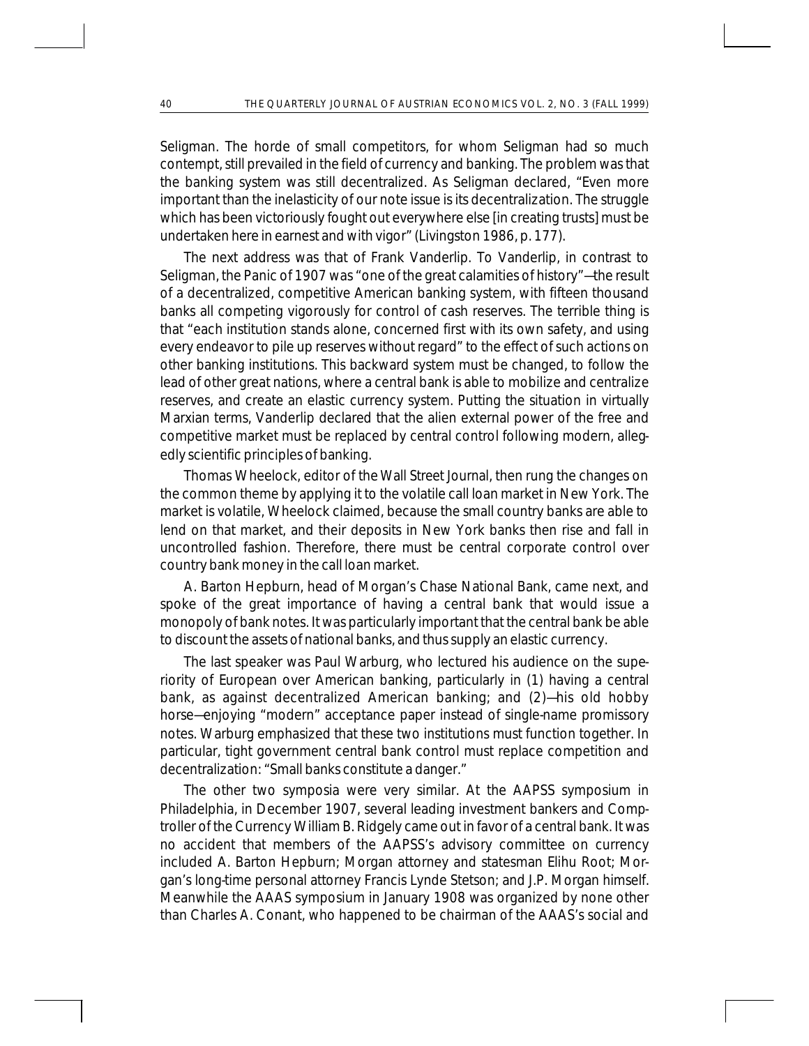Seligman. The horde of small competitors, for whom Seligman had so much contempt, still prevailed in the field of currency and banking. The problem was that the banking system was still decentralized. As Seligman declared, "Even more important than the inelasticity of our note issue is its decentralization. The struggle which has been victoriously fought out everywhere else [in creating trusts] must be undertaken here in earnest and with vigor" (Livingston 1986, p. 177).

The next address was that of Frank Vanderlip. To Vanderlip, in contrast to Seligman, the Panic of 1907 was "one of the great calamities of history"—the result of a decentralized, competitive American banking system, with fifteen thousand banks all competing vigorously for control of cash reserves. The terrible thing is that "each institution stands alone, concerned first with its own safety, and using every endeavor to pile up reserves without regard" to the effect of such actions on other banking institutions. This backward system must be changed, to follow the lead of other great nations, where a central bank is able to mobilize and centralize reserves, and create an elastic currency system. Putting the situation in virtually Marxian terms, Vanderlip declared that the alien external power of the free and competitive market must be replaced by central control following modern, allegedly scientific principles of banking.

Thomas Wheelock, editor of the Wall Street Journal, then rung the changes on the common theme by applying it to the volatile call loan market in New York. The market is volatile, Wheelock claimed, because the small country banks are able to lend on that market, and their deposits in New York banks then rise and fall in uncontrolled fashion. Therefore, there must be central corporate control over country bank money in the call loan market.

A. Barton Hepburn, head of Morgan's Chase National Bank, came next, and spoke of the great importance of having a central bank that would issue a monopoly of bank notes. It was particularly important that the central bank be able to discount the assets of national banks, and thus supply an elastic currency.

The last speaker was Paul Warburg, who lectured his audience on the superiority of European over American banking, particularly in (1) having a central bank, as against decentralized American banking; and (2)—his old hobby horse—enjoying "modern" acceptance paper instead of single-name promissory notes. Warburg emphasized that these two institutions must function together. In particular, tight government central bank control must replace competition and decentralization: "Small banks constitute a danger."

The other two symposia were very similar. At the AAPSS symposium in Philadelphia, in December 1907, several leading investment bankers and Comptroller of the Currency William B. Ridgely came out in favor of a central bank. It was no accident that members of the AAPSS's advisory committee on currency included A. Barton Hepburn; Morgan attorney and statesman Elihu Root; Morgan's long-time personal attorney Francis Lynde Stetson; and J.P. Morgan himself. Meanwhile the AAAS symposium in January 1908 was organized by none other than Charles A. Conant, who happened to be chairman of the AAAS's social and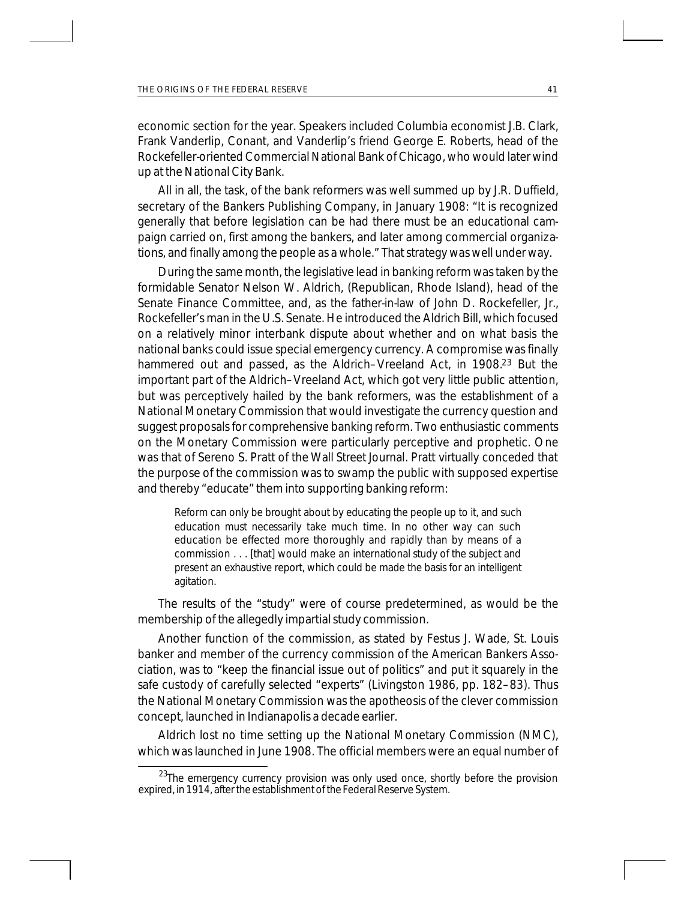economic section for the year. Speakers included Columbia economist J.B. Clark, Frank Vanderlip, Conant, and Vanderlip's friend George E. Roberts, head of the Rockefeller-oriented Commercial National Bank of Chicago, who would later wind up at the National City Bank.

All in all, the task, of the bank reformers was well summed up by J.R. Duffield, secretary of the Bankers Publishing Company, in January 1908: "It is recognized generally that before legislation can be had there must be an educational campaign carried on, first among the bankers, and later among commercial organizations, and finally among the people as a whole." That strategy was well under way.

During the same month, the legislative lead in banking reform was taken by the formidable Senator Nelson W. Aldrich, (Republican, Rhode Island), head of the Senate Finance Committee, and, as the father-in-law of John D. Rockefeller, Jr., Rockefeller's man in the U.S. Senate. He introduced the Aldrich Bill, which focused on a relatively minor interbank dispute about whether and on what basis the national banks could issue special emergency currency. A compromise was finally hammered out and passed, as the Aldrich–Vreeland Act, in 1908.[23] But the important part of the Aldrich–Vreeland Act, which got very little public attention, but was perceptively hailed by the bank reformers, was the establishment of a National Monetary Commission that would investigate the currency question and suggest proposals for comprehensive banking reform. Two enthusiastic comments on the Monetary Commission were particularly perceptive and prophetic. One was that of Sereno S. Pratt of the Wall Street Journal. Pratt virtually conceded that the purpose of the commission was to swamp the public with supposed expertise and thereby "educate" them into supporting banking reform:

> Reform can only be brought about by educating the people up to it, and such education must necessarily take much time. In no other way can such education be effected more thoroughly and rapidly than by means of a commission . . . [that] would make an international study of the subject and present an exhaustive report, which could be made the basis for an intelligent agitation.

The results of the "study" were of course predetermined, as would be the membership of the allegedly impartial study commission.

Another function of the commission, as stated by Festus J. Wade, St. Louis banker and member of the currency commission of the American Bankers Association, was to "keep the financial issue out of politics" and put it squarely in the safe custody of carefully selected "experts" (Livingston 1986, pp. 182–83). Thus the National Monetary Commission was the apotheosis of the clever commission concept, launched in Indianapolis a decade earlier.

Aldrich lost no time setting up the National Monetary Commission (NMC), which was launched in June 1908. The official members were an equal number of

[23] The emergency currency provision was only used once, shortly before the provision expired, in 1914, after the establishment of the Federal Reserve System.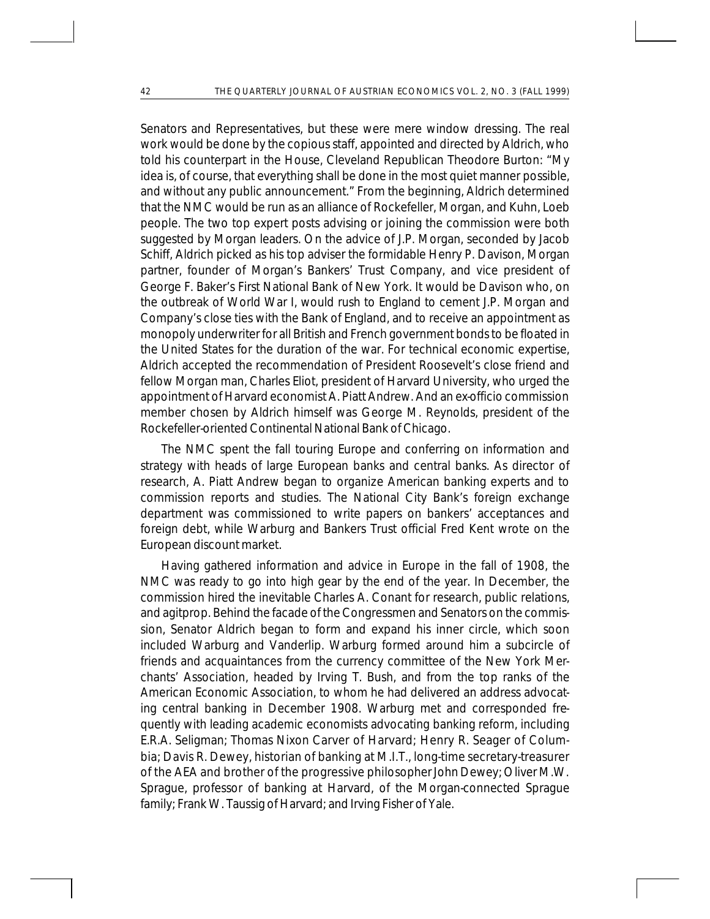Senators and Representatives, but these were mere window dressing. The real work would be done by the copious staff, appointed and directed by Aldrich, who told his counterpart in the House, Cleveland Republican Theodore Burton: "My idea is, of course, that everything shall be done in the most quiet manner possible, and without any public announcement." From the beginning, Aldrich determined that the NMC would be run as an alliance of Rockefeller, Morgan, and Kuhn, Loeb people. The two top expert posts advising or joining the commission were both suggested by Morgan leaders. On the advice of J.P. Morgan, seconded by Jacob Schiff, Aldrich picked as his top adviser the formidable Henry P. Davison, Morgan partner, founder of Morgan's Bankers' Trust Company, and vice president of George F. Baker's First National Bank of New York. It would be Davison who, on the outbreak of World War I, would rush to England to cement J.P. Morgan and Company's close ties with the Bank of England, and to receive an appointment as monopoly underwriter for all British and French government bonds to be floated in the United States for the duration of the war. For technical economic expertise, Aldrich accepted the recommendation of President Roosevelt's close friend and fellow Morgan man, Charles Eliot, president of Harvard University, who urged the appointment of Harvard economist A. Piatt Andrew. And an ex-officio commission member chosen by Aldrich himself was George M. Reynolds, president of the Rockefeller-oriented Continental National Bank of Chicago.

The NMC spent the fall touring Europe and conferring on information and strategy with heads of large European banks and central banks. As director of research, A. Piatt Andrew began to organize American banking experts and to commission reports and studies. The National City Bank's foreign exchange department was commissioned to write papers on bankers' acceptances and foreign debt, while Warburg and Bankers Trust official Fred Kent wrote on the European discount market.

Having gathered information and advice in Europe in the fall of 1908, the NMC was ready to go into high gear by the end of the year. In December, the commission hired the inevitable Charles A. Conant for research, public relations, and agitprop. Behind the facade of the Congressmen and Senators on the commission, Senator Aldrich began to form and expand his inner circle, which soon included Warburg and Vanderlip. Warburg formed around him a subcircle of friends and acquaintances from the currency committee of the New York Merchants' Association, headed by Irving T. Bush, and from the top ranks of the American Economic Association, to whom he had delivered an address advocating central banking in December 1908. Warburg met and corresponded frequently with leading academic economists advocating banking reform, including E.R.A. Seligman; Thomas Nixon Carver of Harvard; Henry R. Seager of Columbia; Davis R. Dewey, historian of banking at M.I.T., long-time secretary-treasurer of the AEA and brother of the progressive philosopher John Dewey; Oliver M.W. Sprague, professor of banking at Harvard, of the Morgan-connected Sprague family; Frank W. Taussig of Harvard; and Irving Fisher of Yale.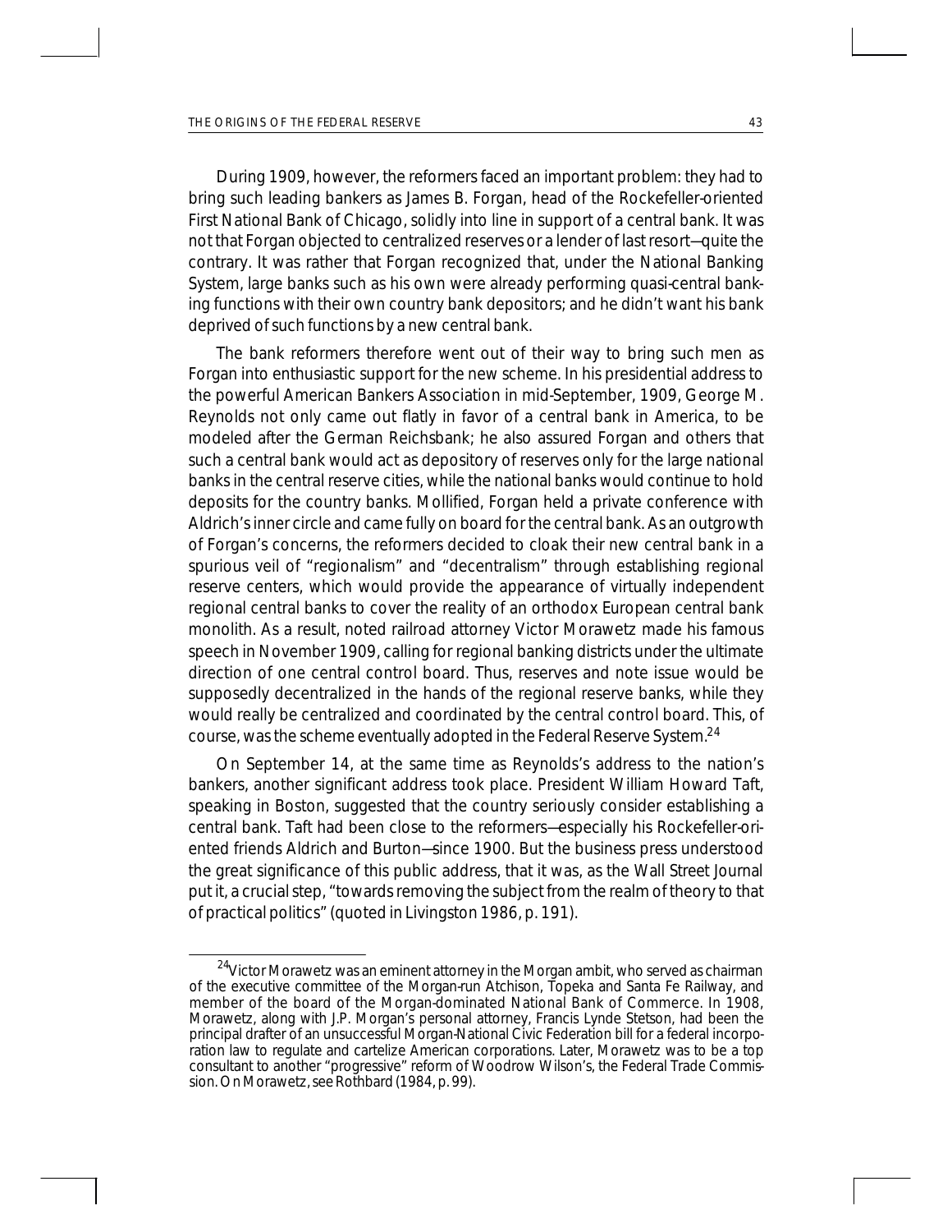During 1909, however, the reformers faced an important problem: they had to bring such leading bankers as James B. Forgan, head of the Rockefeller-oriented First National Bank of Chicago, solidly into line in support of a central bank. It was not that Forgan objected to centralized reserves or a lender of last resort—quite the contrary. It was rather that Forgan recognized that, under the National Banking System, large banks such as his own were already performing quasi-central banking functions with their own country bank depositors; and he didn't want his bank deprived of such functions by a new central bank.

The bank reformers therefore went out of their way to bring such men as Forgan into enthusiastic support for the new scheme. In his presidential address to the powerful American Bankers Association in mid-September, 1909, George M. Reynolds not only came out flatly in favor of a central bank in America, to be modeled after the German Reichsbank; he also assured Forgan and others that such a central bank would act as depository of reserves only for the large national banks in the central reserve cities, while the national banks would continue to hold deposits for the country banks. Mollified, Forgan held a private conference with Aldrich's inner circle and came fully on board for the central bank. As an outgrowth of Forgan's concerns, the reformers decided to cloak their new central bank in a spurious veil of "regionalism" and "decentralism" through establishing regional reserve centers, which would provide the appearance of virtually independent regional central banks to cover the reality of an orthodox European central bank monolith. As a result, noted railroad attorney Victor Morawetz made his famous speech in November 1909, calling for regional banking districts under the ultimate direction of one central control board. Thus, reserves and note issue would be supposedly decentralized in the hands of the regional reserve banks, while they would really be centralized and coordinated by the central control board. This, of course, was the scheme eventually adopted in the Federal Reserve System.[24]

On September 14, at the same time as Reynolds's address to the nation's bankers, another significant address took place. President William Howard Taft, speaking in Boston, suggested that the country seriously consider establishing a central bank. Taft had been close to the reformers—especially his Rockefeller-oriented friends Aldrich and Burton—since 1900. But the business press understood the great significance of this public address, that it was, as the *Wall Street Journal* put it, a crucial step, "towards removing the subject from the realm of theory to that of practical politics" (quoted in Livingston 1986, p. 191).

---

[24]Victor Morawetz was an eminent attorney in the Morgan ambit, who served as chairman of the executive committee of the Morgan-run Atchison, Topeka and Santa Fe Railway, and member of the board of the Morgan-dominated National Bank of Commerce. In 1908, Morawetz, along with J.P. Morgan's personal attorney, Francis Lynde Stetson, had been the principal drafter of an unsuccessful Morgan-National Civic Federation bill for a federal incorporation law to regulate and cartelize American corporations. Later, Morawetz was to be a top consultant to another "progressive" reform of Woodrow Wilson's, the Federal Trade Commission. On Morawetz, see Rothbard (1984, p. 99).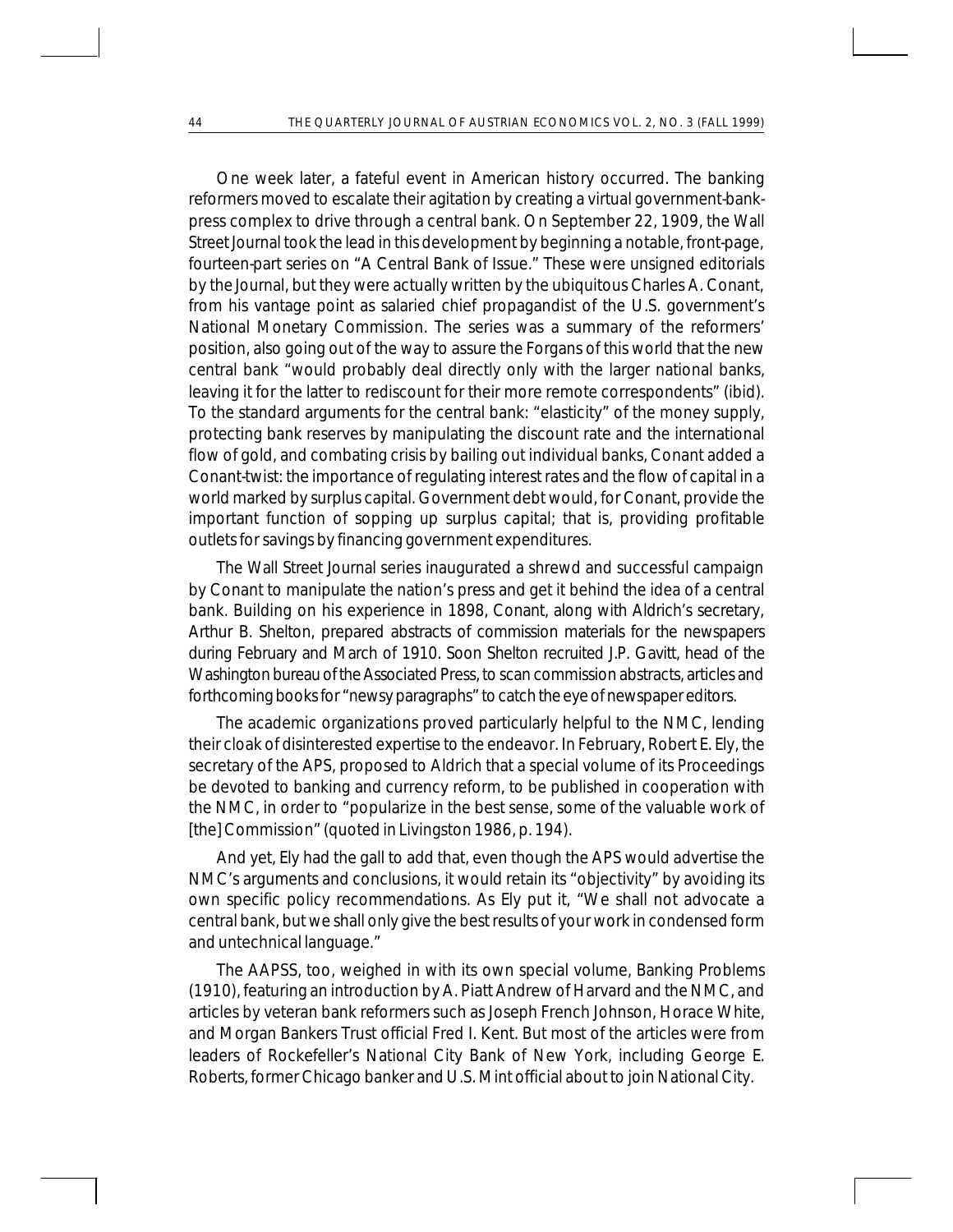One week later, a fateful event in American history occurred. The banking reformers moved to escalate their agitation by creating a virtual government-bank-press complex to drive through a central bank. On September 22, 1909, the *Wall Street Journal* took the lead in this development by beginning a notable, front-page, fourteen-part series on "A Central Bank of Issue." These were unsigned editorials by the *Journal*, but they were actually written by the ubiquitous Charles A. Conant, from his vantage point as salaried chief propagandist of the U.S. government's National Monetary Commission. The series was a summary of the reformers' position, also going out of the way to assure the Forgans of this world that the new central bank "would probably deal directly only with the larger national banks, leaving it for the latter to rediscount for their more remote correspondents" (ibid). To the standard arguments for the central bank: "elasticity" of the money supply, protecting bank reserves by manipulating the discount rate and the international flow of gold, and combating crisis by bailing out individual banks, Conant added a Conant-twist: the importance of regulating interest rates and the flow of capital in a world marked by surplus capital. Government debt would, for Conant, provide the important function of sopping up surplus capital; that is, providing profitable outlets for savings by financing government expenditures.

The *Wall Street Journal* series inaugurated a shrewd and successful campaign by Conant to manipulate the nation's press and get it behind the idea of a central bank. Building on his experience in 1898, Conant, along with Aldrich's secretary, Arthur B. Shelton, prepared abstracts of commission materials for the newspapers during February and March of 1910. Soon Shelton recruited J.P. Gavitt, head of the Washington bureau of the Associated Press, to scan commission abstracts, articles and forthcoming books for "newsy paragraphs" to catch the eye of newspaper editors.

The academic organizations proved particularly helpful to the NMC, lending their cloak of disinterested expertise to the endeavor. In February, Robert E. Ely, the secretary of the APS, proposed to Aldrich that a special volume of its *Proceedings* be devoted to banking and currency reform, to be published in cooperation with the NMC, in order to "popularize in the best sense, some of the valuable work of [the] Commission" (quoted in Livingston 1986, p. 194).

And yet, Ely had the gall to add that, even though the APS would advertise the NMC's arguments and conclusions, it would retain its "objectivity" by avoiding its own specific policy recommendations. As Ely put it, "We shall not advocate a central bank, but we shall only give the best results of your work in condensed form and untechnical language."

The AAPSS, too, weighed in with its own special volume, *Banking Problems* (1910), featuring an introduction by A. Piatt Andrew of Harvard and the NMC, and articles by veteran bank reformers such as Joseph French Johnson, Horace White, and Morgan Bankers Trust official Fred I. Kent. But most of the articles were from leaders of Rockefeller's National City Bank of New York, including George E. Roberts, former Chicago banker and U.S. Mint official about to join National City.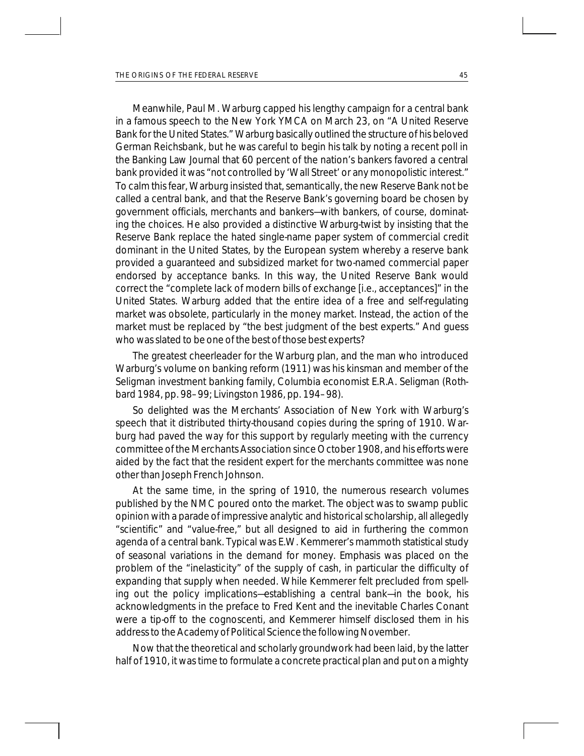Meanwhile, Paul M. Warburg capped his lengthy campaign for a central bank in a famous speech to the New York YMCA on March 23, on "A United Reserve Bank for the United States." Warburg basically outlined the structure of his beloved German Reichsbank, but he was careful to begin his talk by noting a recent poll in the Banking Law Journal that 60 percent of the nation's bankers favored a central bank provided it was "not controlled by 'Wall Street' or any monopolistic interest." To calm this fear, Warburg insisted that, semantically, the new Reserve Bank not be called a central bank, and that the Reserve Bank's governing board be chosen by government officials, merchants and bankers—with bankers, of course, dominating the choices. He also provided a distinctive Warburg-twist by insisting that the Reserve Bank replace the hated single-name paper system of commercial credit dominant in the United States, by the European system whereby a reserve bank provided a guaranteed and subsidized market for two-named commercial paper endorsed by acceptance banks. In this way, the United Reserve Bank would correct the "complete lack of modern bills of exchange [i.e., acceptances]" in the United States. Warburg added that the entire idea of a free and self-regulating market was obsolete, particularly in the money market. Instead, the action of the market must be replaced by "the best judgment of the best experts." And guess who was slated to be one of the best of those best experts?

The greatest cheerleader for the Warburg plan, and the man who introduced Warburg's volume on banking reform (1911) was his kinsman and member of the Seligman investment banking family, Columbia economist E.R.A. Seligman (Rothbard 1984, pp. 98–99; Livingston 1986, pp. 194–98).

So delighted was the Merchants' Association of New York with Warburg's speech that it distributed thirty-thousand copies during the spring of 1910. Warburg had paved the way for this support by regularly meeting with the currency committee of the Merchants Association since October 1908, and his efforts were aided by the fact that the resident expert for the merchants committee was none other than Joseph French Johnson.

At the same time, in the spring of 1910, the numerous research volumes published by the NMC poured onto the market. The object was to swamp public opinion with a parade of impressive analytic and historical scholarship, all allegedly "scientific" and "value-free," but all designed to aid in furthering the common agenda of a central bank. Typical was E.W. Kemmerer's mammoth statistical study of seasonal variations in the demand for money. Emphasis was placed on the problem of the "inelasticity" of the supply of cash, in particular the difficulty of expanding that supply when needed. While Kemmerer felt precluded from spelling out the policy implications—establishing a central bank—in the book, his acknowledgments in the preface to Fred Kent and the inevitable Charles Conant were a tip-off to the cognoscenti, and Kemmerer himself disclosed them in his address to the Academy of Political Science the following November.

Now that the theoretical and scholarly groundwork had been laid, by the latter half of 1910, it was time to formulate a concrete practical plan and put on a mighty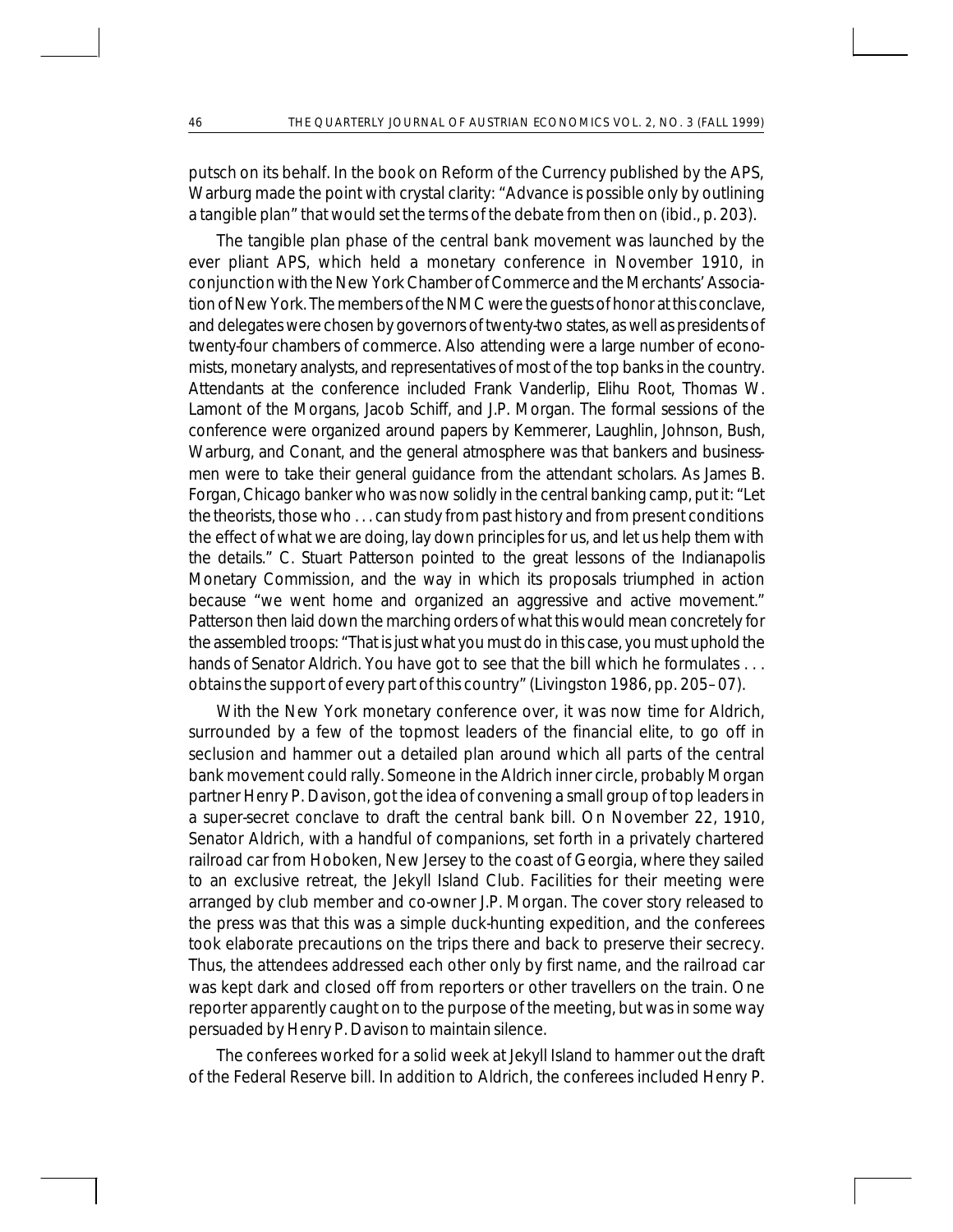putsch on its behalf. In the book on Reform of the Currency published by the APS, Warburg made the point with crystal clarity: "Advance is possible only by outlining a tangible plan" that would set the terms of the debate from then on (ibid., p. 203).

The tangible plan phase of the central bank movement was launched by the ever pliant APS, which held a monetary conference in November 1910, in conjunction with the New York Chamber of Commerce and the Merchants' Association of New York. The members of the NMC were the guests of honor at this conclave, and delegates were chosen by governors of twenty-two states, as well as presidents of twenty-four chambers of commerce. Also attending were a large number of economists, monetary analysts, and representatives of most of the top banks in the country. Attendants at the conference included Frank Vanderlip, Elihu Root, Thomas W. Lamont of the Morgans, Jacob Schiff, and J.P. Morgan. The formal sessions of the conference were organized around papers by Kemmerer, Laughlin, Johnson, Bush, Warburg, and Conant, and the general atmosphere was that bankers and businessmen were to take their general guidance from the attendant scholars. As James B. Forgan, Chicago banker who was now solidly in the central banking camp, put it: "Let the theorists, those who . . . can study from past history and from present conditions the effect of what we are doing, lay down principles for us, and let us help them with the details." C. Stuart Patterson pointed to the great lessons of the Indianapolis Monetary Commission, and the way in which its proposals triumphed in action because "we went home and organized an aggressive and active movement." Patterson then laid down the marching orders of what this would mean concretely for the assembled troops: "That is just what you must do in this case, you must uphold the hands of Senator Aldrich. You have got to see that the bill which he formulates . . . obtains the support of every part of this country" (Livingston 1986, pp. 205–07).

With the New York monetary conference over, it was now time for Aldrich, surrounded by a few of the topmost leaders of the financial elite, to go off in seclusion and hammer out a detailed plan around which all parts of the central bank movement could rally. Someone in the Aldrich inner circle, probably Morgan partner Henry P. Davison, got the idea of convening a small group of top leaders in a super-secret conclave to draft the central bank bill. On November 22, 1910, Senator Aldrich, with a handful of companions, set forth in a privately chartered railroad car from Hoboken, New Jersey to the coast of Georgia, where they sailed to an exclusive retreat, the Jekyll Island Club. Facilities for their meeting were arranged by club member and co-owner J.P. Morgan. The cover story released to the press was that this was a simple duck-hunting expedition, and the conferees took elaborate precautions on the trips there and back to preserve their secrecy. Thus, the attendees addressed each other only by first name, and the railroad car was kept dark and closed off from reporters or other travellers on the train. One reporter apparently caught on to the purpose of the meeting, but was in some way persuaded by Henry P. Davison to maintain silence.

The conferees worked for a solid week at Jekyll Island to hammer out the draft of the Federal Reserve bill. In addition to Aldrich, the conferees included Henry P.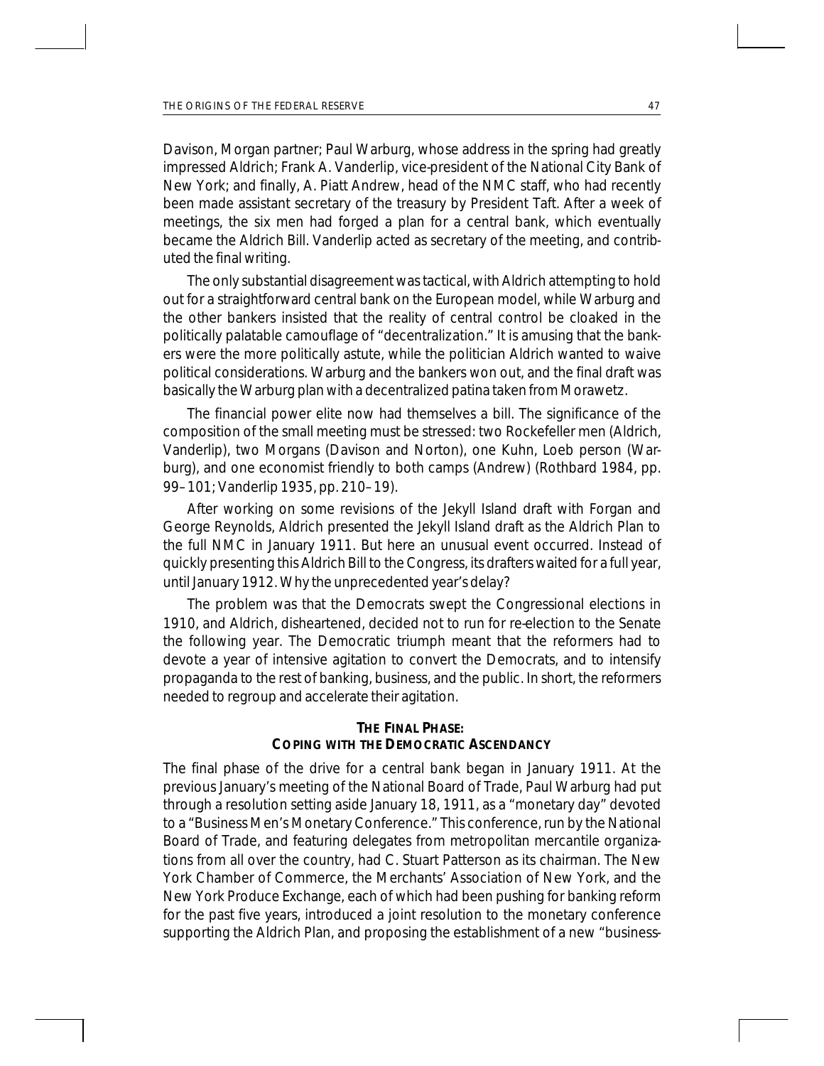Davison, Morgan partner; Paul Warburg, whose address in the spring had greatly impressed Aldrich; Frank A. Vanderlip, vice-president of the National City Bank of New York; and finally, A. Piatt Andrew, head of the NMC staff, who had recently been made assistant secretary of the treasury by President Taft. After a week of meetings, the six men had forged a plan for a central bank, which eventually became the Aldrich Bill. Vanderlip acted as secretary of the meeting, and contributed the final writing.

The only substantial disagreement was tactical, with Aldrich attempting to hold out for a straightforward central bank on the European model, while Warburg and the other bankers insisted that the reality of central control be cloaked in the politically palatable camouflage of "decentralization." It is amusing that the bankers were the more politically astute, while the politician Aldrich wanted to waive political considerations. Warburg and the bankers won out, and the final draft was basically the Warburg plan with a decentralized patina taken from Morawetz.

The financial power elite now had themselves a bill. The significance of the composition of the small meeting must be stressed: two Rockefeller men (Aldrich, Vanderlip), two Morgans (Davison and Norton), one Kuhn, Loeb person (Warburg), and one economist friendly to both camps (Andrew) (Rothbard 1984, pp. 99–101; Vanderlip 1935, pp. 210–19).

After working on some revisions of the Jekyll Island draft with Forgan and George Reynolds, Aldrich presented the Jekyll Island draft as the Aldrich Plan to the full NMC in January 1911. But here an unusual event occurred. Instead of quickly presenting this Aldrich Bill to the Congress, its drafters waited for a full year, until January 1912. Why the unprecedented year's delay?

The problem was that the Democrats swept the Congressional elections in 1910, and Aldrich, disheartened, decided not to run for re-election to the Senate the following year. The Democratic triumph meant that the reformers had to devote a year of intensive agitation to convert the Democrats, and to intensify propaganda to the rest of banking, business, and the public. In short, the reformers needed to regroup and accelerate their agitation.

## THE FINAL PHASE: COPING WITH THE DEMOCRATIC ASCENDANCY

The final phase of the drive for a central bank began in January 1911. At the previous January's meeting of the National Board of Trade, Paul Warburg had put through a resolution setting aside January 18, 1911, as a "monetary day" devoted to a "Business Men's Monetary Conference." This conference, run by the National Board of Trade, and featuring delegates from metropolitan mercantile organizations from all over the country, had C. Stuart Patterson as its chairman. The New York Chamber of Commerce, the Merchants' Association of New York, and the New York Produce Exchange, each of which had been pushing for banking reform for the past five years, introduced a joint resolution to the monetary conference supporting the Aldrich Plan, and proposing the establishment of a new "business-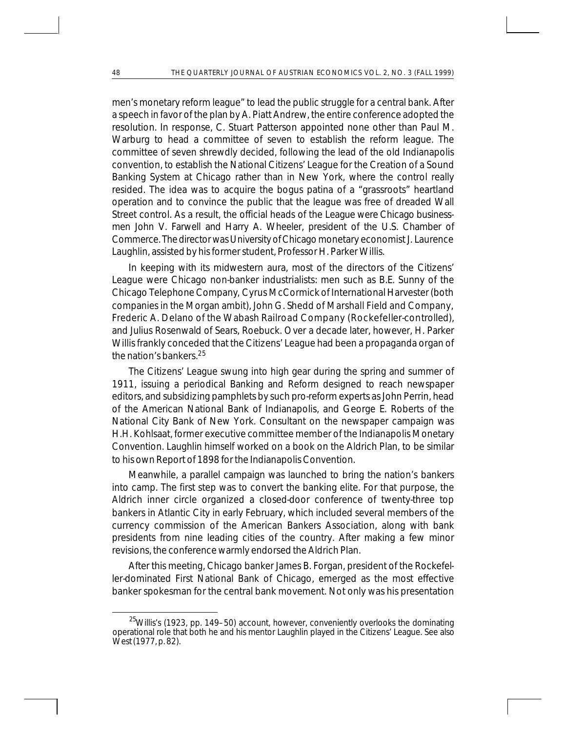men's monetary reform league" to lead the public struggle for a central bank. After a speech in favor of the plan by A. Piatt Andrew, the entire conference adopted the resolution. In response, C. Stuart Patterson appointed none other than Paul M. Warburg to head a committee of seven to establish the reform league. The committee of seven shrewdly decided, following the lead of the old Indianapolis convention, to establish the National Citizens' League for the Creation of a Sound Banking System at Chicago rather than in New York, where the control really resided. The idea was to acquire the bogus patina of a "grassroots" heartland operation and to convince the public that the league was free of dreaded Wall Street control. As a result, the official heads of the League were Chicago businessmen John V. Farwell and Harry A. Wheeler, president of the U.S. Chamber of Commerce. The director was University of Chicago monetary economist J. Laurence Laughlin, assisted by his former student, Professor H. Parker Willis.

In keeping with its midwestern aura, most of the directors of the Citizens' League were Chicago non-banker industrialists: men such as B.E. Sunny of the Chicago Telephone Company, Cyrus McCormick of International Harvester (both companies in the Morgan ambit), John G. Shedd of Marshall Field and Company, Frederic A. Delano of the Wabash Railroad Company (Rockefeller-controlled), and Julius Rosenwald of Sears, Roebuck. Over a decade later, however, H. Parker Willis frankly conceded that the Citizens' League had been a propaganda organ of the nation's bankers.[25]

The Citizens' League swung into high gear during the spring and summer of 1911, issuing a periodical *Banking and Reform* designed to reach newspaper editors, and subsidizing pamphlets by such pro-reform experts as John Perrin, head of the American National Bank of Indianapolis, and George E. Roberts of the National City Bank of New York. Consultant on the newspaper campaign was H.H. Kohlsaat, former executive committee member of the Indianapolis Monetary Convention. Laughlin himself worked on a book on the Aldrich Plan, to be similar to his own Report of 1898 for the Indianapolis Convention.

Meanwhile, a parallel campaign was launched to bring the nation's bankers into camp. The first step was to convert the banking elite. For that purpose, the Aldrich inner circle organized a closed-door conference of twenty-three top bankers in Atlantic City in early February, which included several members of the currency commission of the American Bankers Association, along with bank presidents from nine leading cities of the country. After making a few minor revisions, the conference warmly endorsed the Aldrich Plan.

After this meeting, Chicago banker James B. Forgan, president of the Rockefeller-dominated First National Bank of Chicago, emerged as the most effective banker spokesman for the central bank movement. Not only was his presentation

[25]Willis's (1923, pp. 149–50) account, however, conveniently overlooks the dominating operational role that both he and his mentor Laughlin played in the Citizens' League. See also West (1977, p. 82).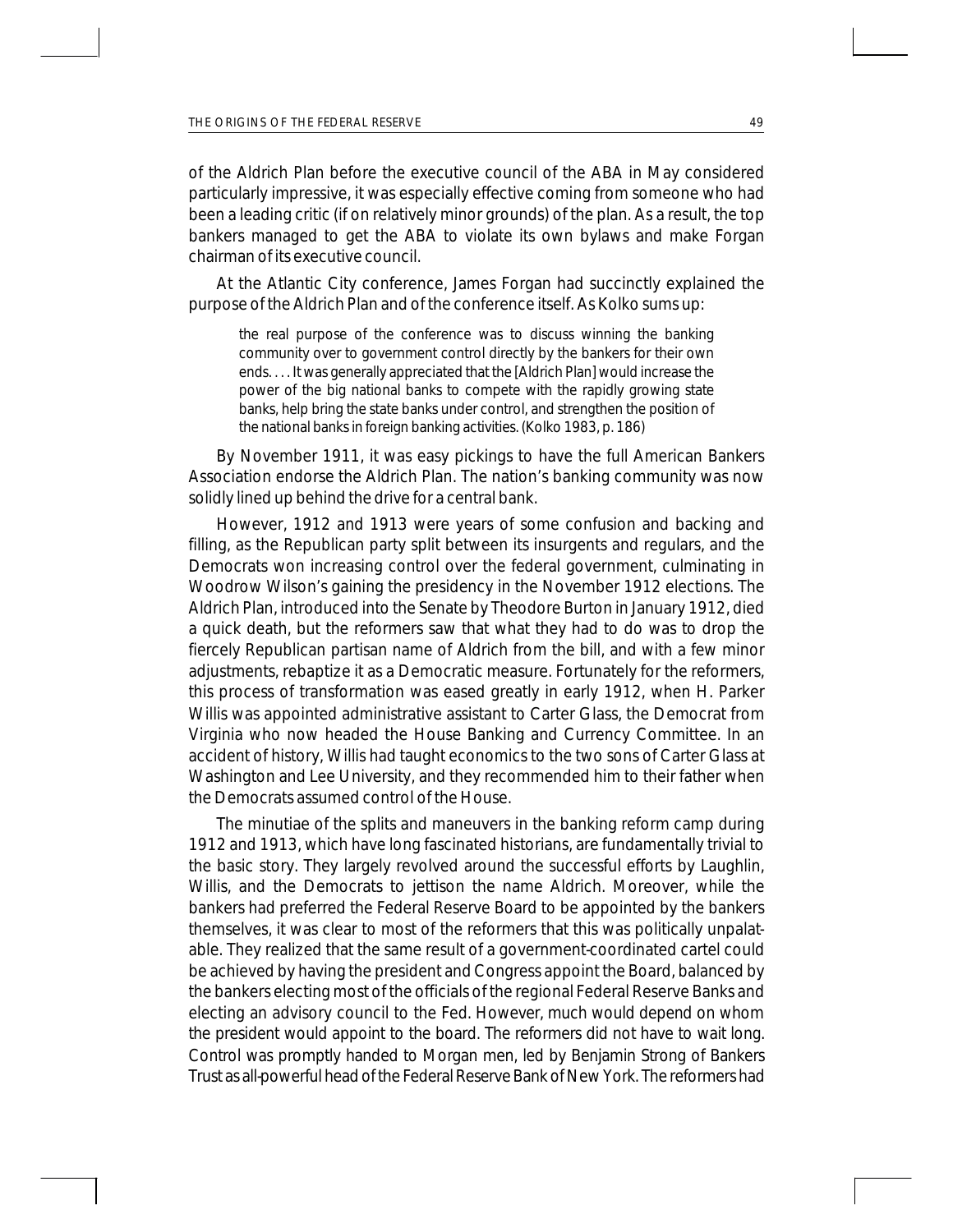of the Aldrich Plan before the executive council of the ABA in May considered particularly impressive, it was especially effective coming from someone who had been a leading critic (if on relatively minor grounds) of the plan. As a result, the top bankers managed to get the ABA to violate its own bylaws and make Forgan chairman of its executive council.

At the Atlantic City conference, James Forgan had succinctly explained the purpose of the Aldrich Plan and of the conference itself. As Kolko sums up:

> the real purpose of the conference was to discuss winning the banking community over to government control directly by the bankers for their own ends. . . . It was generally appreciated that the [Aldrich Plan] would increase the power of the big national banks to compete with the rapidly growing state banks, help bring the state banks under control, and strengthen the position of the national banks in foreign banking activities. (Kolko 1983, p. 186)

By November 1911, it was easy pickings to have the full American Bankers Association endorse the Aldrich Plan. The nation's banking community was now solidly lined up behind the drive for a central bank.

However, 1912 and 1913 were years of some confusion and backing and filling, as the Republican party split between its insurgents and regulars, and the Democrats won increasing control over the federal government, culminating in Woodrow Wilson's gaining the presidency in the November 1912 elections. The Aldrich Plan, introduced into the Senate by Theodore Burton in January 1912, died a quick death, but the reformers saw that what they had to do was to drop the fiercely Republican partisan name of Aldrich from the bill, and with a few minor adjustments, rebaptize it as a Democratic measure. Fortunately for the reformers, this process of transformation was eased greatly in early 1912, when H. Parker Willis was appointed administrative assistant to Carter Glass, the Democrat from Virginia who now headed the House Banking and Currency Committee. In an accident of history, Willis had taught economics to the two sons of Carter Glass at Washington and Lee University, and they recommended him to their father when the Democrats assumed control of the House.

The minutiae of the splits and maneuvers in the banking reform camp during 1912 and 1913, which have long fascinated historians, are fundamentally trivial to the basic story. They largely revolved around the successful efforts by Laughlin, Willis, and the Democrats to jettison the name Aldrich. Moreover, while the bankers had preferred the Federal Reserve Board to be appointed by the bankers themselves, it was clear to most of the reformers that this was politically unpalatable. They realized that the same result of a government-coordinated cartel could be achieved by having the president and Congress appoint the Board, balanced by the bankers electing most of the officials of the regional Federal Reserve Banks and electing an advisory council to the Fed. However, much would depend on whom the president would appoint to the board. The reformers did not have to wait long. Control was promptly handed to Morgan men, led by Benjamin Strong of Bankers Trust as all-powerful head of the Federal Reserve Bank of New York. The reformers had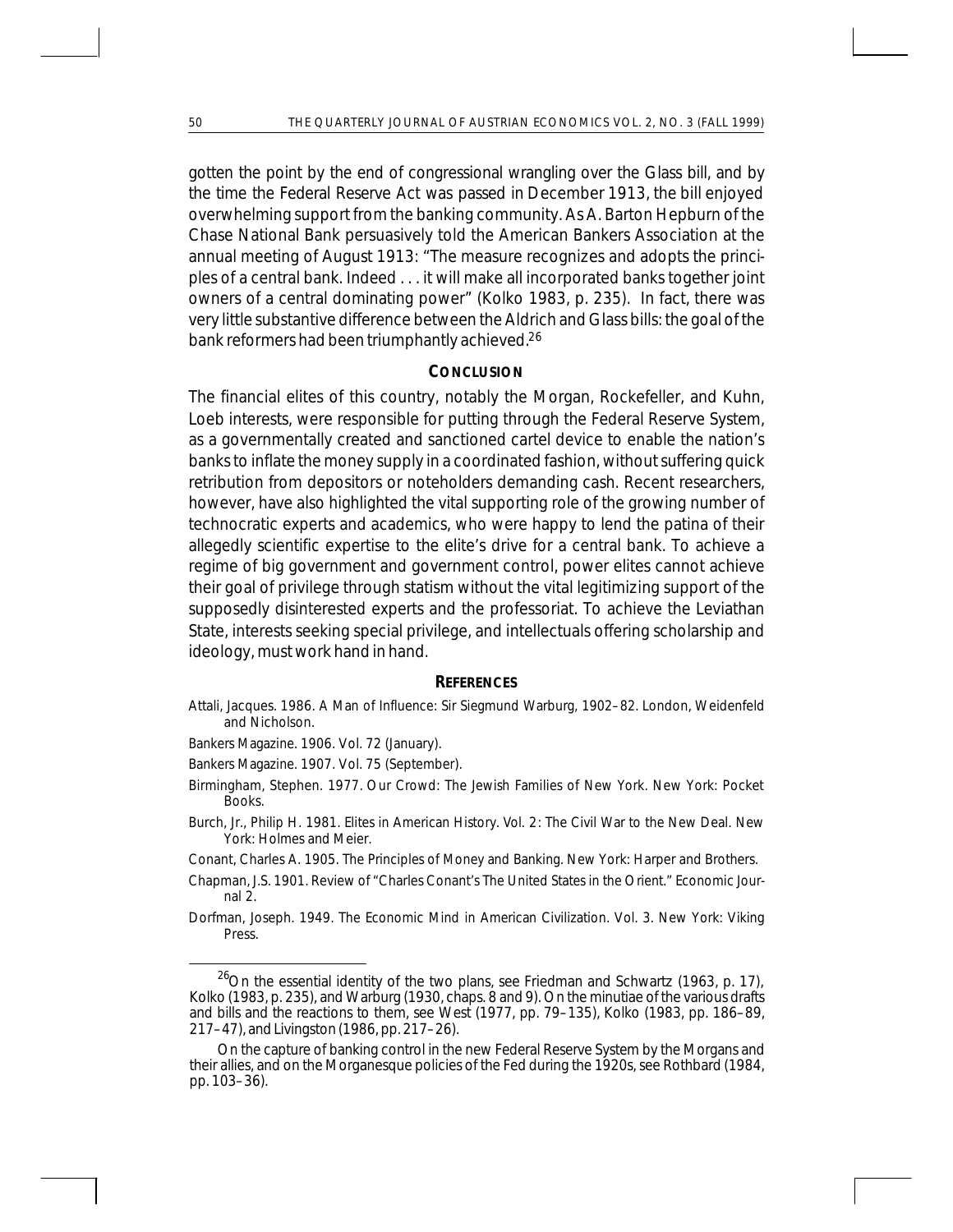gotten the point by the end of congressional wrangling over the Glass bill, and by the time the Federal Reserve Act was passed in December 1913, the bill enjoyed overwhelming support from the banking community. As A. Barton Hepburn of the Chase National Bank persuasively told the American Bankers Association at the annual meeting of August 1913: "The measure recognizes and adopts the principles of a central bank. Indeed . . . it will make all incorporated banks together joint owners of a central dominating power" (Kolko 1983, p. 235). In fact, there was very little substantive difference between the Aldrich and Glass bills: the goal of the bank reformers had been triumphantly achieved.[26]

## CONCLUSION

The financial elites of this country, notably the Morgan, Rockefeller, and Kuhn, Loeb interests, were responsible for putting through the Federal Reserve System, as a governmentally created and sanctioned cartel device to enable the nation's banks to inflate the money supply in a coordinated fashion, without suffering quick retribution from depositors or noteholders demanding cash. Recent researchers, however, have also highlighted the vital supporting role of the growing number of technocratic experts and academics, who were happy to lend the patina of their allegedly scientific expertise to the elite's drive for a central bank. To achieve a regime of big government and government control, power elites cannot achieve their goal of privilege through statism without the vital legitimizing support of the supposedly disinterested experts and the professoriat. To achieve the Leviathan State, interests seeking special privilege, and intellectuals offering scholarship and ideology, must work hand in hand.

## REFERENCES

Attali, Jacques. 1986. *A Man of Influence: Sir Siegmund Warburg, 1902–82*. London, Weidenfeld and Nicholson.

*Bankers Magazine*. 1906. Vol. 72 (January).

*Bankers Magazine*. 1907. Vol. 75 (September).

Birmingham, Stephen. 1977. *Our Crowd: The Jewish Families of New York*. New York: Pocket Books.

Burch, Jr., Philip H. 1981. *Elites in American History*. Vol. 2: *The Civil War to the New Deal*. New York: Holmes and Meier.

Conant, Charles A. 1905. *The Principles of Money and Banking*. New York: Harper and Brothers.

Chapman, J.S. 1901. Review of "Charles Conant's The United States in the Orient." *Economic Journal* 2.

Dorfman, Joseph. 1949. *The Economic Mind in American Civilization*. Vol. 3. New York: Viking Press.

---

[26]On the essential identity of the two plans, see Friedman and Schwartz (1963, p. 17), Kolko (1983, p. 235), and Warburg (1930, chaps. 8 and 9). On the minutiae of the various drafts and bills and the reactions to them, see West (1977, pp. 79–135), Kolko (1983, pp. 186–89, 217–47), and Livingston (1986, pp. 217–26).

On the capture of banking control in the new Federal Reserve System by the Morgans and their allies, and on the Morganesque policies of the Fed during the 1920s, see Rothbard (1984, pp. 103–36).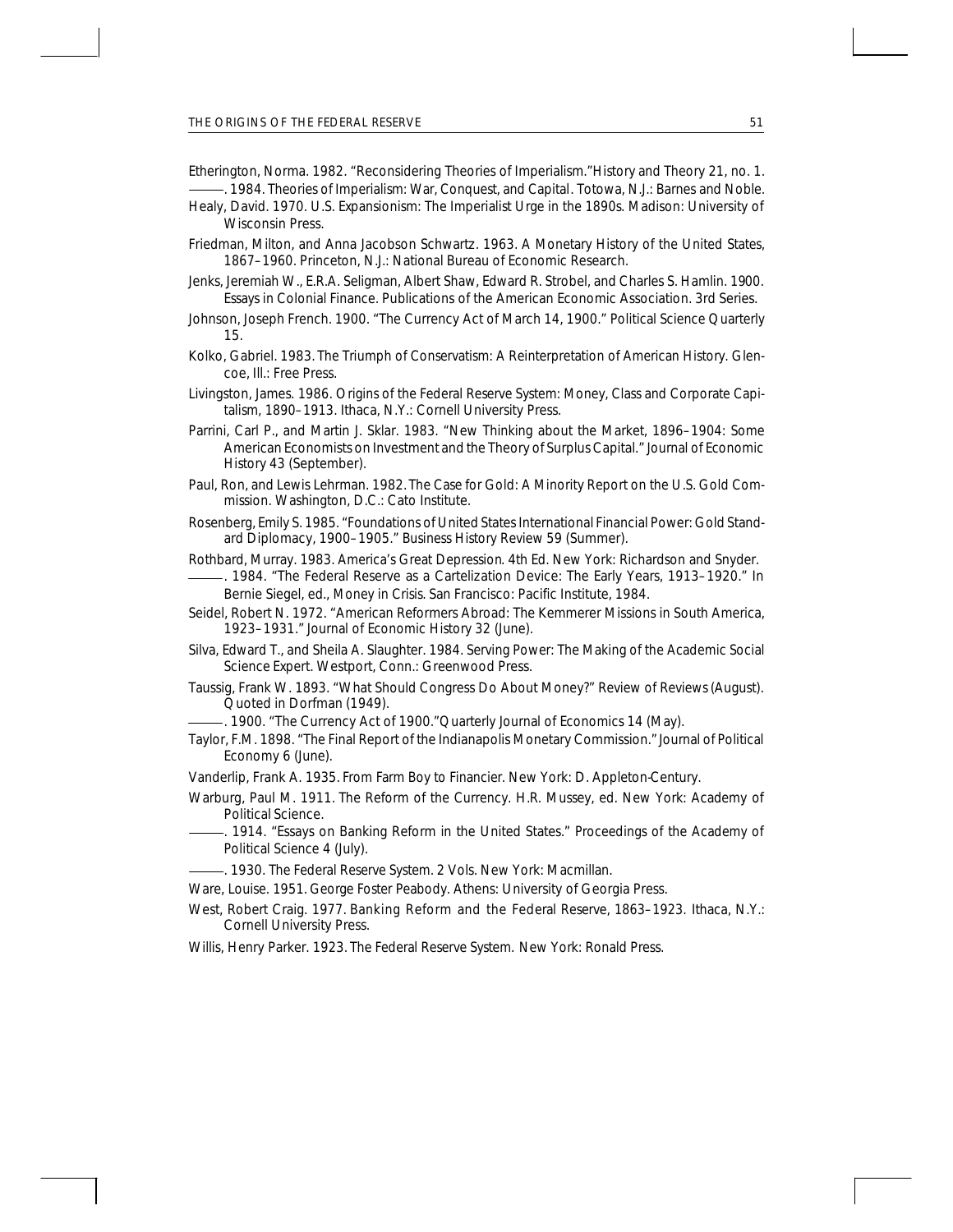Etherington, Norma. 1982. "Reconsidering Theories of Imperialism."History and Theory 21, no. 1.

———. 1984. Theories of Imperialism: War, Conquest, and Capital. Totowa, N.J.: Barnes and Noble.

Healy, David. 1970. U.S. Expansionism: The Imperialist Urge in the 1890s. Madison: University of Wisconsin Press.

Friedman, Milton, and Anna Jacobson Schwartz. 1963. A Monetary History of the United States, 1867–1960. Princeton, N.J.: National Bureau of Economic Research.

Jenks, Jeremiah W., E.R.A. Seligman, Albert Shaw, Edward R. Strobel, and Charles S. Hamlin. 1900. Essays in Colonial Finance. Publications of the American Economic Association. 3rd Series.

Johnson, Joseph French. 1900. "The Currency Act of March 14, 1900." Political Science Quarterly 15.

Kolko, Gabriel. 1983. The Triumph of Conservatism: A Reinterpretation of American History. Glencoe, Ill.: Free Press.

Livingston, James. 1986. Origins of the Federal Reserve System: Money, Class and Corporate Capitalism, 1890–1913. Ithaca, N.Y.: Cornell University Press.

Parrini, Carl P., and Martin J. Sklar. 1983. "New Thinking about the Market, 1896–1904: Some American Economists on Investment and the Theory of Surplus Capital." Journal of Economic History 43 (September).

Paul, Ron, and Lewis Lehrman. 1982. The Case for Gold: A Minority Report on the U.S. Gold Commission. Washington, D.C.: Cato Institute.

Rosenberg, Emily S. 1985. "Foundations of United States International Financial Power: Gold Standard Diplomacy, 1900–1905." Business History Review 59 (Summer).

Rothbard, Murray. 1983. America's Great Depression. 4th Ed. New York: Richardson and Snyder.

———. 1984. "The Federal Reserve as a Cartelization Device: The Early Years, 1913–1920." In Bernie Siegel, ed., Money in Crisis. San Francisco: Pacific Institute, 1984.

Seidel, Robert N. 1972. "American Reformers Abroad: The Kemmerer Missions in South America, 1923–1931." Journal of Economic History 32 (June).

Silva, Edward T., and Sheila A. Slaughter. 1984. Serving Power: The Making of the Academic Social Science Expert. Westport, Conn.: Greenwood Press.

Taussig, Frank W. 1893. "What Should Congress Do About Money?" Review of Reviews (August). Quoted in Dorfman (1949).

———. 1900. "The Currency Act of 1900."Quarterly Journal of Economics 14 (May).

Taylor, F.M. 1898. "The Final Report of the Indianapolis Monetary Commission." Journal of Political Economy 6 (June).

Vanderlip, Frank A. 1935. From Farm Boy to Financier. New York: D. Appleton-Century.

Warburg, Paul M. 1911. The Reform of the Currency. H.R. Mussey, ed. New York: Academy of Political Science.

———. 1914. "Essays on Banking Reform in the United States." Proceedings of the Academy of Political Science 4 (July).

———. 1930. The Federal Reserve System. 2 Vols. New York: Macmillan.

Ware, Louise. 1951. George Foster Peabody. Athens: University of Georgia Press.

West, Robert Craig. 1977. Banking Reform and the Federal Reserve, 1863–1923. Ithaca, N.Y.: Cornell University Press.

Willis, Henry Parker. 1923. The Federal Reserve System. New York: Ronald Press.